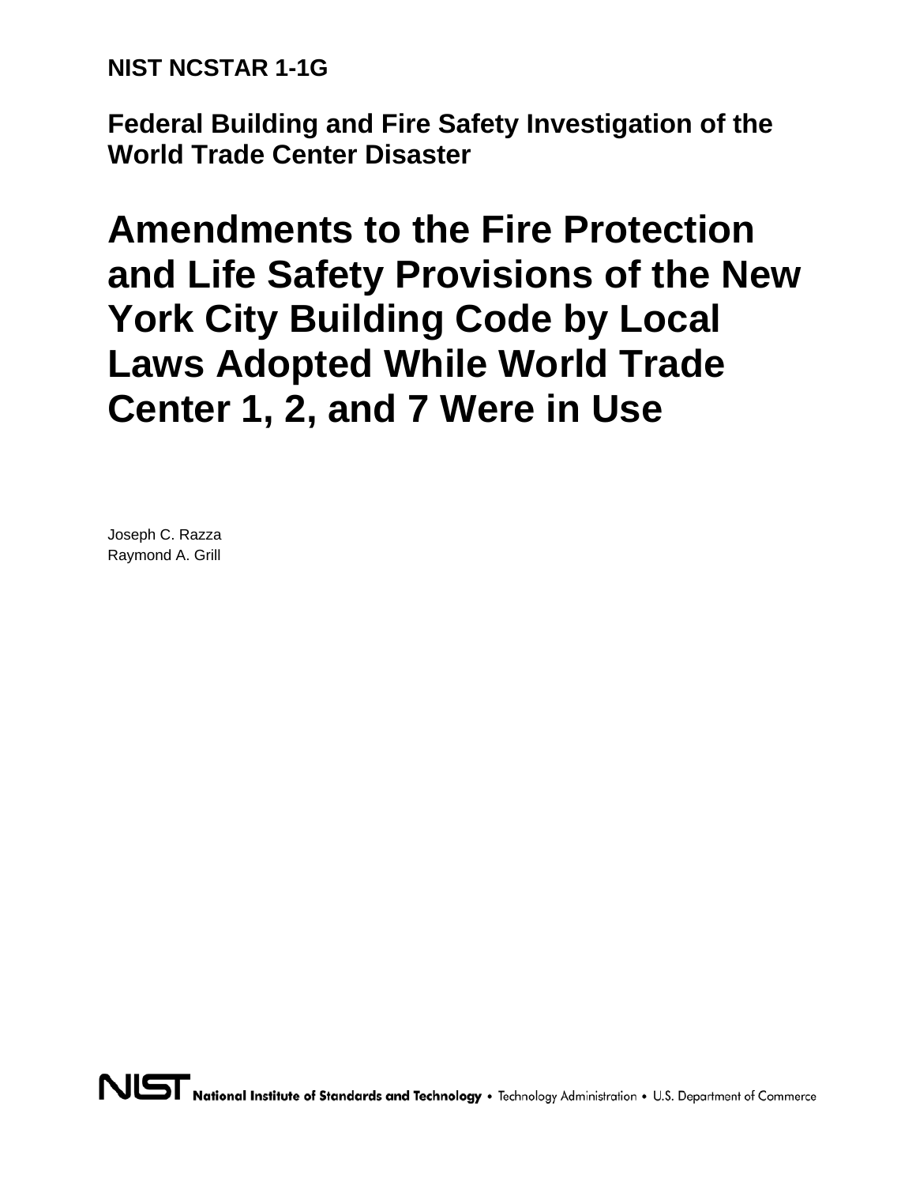**NIST NCSTAR 1-1G**

**Federal Building and Fire Safety Investigation of the World Trade Center Disaster**

# Amendments to the Fire Protection and Life Safety Provisions of the New York City Building Code by Local Laws Adopted While World Trade Center 1, 2, and 7 Were in Use

Joseph C. Razza
Raymond A. Grill

**NIST National Institute of Standards and Technology** • Technology Administration • U.S. Department of Commerce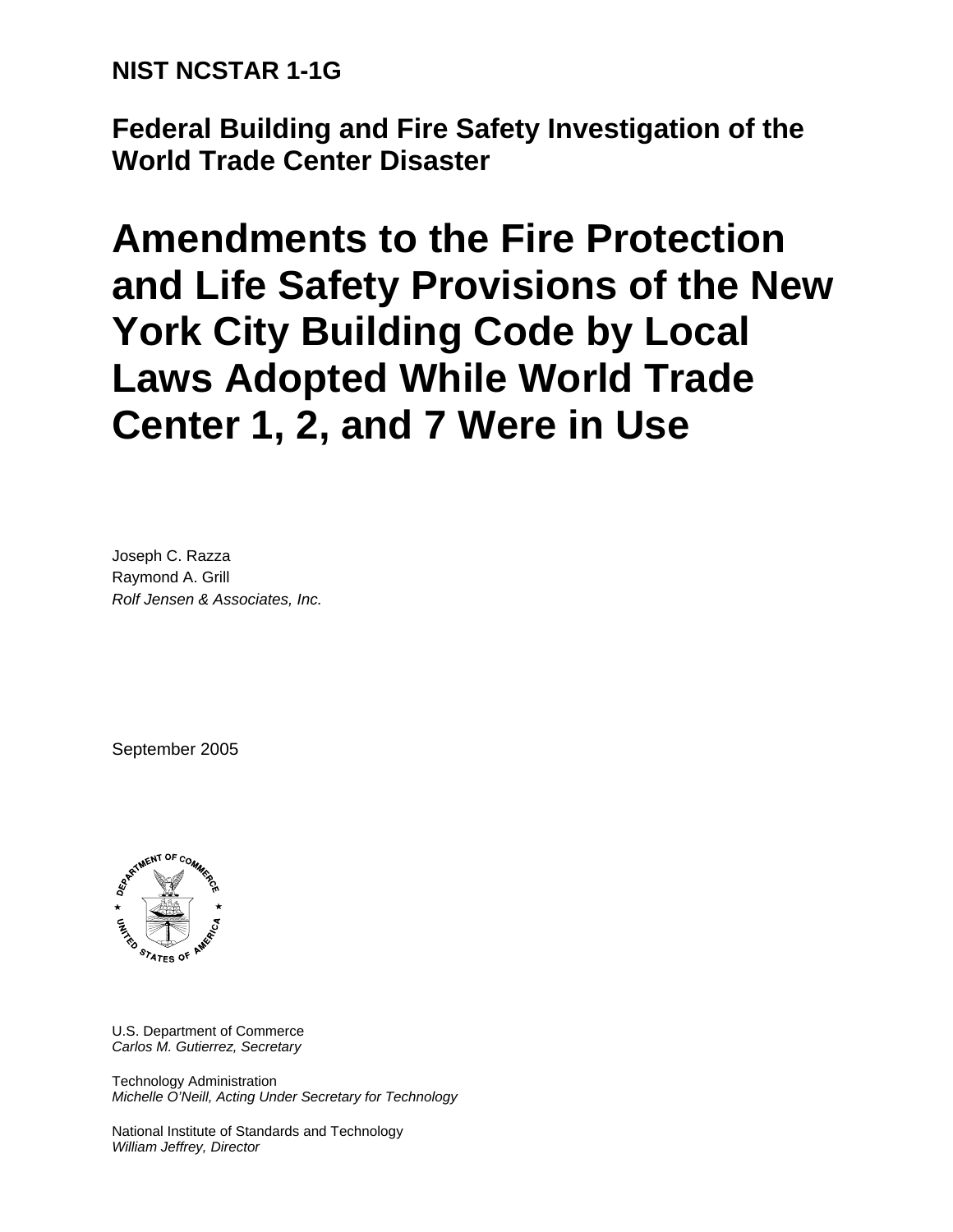**NIST NCSTAR 1-1G**

## Federal Building and Fire Safety Investigation of the World Trade Center Disaster

# Amendments to the Fire Protection and Life Safety Provisions of the New York City Building Code by Local Laws Adopted While World Trade Center 1, 2, and 7 Were in Use

Joseph C. Razza
Raymond A. Grill
*Rolf Jensen & Associates, Inc.*

September 2005

U.S. Department of Commerce
*Carlos M. Gutierrez, Secretary*

Technology Administration
*Michelle O'Neill, Acting Under Secretary for Technology*

National Institute of Standards and Technology
*William Jeffrey, Director*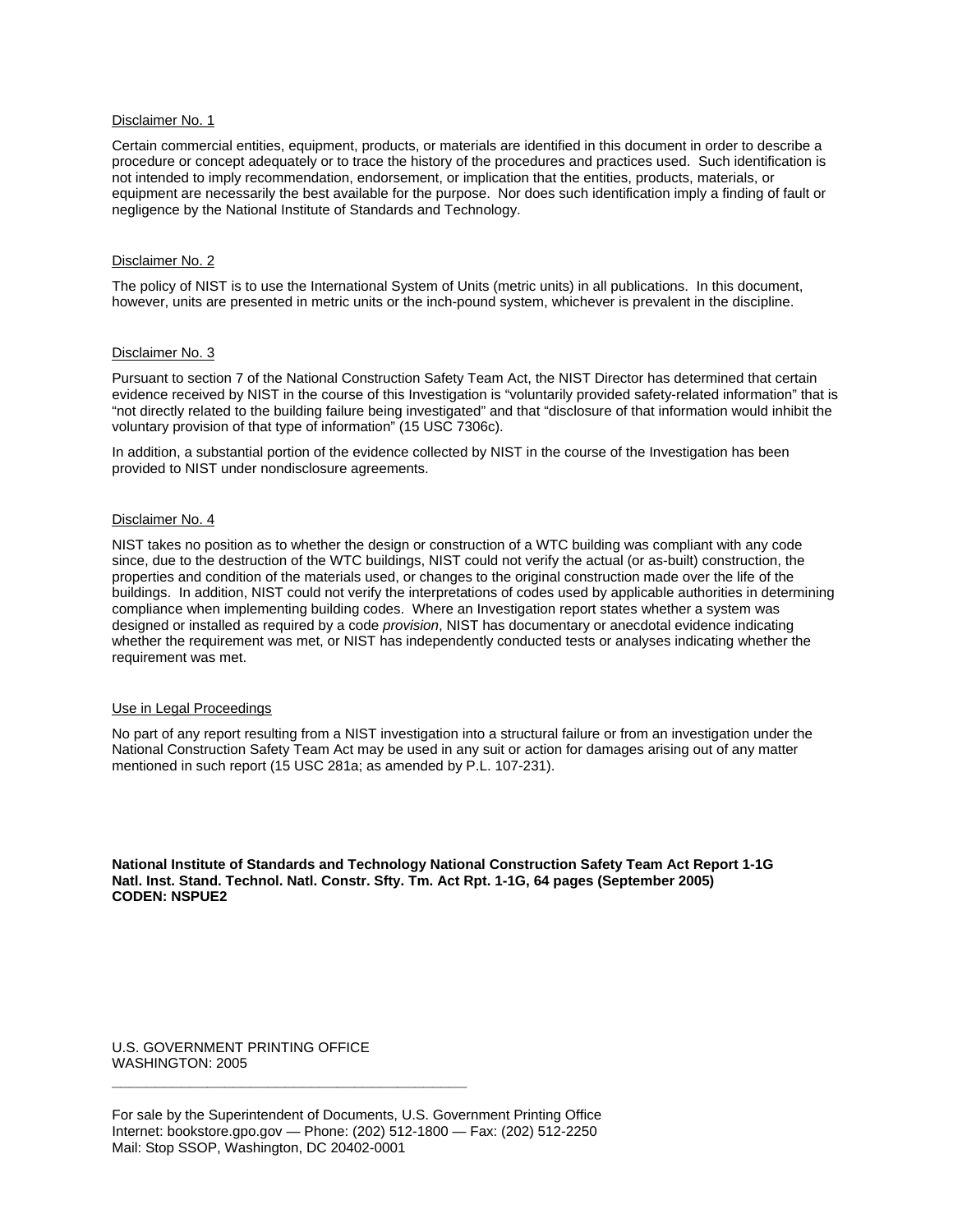Disclaimer No. 1

Certain commercial entities, equipment, products, or materials are identified in this document in order to describe a procedure or concept adequately or to trace the history of the procedures and practices used. Such identification is not intended to imply recommendation, endorsement, or implication that the entities, products, materials, or equipment are necessarily the best available for the purpose. Nor does such identification imply a finding of fault or negligence by the National Institute of Standards and Technology.

Disclaimer No. 2

The policy of NIST is to use the International System of Units (metric units) in all publications. In this document, however, units are presented in metric units or the inch-pound system, whichever is prevalent in the discipline.

Disclaimer No. 3

Pursuant to section 7 of the National Construction Safety Team Act, the NIST Director has determined that certain evidence received by NIST in the course of this Investigation is "voluntarily provided safety-related information" that is "not directly related to the building failure being investigated" and that "disclosure of that information would inhibit the voluntary provision of that type of information" (15 USC 7306c).

In addition, a substantial portion of the evidence collected by NIST in the course of the Investigation has been provided to NIST under nondisclosure agreements.

Disclaimer No. 4

NIST takes no position as to whether the design or construction of a WTC building was compliant with any code since, due to the destruction of the WTC buildings, NIST could not verify the actual (or as-built) construction, the properties and condition of the materials used, or changes to the original construction made over the life of the buildings. In addition, NIST could not verify the interpretations of codes used by applicable authorities in determining compliance when implementing building codes. Where an Investigation report states whether a system was designed or installed as required by a code *provision*, NIST has documentary or anecdotal evidence indicating whether the requirement was met, or NIST has independently conducted tests or analyses indicating whether the requirement was met.

Use in Legal Proceedings

No part of any report resulting from a NIST investigation into a structural failure or from an investigation under the National Construction Safety Team Act may be used in any suit or action for damages arising out of any matter mentioned in such report (15 USC 281a; as amended by P.L. 107-231).

**National Institute of Standards and Technology National Construction Safety Team Act Report 1-1G**
**Natl. Inst. Stand. Technol. Natl. Constr. Sfty. Tm. Act Rpt. 1-1G, 64 pages (September 2005)**
**CODEN: NSPUE2**

U.S. GOVERNMENT PRINTING OFFICE
WASHINGTON: 2005

---

For sale by the Superintendent of Documents, U.S. Government Printing Office
Internet: bookstore.gpo.gov — Phone: (202) 512-1800 — Fax: (202) 512-2250
Mail: Stop SSOP, Washington, DC 20402-0001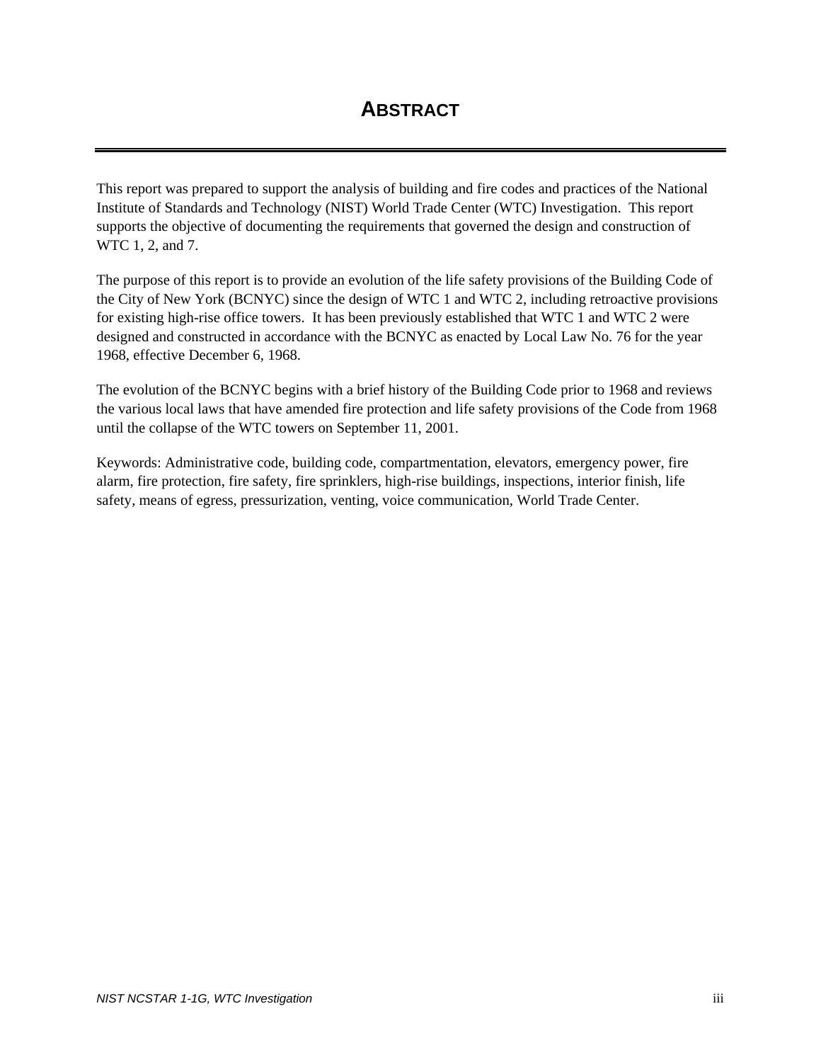# ABSTRACT

This report was prepared to support the analysis of building and fire codes and practices of the National Institute of Standards and Technology (NIST) World Trade Center (WTC) Investigation. This report supports the objective of documenting the requirements that governed the design and construction of WTC 1, 2, and 7.

The purpose of this report is to provide an evolution of the life safety provisions of the Building Code of the City of New York (BCNYC) since the design of WTC 1 and WTC 2, including retroactive provisions for existing high-rise office towers. It has been previously established that WTC 1 and WTC 2 were designed and constructed in accordance with the BCNYC as enacted by Local Law No. 76 for the year 1968, effective December 6, 1968.

The evolution of the BCNYC begins with a brief history of the Building Code prior to 1968 and reviews the various local laws that have amended fire protection and life safety provisions of the Code from 1968 until the collapse of the WTC towers on September 11, 2001.

Keywords: Administrative code, building code, compartmentation, elevators, emergency power, fire alarm, fire protection, fire safety, fire sprinklers, high-rise buildings, inspections, interior finish, life safety, means of egress, pressurization, venting, voice communication, World Trade Center.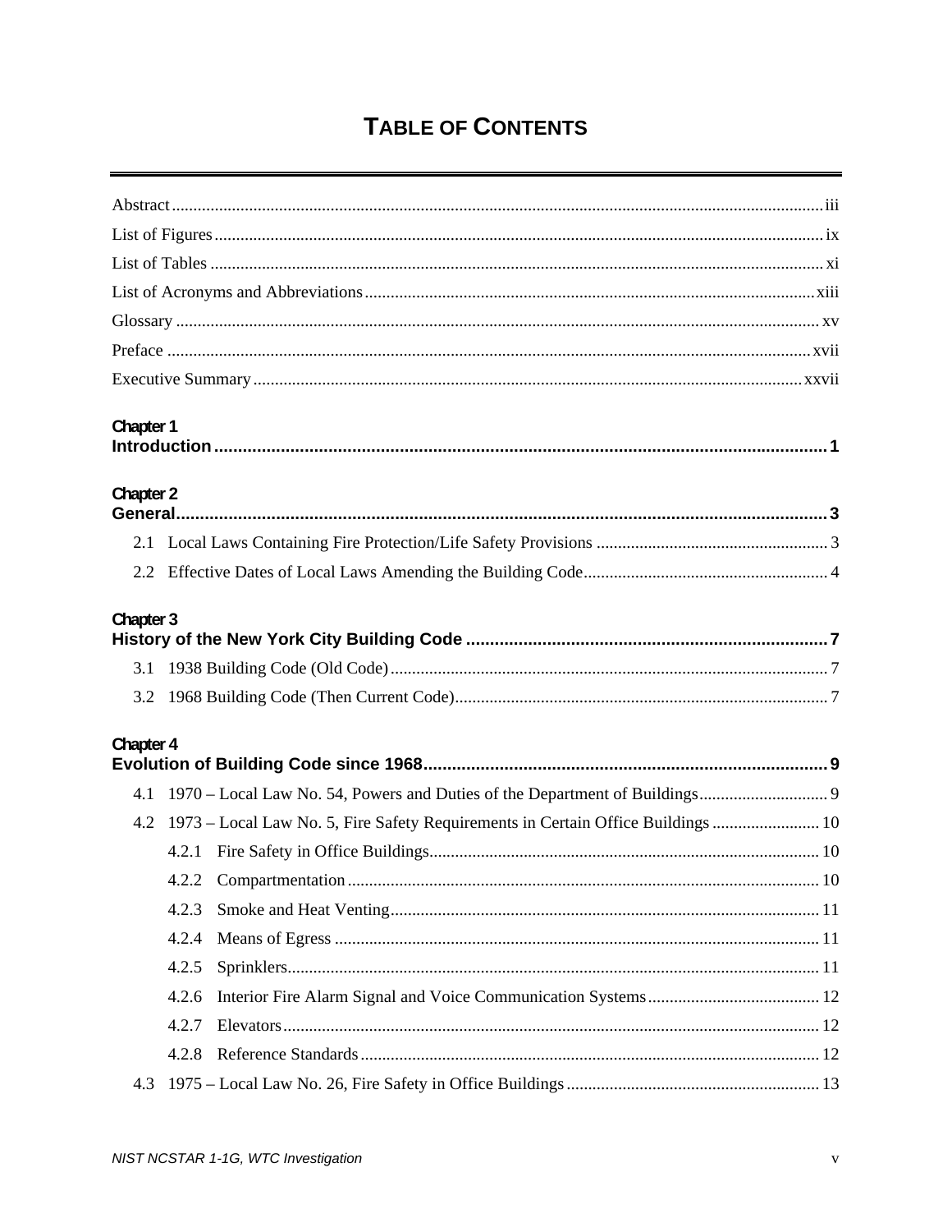# TABLE OF CONTENTS

Abstract ..................................................................................................................................... iii

List of Figures ............................................................................................................................. ix

List of Tables ............................................................................................................................... xi

List of Acronyms and Abbreviations ........................................................................................ xiii

Glossary ...................................................................................................................................... xv

Preface ...................................................................................................................................... xvii

Executive Summary ................................................................................................................. xxvii

**Chapter 1**
**Introduction ........................................................................................................................... 1**

**Chapter 2**
**General .................................................................................................................................... 3**

2.1 Local Laws Containing Fire Protection/Life Safety Provisions ............................................. 3

2.2 Effective Dates of Local Laws Amending the Building Code ............................................... 4

**Chapter 3**
**History of the New York City Building Code ........................................................................ 7**

3.1 1938 Building Code (Old Code) ............................................................................................ 7

3.2 1968 Building Code (Then Current Code) ............................................................................. 7

**Chapter 4**
**Evolution of Building Code since 1968 .................................................................................. 9**

4.1 1970 – Local Law No. 54, Powers and Duties of the Department of Buildings .................... 9

4.2 1973 – Local Law No. 5, Fire Safety Requirements in Certain Office Buildings ................. 10

  4.2.1 Fire Safety in Office Buildings ...................................................................................... 10

  4.2.2 Compartmentation ......................................................................................................... 10

  4.2.3 Smoke and Heat Venting ............................................................................................... 11

  4.2.4 Means of Egress ............................................................................................................ 11

  4.2.5 Sprinklers ...................................................................................................................... 11

  4.2.6 Interior Fire Alarm Signal and Voice Communication Systems ................................... 12

  4.2.7 Elevators ....................................................................................................................... 12

  4.2.8 Reference Standards ..................................................................................................... 12

4.3 1975 – Local Law No. 26, Fire Safety in Office Buildings .................................................. 13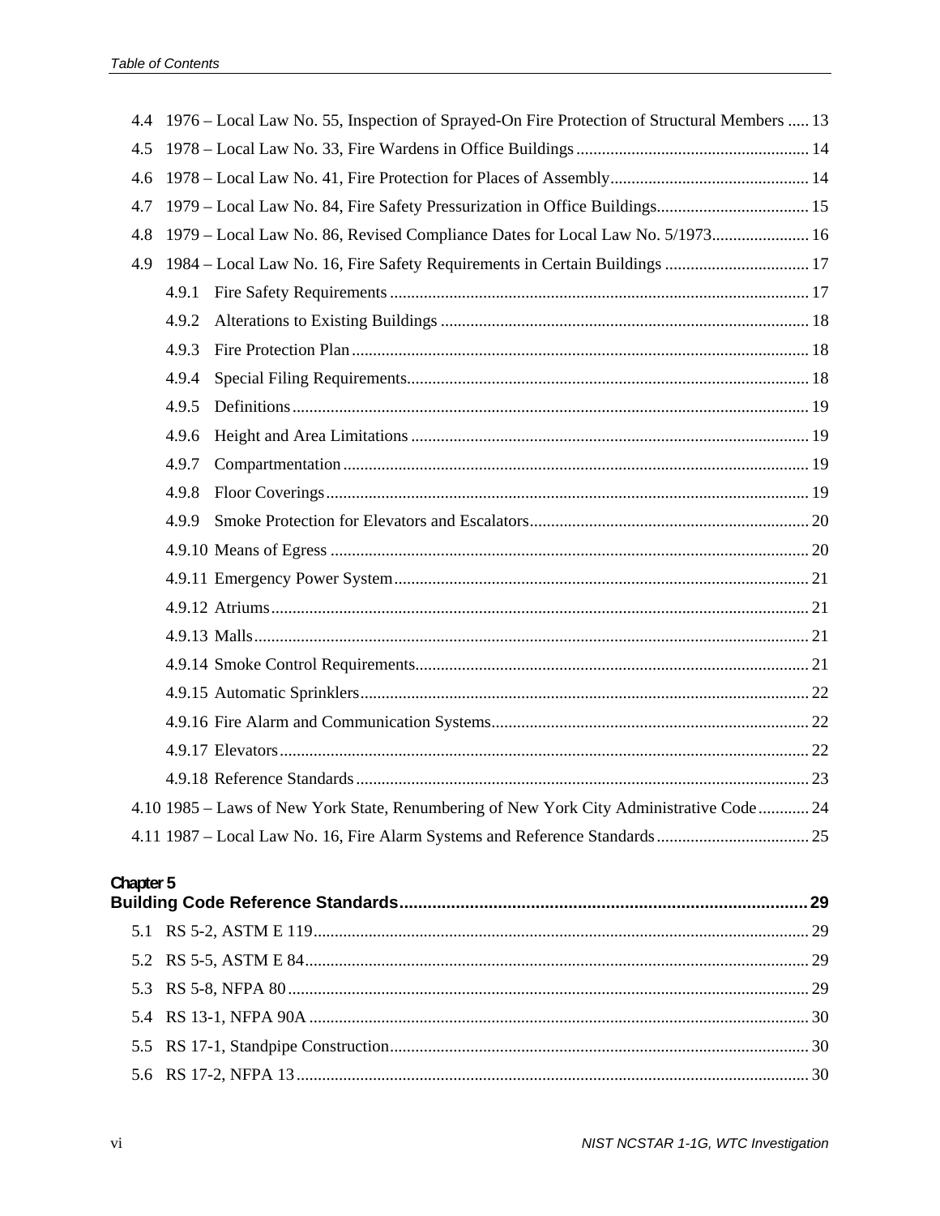4.4 1976 – Local Law No. 55, Inspection of Sprayed-On Fire Protection of Structural Members ..... 13

4.5 1978 – Local Law No. 33, Fire Wardens in Office Buildings ....................................................... 14

4.6 1978 – Local Law No. 41, Fire Protection for Places of Assembly ............................................... 14

4.7 1979 – Local Law No. 84, Fire Safety Pressurization in Office Buildings .................................... 15

4.8 1979 – Local Law No. 86, Revised Compliance Dates for Local Law No. 5/1973 ....................... 16

4.9 1984 – Local Law No. 16, Fire Safety Requirements in Certain Buildings .................................. 17

- 4.9.1 Fire Safety Requirements .................................................................................................. 17
- 4.9.2 Alterations to Existing Buildings ...................................................................................... 18
- 4.9.3 Fire Protection Plan ........................................................................................................... 18
- 4.9.4 Special Filing Requirements .............................................................................................. 18
- 4.9.5 Definitions ......................................................................................................................... 19
- 4.9.6 Height and Area Limitations ............................................................................................. 19
- 4.9.7 Compartmentation ............................................................................................................. 19
- 4.9.8 Floor Coverings ................................................................................................................. 19
- 4.9.9 Smoke Protection for Elevators and Escalators ................................................................. 20
- 4.9.10 Means of Egress ................................................................................................................ 20
- 4.9.11 Emergency Power System ................................................................................................. 21
- 4.9.12 Atriums .............................................................................................................................. 21
- 4.9.13 Malls .................................................................................................................................. 21
- 4.9.14 Smoke Control Requirements ............................................................................................ 21
- 4.9.15 Automatic Sprinklers ......................................................................................................... 22
- 4.9.16 Fire Alarm and Communication Systems ........................................................................... 22
- 4.9.17 Elevators ............................................................................................................................ 22
- 4.9.18 Reference Standards .......................................................................................................... 23

4.10 1985 – Laws of New York State, Renumbering of New York City Administrative Code ............ 24

4.11 1987 – Local Law No. 16, Fire Alarm Systems and Reference Standards .................................... 25

## Chapter 5
## Building Code Reference Standards ....................................................................................... 29

5.1 RS 5-2, ASTM E 119 .................................................................................................................... 29

5.2 RS 5-5, ASTM E 84 ...................................................................................................................... 29

5.3 RS 5-8, NFPA 80 .......................................................................................................................... 29

5.4 RS 13-1, NFPA 90A ..................................................................................................................... 30

5.5 RS 17-1, Standpipe Construction .................................................................................................. 30

5.6 RS 17-2, NFPA 13 ........................................................................................................................ 30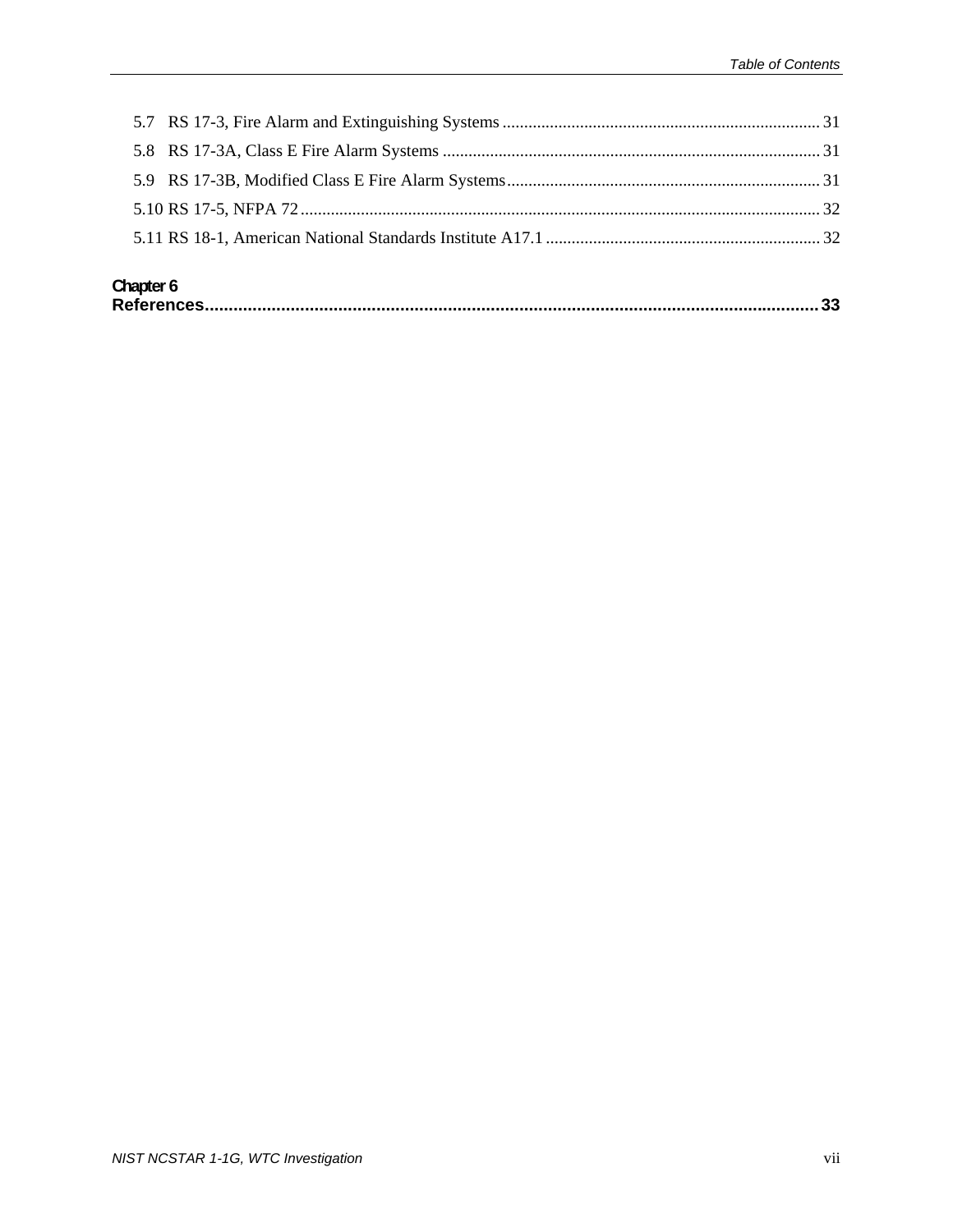5.7 RS 17-3, Fire Alarm and Extinguishing Systems .......................................................................... 31

5.8 RS 17-3A, Class E Fire Alarm Systems ....................................................................................... 31

5.9 RS 17-3B, Modified Class E Fire Alarm Systems......................................................................... 31

5.10 RS 17-5, NFPA 72 ........................................................................................................................ 32

5.11 RS 18-1, American National Standards Institute A17.1 ................................................................ 32

**Chapter 6**
**References.................................................................................................................................33**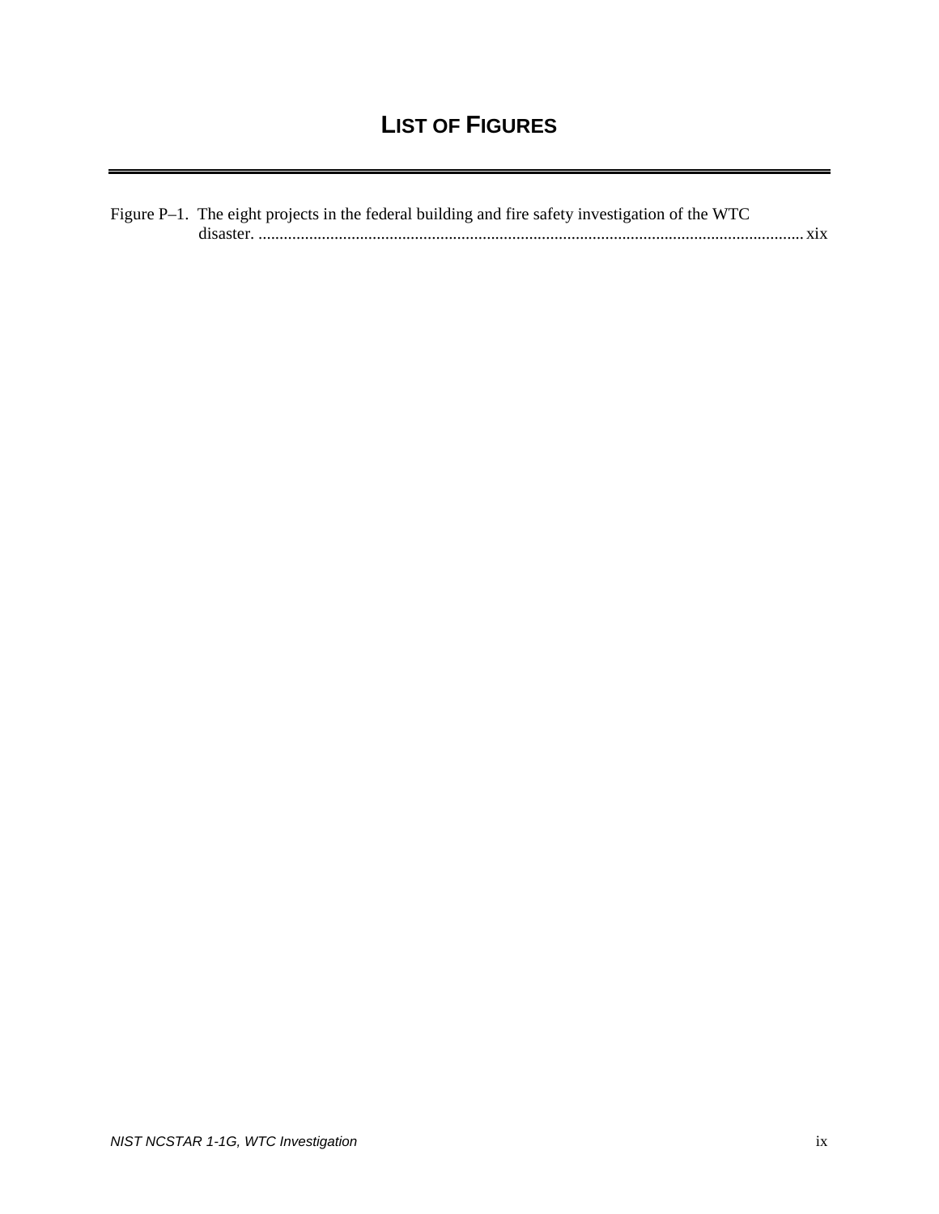# LIST OF FIGURES

Figure P–1. The eight projects in the federal building and fire safety investigation of the WTC disaster. ................................................................................................................................ xix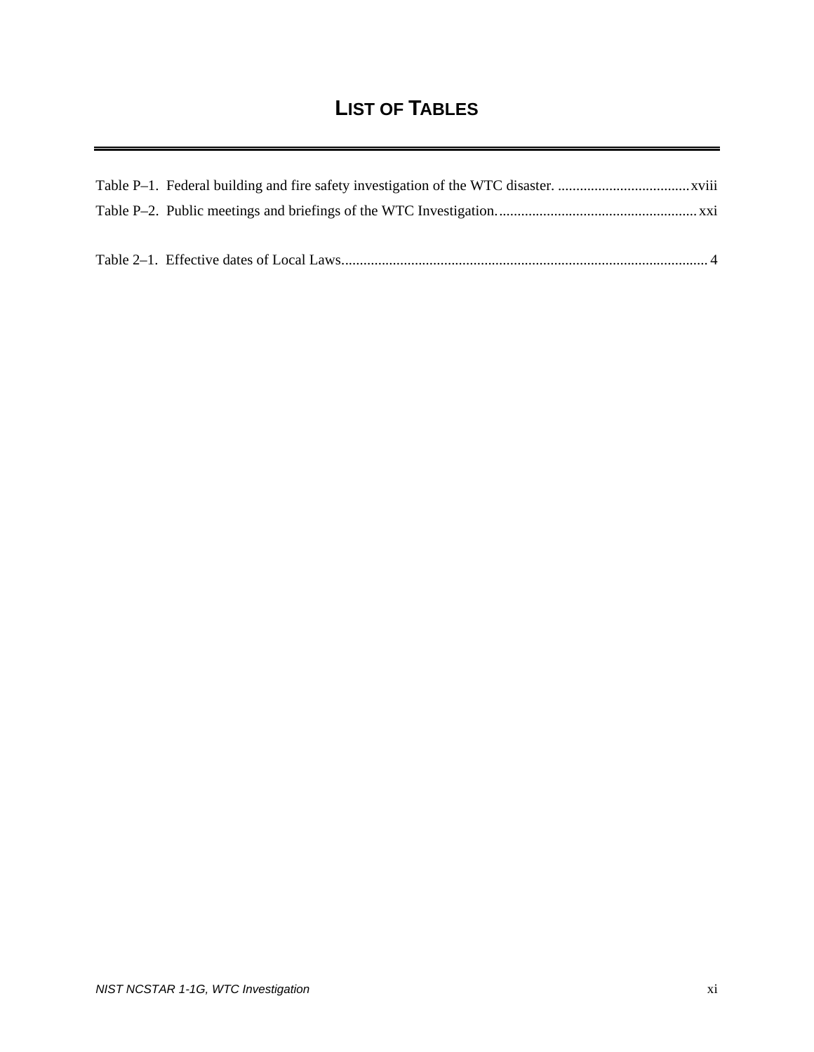# List of Tables

Table P–1. Federal building and fire safety investigation of the WTC disaster. .................................... xviii

Table P–2. Public meetings and briefings of the WTC Investigation. ...................................................... xxi

Table 2–1. Effective dates of Local Laws................................................................................................... 4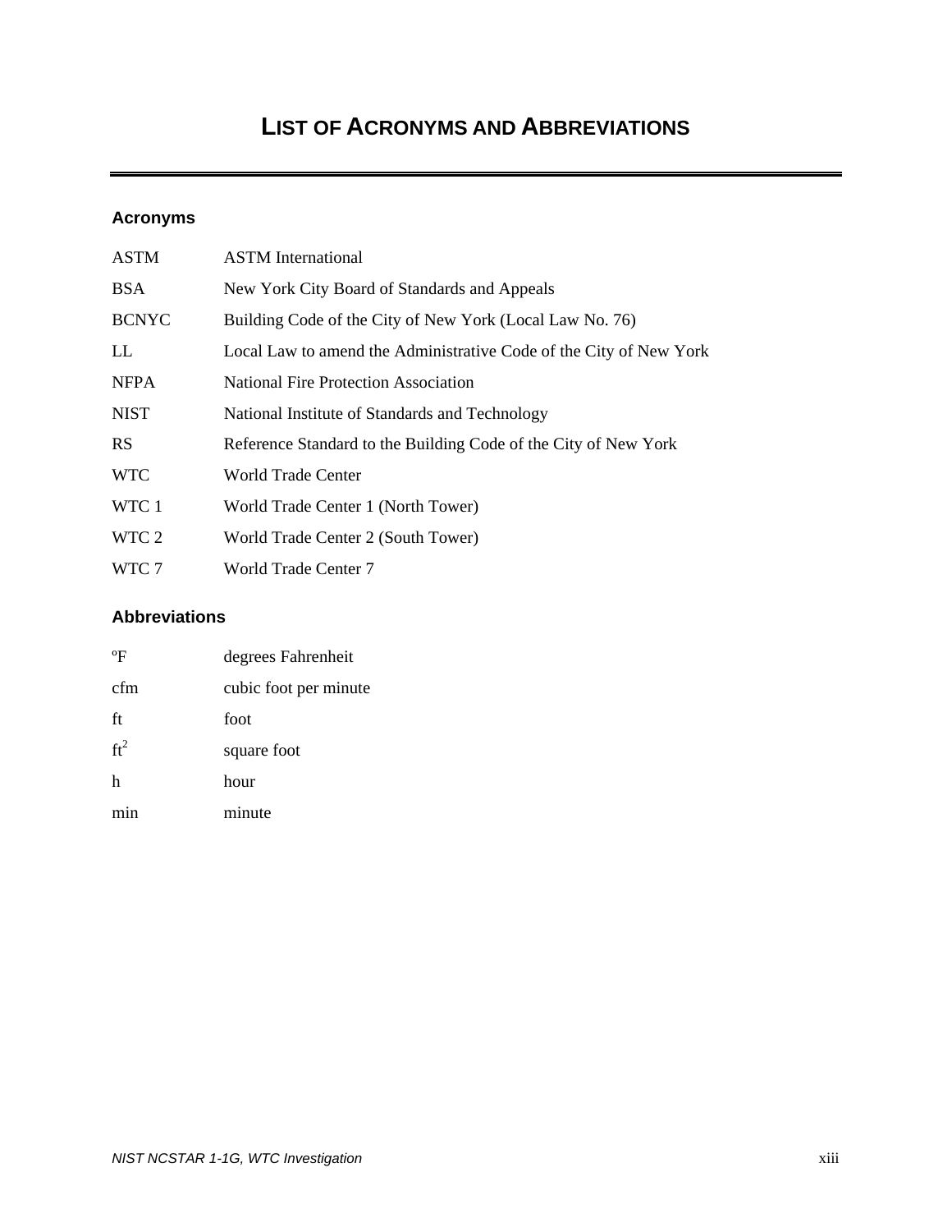# LIST OF ACRONYMS AND ABBREVIATIONS

## Acronyms

| | |
|---|---|
| ASTM | ASTM International |
| BSA | New York City Board of Standards and Appeals |
| BCNYC | Building Code of the City of New York (Local Law No. 76) |
| LL | Local Law to amend the Administrative Code of the City of New York |
| NFPA | National Fire Protection Association |
| NIST | National Institute of Standards and Technology |
| RS | Reference Standard to the Building Code of the City of New York |
| WTC | World Trade Center |
| WTC 1 | World Trade Center 1 (North Tower) |
| WTC 2 | World Trade Center 2 (South Tower) |
| WTC 7 | World Trade Center 7 |

## Abbreviations

| | |
|---|---|
| ºF | degrees Fahrenheit |
| cfm | cubic foot per minute |
| ft | foot |
| $ft^2$ | square foot |
| h | hour |
| min | minute |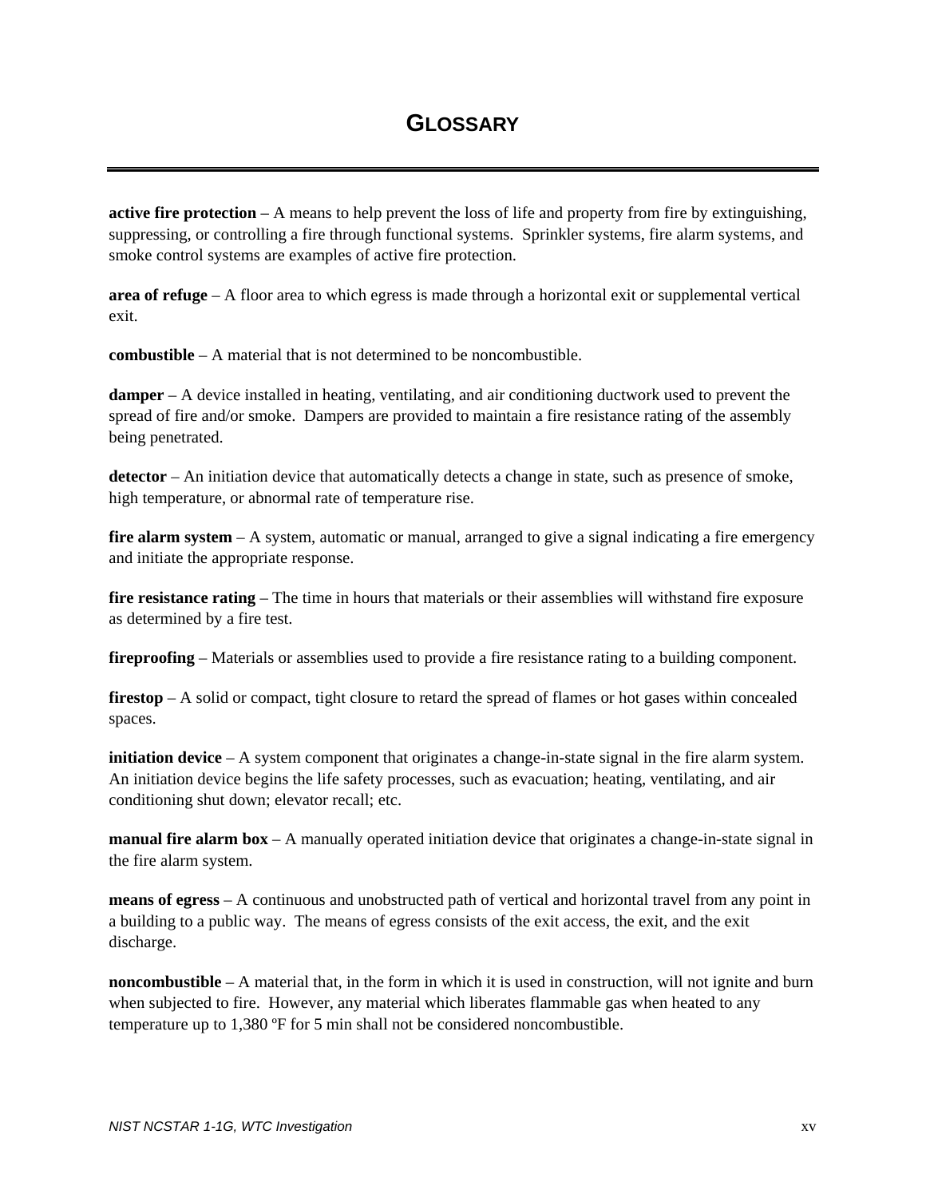# GLOSSARY

**active fire protection** – A means to help prevent the loss of life and property from fire by extinguishing, suppressing, or controlling a fire through functional systems. Sprinkler systems, fire alarm systems, and smoke control systems are examples of active fire protection.

**area of refuge** – A floor area to which egress is made through a horizontal exit or supplemental vertical exit.

**combustible** – A material that is not determined to be noncombustible.

**damper** – A device installed in heating, ventilating, and air conditioning ductwork used to prevent the spread of fire and/or smoke. Dampers are provided to maintain a fire resistance rating of the assembly being penetrated.

**detector** – An initiation device that automatically detects a change in state, such as presence of smoke, high temperature, or abnormal rate of temperature rise.

**fire alarm system** – A system, automatic or manual, arranged to give a signal indicating a fire emergency and initiate the appropriate response.

**fire resistance rating** – The time in hours that materials or their assemblies will withstand fire exposure as determined by a fire test.

**fireproofing** – Materials or assemblies used to provide a fire resistance rating to a building component.

**firestop** – A solid or compact, tight closure to retard the spread of flames or hot gases within concealed spaces.

**initiation device** – A system component that originates a change-in-state signal in the fire alarm system. An initiation device begins the life safety processes, such as evacuation; heating, ventilating, and air conditioning shut down; elevator recall; etc.

**manual fire alarm box** – A manually operated initiation device that originates a change-in-state signal in the fire alarm system.

**means of egress** – A continuous and unobstructed path of vertical and horizontal travel from any point in a building to a public way. The means of egress consists of the exit access, the exit, and the exit discharge.

**noncombustible** – A material that, in the form in which it is used in construction, will not ignite and burn when subjected to fire. However, any material which liberates flammable gas when heated to any temperature up to 1,380 ºF for 5 min shall not be considered noncombustible.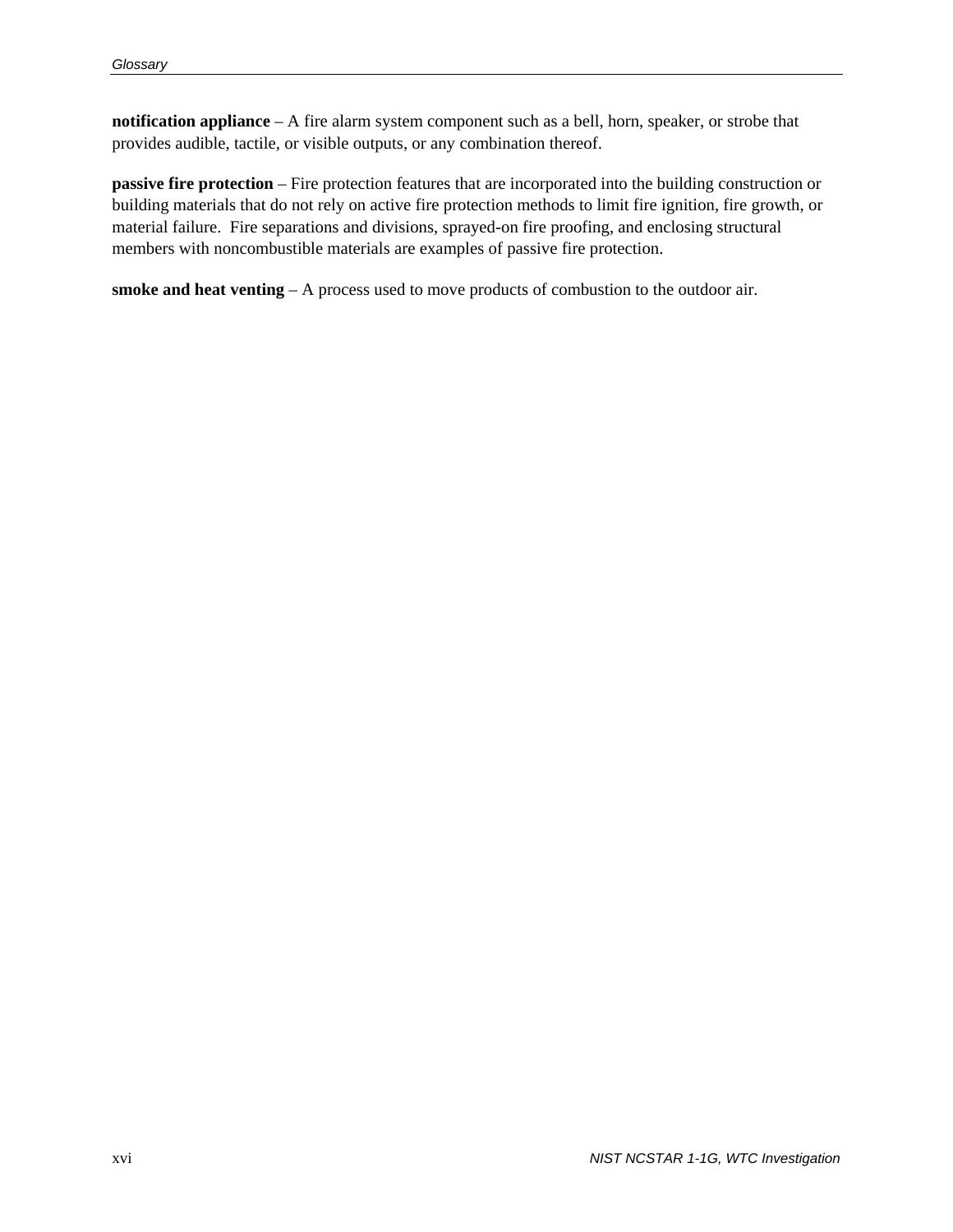**notification appliance** – A fire alarm system component such as a bell, horn, speaker, or strobe that provides audible, tactile, or visible outputs, or any combination thereof.

**passive fire protection** – Fire protection features that are incorporated into the building construction or building materials that do not rely on active fire protection methods to limit fire ignition, fire growth, or material failure. Fire separations and divisions, sprayed-on fire proofing, and enclosing structural members with noncombustible materials are examples of passive fire protection.

**smoke and heat venting** – A process used to move products of combustion to the outdoor air.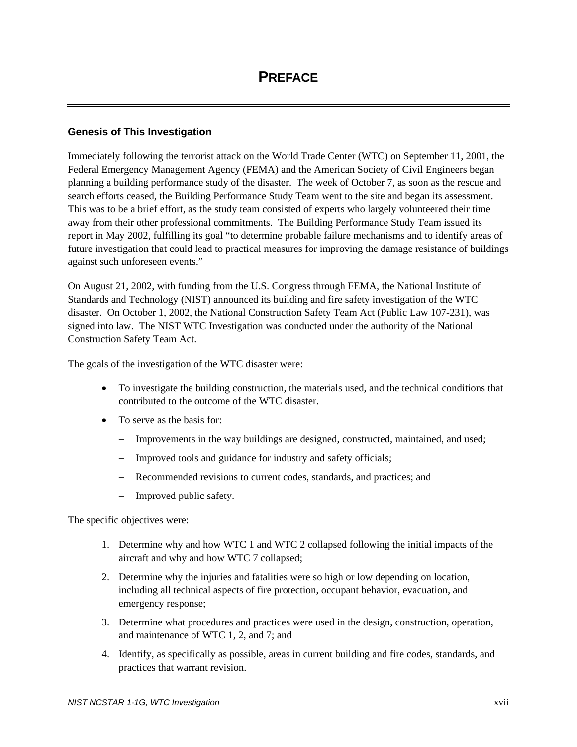# PREFACE

## Genesis of This Investigation

Immediately following the terrorist attack on the World Trade Center (WTC) on September 11, 2001, the Federal Emergency Management Agency (FEMA) and the American Society of Civil Engineers began planning a building performance study of the disaster. The week of October 7, as soon as the rescue and search efforts ceased, the Building Performance Study Team went to the site and began its assessment. This was to be a brief effort, as the study team consisted of experts who largely volunteered their time away from their other professional commitments. The Building Performance Study Team issued its report in May 2002, fulfilling its goal "to determine probable failure mechanisms and to identify areas of future investigation that could lead to practical measures for improving the damage resistance of buildings against such unforeseen events."

On August 21, 2002, with funding from the U.S. Congress through FEMA, the National Institute of Standards and Technology (NIST) announced its building and fire safety investigation of the WTC disaster. On October 1, 2002, the National Construction Safety Team Act (Public Law 107-231), was signed into law. The NIST WTC Investigation was conducted under the authority of the National Construction Safety Team Act.

The goals of the investigation of the WTC disaster were:

- To investigate the building construction, the materials used, and the technical conditions that contributed to the outcome of the WTC disaster.
- To serve as the basis for:
  - Improvements in the way buildings are designed, constructed, maintained, and used;
  - Improved tools and guidance for industry and safety officials;
  - Recommended revisions to current codes, standards, and practices; and
  - Improved public safety.

The specific objectives were:

1. Determine why and how WTC 1 and WTC 2 collapsed following the initial impacts of the aircraft and why and how WTC 7 collapsed;
2. Determine why the injuries and fatalities were so high or low depending on location, including all technical aspects of fire protection, occupant behavior, evacuation, and emergency response;
3. Determine what procedures and practices were used in the design, construction, operation, and maintenance of WTC 1, 2, and 7; and
4. Identify, as specifically as possible, areas in current building and fire codes, standards, and practices that warrant revision.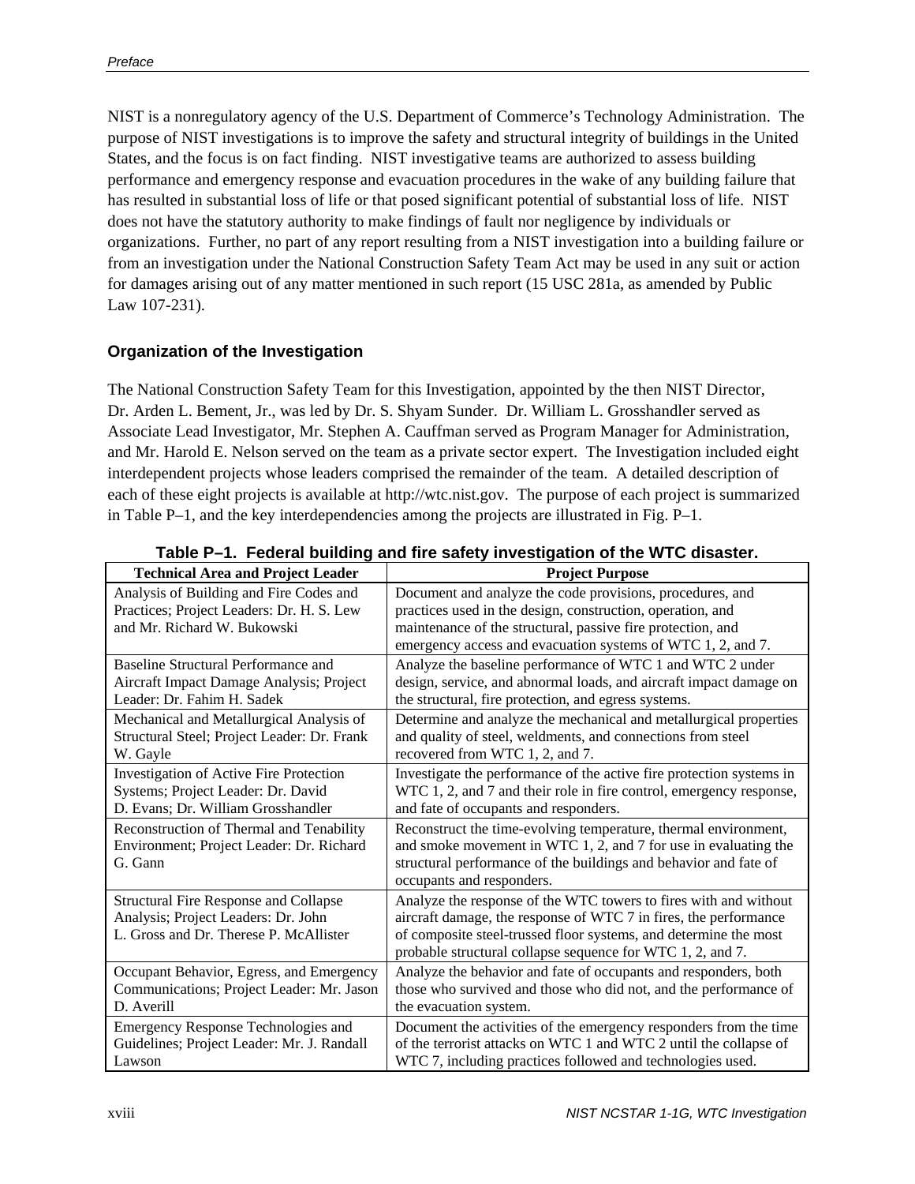NIST is a nonregulatory agency of the U.S. Department of Commerce's Technology Administration. The purpose of NIST investigations is to improve the safety and structural integrity of buildings in the United States, and the focus is on fact finding. NIST investigative teams are authorized to assess building performance and emergency response and evacuation procedures in the wake of any building failure that has resulted in substantial loss of life or that posed significant potential of substantial loss of life. NIST does not have the statutory authority to make findings of fault nor negligence by individuals or organizations. Further, no part of any report resulting from a NIST investigation into a building failure or from an investigation under the National Construction Safety Team Act may be used in any suit or action for damages arising out of any matter mentioned in such report (15 USC 281a, as amended by Public Law 107-231).

## Organization of the Investigation

The National Construction Safety Team for this Investigation, appointed by the then NIST Director, Dr. Arden L. Bement, Jr., was led by Dr. S. Shyam Sunder. Dr. William L. Grosshandler served as Associate Lead Investigator, Mr. Stephen A. Cauffman served as Program Manager for Administration, and Mr. Harold E. Nelson served on the team as a private sector expert. The Investigation included eight interdependent projects whose leaders comprised the remainder of the team. A detailed description of each of these eight projects is available at http://wtc.nist.gov. The purpose of each project is summarized in Table P–1, and the key interdependencies among the projects are illustrated in Fig. P–1.

**Table P–1. Federal building and fire safety investigation of the WTC disaster.**

| Technical Area and Project Leader | Project Purpose |
|---|---|
| Analysis of Building and Fire Codes and Practices; Project Leaders: Dr. H. S. Lew and Mr. Richard W. Bukowski | Document and analyze the code provisions, procedures, and practices used in the design, construction, operation, and maintenance of the structural, passive fire protection, and emergency access and evacuation systems of WTC 1, 2, and 7. |
| Baseline Structural Performance and Aircraft Impact Damage Analysis; Project Leader: Dr. Fahim H. Sadek | Analyze the baseline performance of WTC 1 and WTC 2 under design, service, and abnormal loads, and aircraft impact damage on the structural, fire protection, and egress systems. |
| Mechanical and Metallurgical Analysis of Structural Steel; Project Leader: Dr. Frank W. Gayle | Determine and analyze the mechanical and metallurgical properties and quality of steel, weldments, and connections from steel recovered from WTC 1, 2, and 7. |
| Investigation of Active Fire Protection Systems; Project Leader: Dr. David D. Evans; Dr. William Grosshandler | Investigate the performance of the active fire protection systems in WTC 1, 2, and 7 and their role in fire control, emergency response, and fate of occupants and responders. |
| Reconstruction of Thermal and Tenability Environment; Project Leader: Dr. Richard G. Gann | Reconstruct the time-evolving temperature, thermal environment, and smoke movement in WTC 1, 2, and 7 for use in evaluating the structural performance of the buildings and behavior and fate of occupants and responders. |
| Structural Fire Response and Collapse Analysis; Project Leaders: Dr. John L. Gross and Dr. Therese P. McAllister | Analyze the response of the WTC towers to fires with and without aircraft damage, the response of WTC 7 in fires, the performance of composite steel-trussed floor systems, and determine the most probable structural collapse sequence for WTC 1, 2, and 7. |
| Occupant Behavior, Egress, and Emergency Communications; Project Leader: Mr. Jason D. Averill | Analyze the behavior and fate of occupants and responders, both those who survived and those who did not, and the performance of the evacuation system. |
| Emergency Response Technologies and Guidelines; Project Leader: Mr. J. Randall Lawson | Document the activities of the emergency responders from the time of the terrorist attacks on WTC 1 and WTC 2 until the collapse of WTC 7, including practices followed and technologies used. |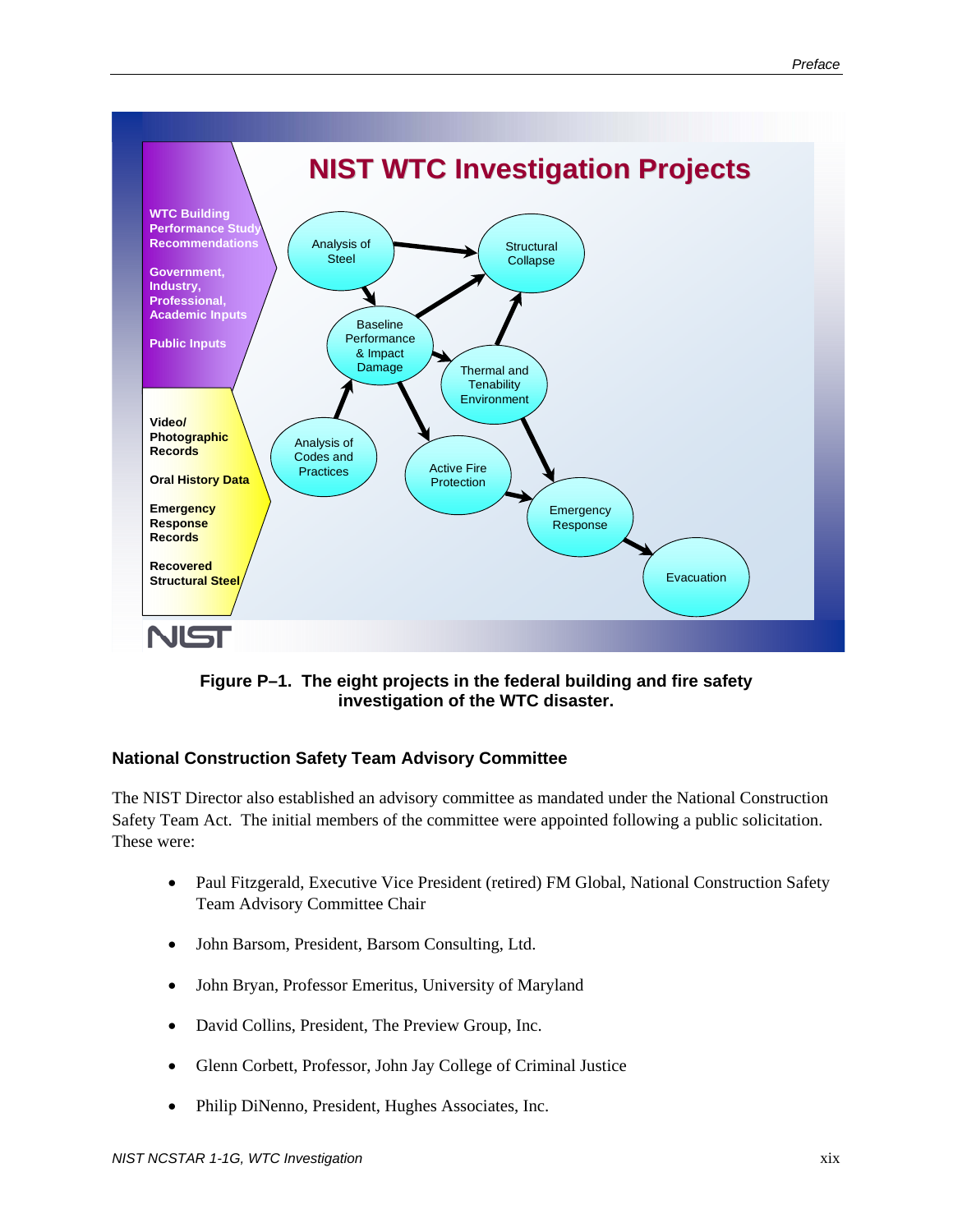Figure P–1. The eight projects in the federal building and fire safety investigation of the WTC disaster.

### National Construction Safety Team Advisory Committee

The NIST Director also established an advisory committee as mandated under the National Construction Safety Team Act. The initial members of the committee were appointed following a public solicitation. These were:

- Paul Fitzgerald, Executive Vice President (retired) FM Global, National Construction Safety Team Advisory Committee Chair
- John Barsom, President, Barsom Consulting, Ltd.
- John Bryan, Professor Emeritus, University of Maryland
- David Collins, President, The Preview Group, Inc.
- Glenn Corbett, Professor, John Jay College of Criminal Justice
- Philip DiNenno, President, Hughes Associates, Inc.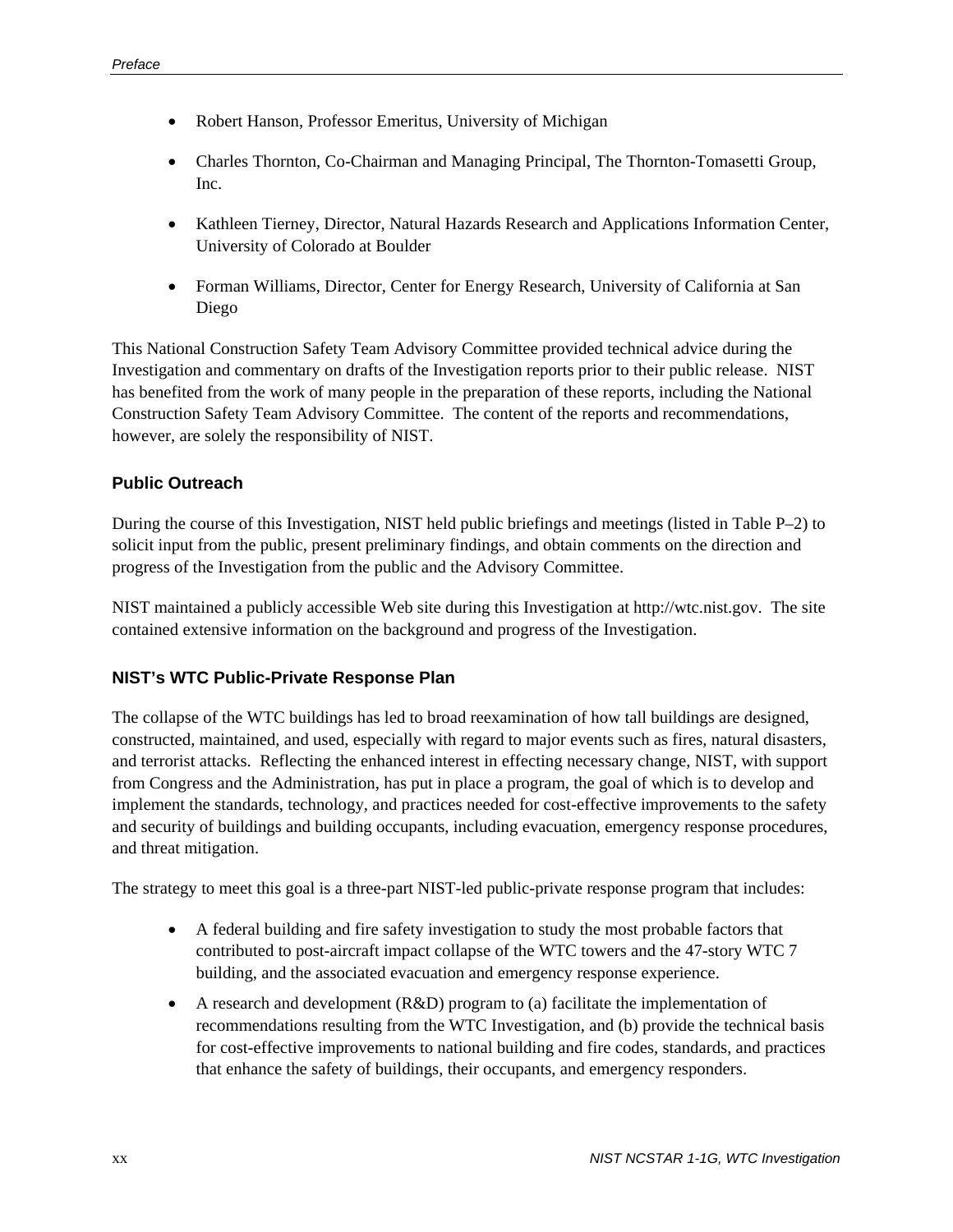- Robert Hanson, Professor Emeritus, University of Michigan
- Charles Thornton, Co-Chairman and Managing Principal, The Thornton-Tomasetti Group, Inc.
- Kathleen Tierney, Director, Natural Hazards Research and Applications Information Center, University of Colorado at Boulder
- Forman Williams, Director, Center for Energy Research, University of California at San Diego

This National Construction Safety Team Advisory Committee provided technical advice during the Investigation and commentary on drafts of the Investigation reports prior to their public release. NIST has benefited from the work of many people in the preparation of these reports, including the National Construction Safety Team Advisory Committee. The content of the reports and recommendations, however, are solely the responsibility of NIST.

### Public Outreach

During the course of this Investigation, NIST held public briefings and meetings (listed in Table P–2) to solicit input from the public, present preliminary findings, and obtain comments on the direction and progress of the Investigation from the public and the Advisory Committee.

NIST maintained a publicly accessible Web site during this Investigation at http://wtc.nist.gov. The site contained extensive information on the background and progress of the Investigation.

### NIST's WTC Public-Private Response Plan

The collapse of the WTC buildings has led to broad reexamination of how tall buildings are designed, constructed, maintained, and used, especially with regard to major events such as fires, natural disasters, and terrorist attacks. Reflecting the enhanced interest in effecting necessary change, NIST, with support from Congress and the Administration, has put in place a program, the goal of which is to develop and implement the standards, technology, and practices needed for cost-effective improvements to the safety and security of buildings and building occupants, including evacuation, emergency response procedures, and threat mitigation.

The strategy to meet this goal is a three-part NIST-led public-private response program that includes:

- A federal building and fire safety investigation to study the most probable factors that contributed to post-aircraft impact collapse of the WTC towers and the 47-story WTC 7 building, and the associated evacuation and emergency response experience.
- A research and development (R&D) program to (a) facilitate the implementation of recommendations resulting from the WTC Investigation, and (b) provide the technical basis for cost-effective improvements to national building and fire codes, standards, and practices that enhance the safety of buildings, their occupants, and emergency responders.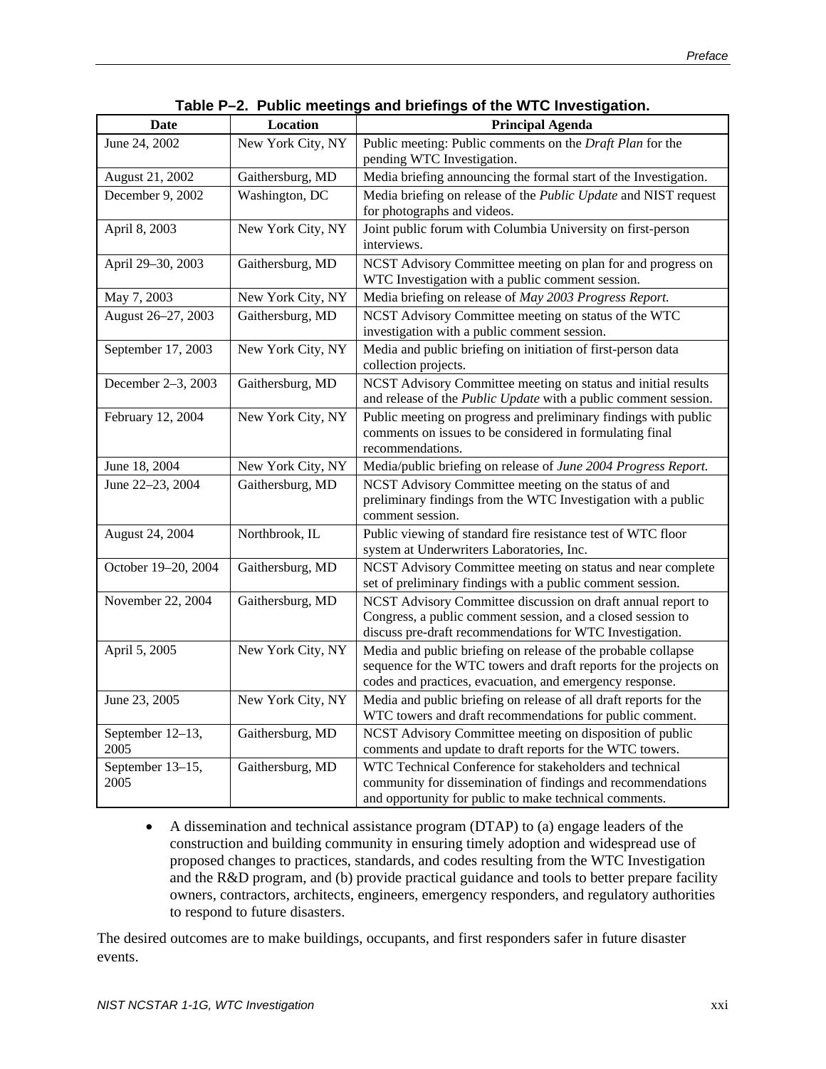**Table P–2. Public meetings and briefings of the WTC Investigation.**

| Date | Location | Principal Agenda |
|---|---|---|
| June 24, 2002 | New York City, NY | Public meeting: Public comments on the *Draft Plan* for the pending WTC Investigation. |
| August 21, 2002 | Gaithersburg, MD | Media briefing announcing the formal start of the Investigation. |
| December 9, 2002 | Washington, DC | Media briefing on release of the *Public Update* and NIST request for photographs and videos. |
| April 8, 2003 | New York City, NY | Joint public forum with Columbia University on first-person interviews. |
| April 29–30, 2003 | Gaithersburg, MD | NCST Advisory Committee meeting on plan for and progress on WTC Investigation with a public comment session. |
| May 7, 2003 | New York City, NY | Media briefing on release of *May 2003 Progress Report.* |
| August 26–27, 2003 | Gaithersburg, MD | NCST Advisory Committee meeting on status of the WTC investigation with a public comment session. |
| September 17, 2003 | New York City, NY | Media and public briefing on initiation of first-person data collection projects. |
| December 2–3, 2003 | Gaithersburg, MD | NCST Advisory Committee meeting on status and initial results and release of the *Public Update* with a public comment session. |
| February 12, 2004 | New York City, NY | Public meeting on progress and preliminary findings with public comments on issues to be considered in formulating final recommendations. |
| June 18, 2004 | New York City, NY | Media/public briefing on release of *June 2004 Progress Report.* |
| June 22–23, 2004 | Gaithersburg, MD | NCST Advisory Committee meeting on the status of and preliminary findings from the WTC Investigation with a public comment session. |
| August 24, 2004 | Northbrook, IL | Public viewing of standard fire resistance test of WTC floor system at Underwriters Laboratories, Inc. |
| October 19–20, 2004 | Gaithersburg, MD | NCST Advisory Committee meeting on status and near complete set of preliminary findings with a public comment session. |
| November 22, 2004 | Gaithersburg, MD | NCST Advisory Committee discussion on draft annual report to Congress, a public comment session, and a closed session to discuss pre-draft recommendations for WTC Investigation. |
| April 5, 2005 | New York City, NY | Media and public briefing on release of the probable collapse sequence for the WTC towers and draft reports for the projects on codes and practices, evacuation, and emergency response. |
| June 23, 2005 | New York City, NY | Media and public briefing on release of all draft reports for the WTC towers and draft recommendations for public comment. |
| September 12–13, 2005 | Gaithersburg, MD | NCST Advisory Committee meeting on disposition of public comments and update to draft reports for the WTC towers. |
| September 13–15, 2005 | Gaithersburg, MD | WTC Technical Conference for stakeholders and technical community for dissemination of findings and recommendations and opportunity for public to make technical comments. |

- A dissemination and technical assistance program (DTAP) to (a) engage leaders of the construction and building community in ensuring timely adoption and widespread use of proposed changes to practices, standards, and codes resulting from the WTC Investigation and the R&D program, and (b) provide practical guidance and tools to better prepare facility owners, contractors, architects, engineers, emergency responders, and regulatory authorities to respond to future disasters.

The desired outcomes are to make buildings, occupants, and first responders safer in future disaster events.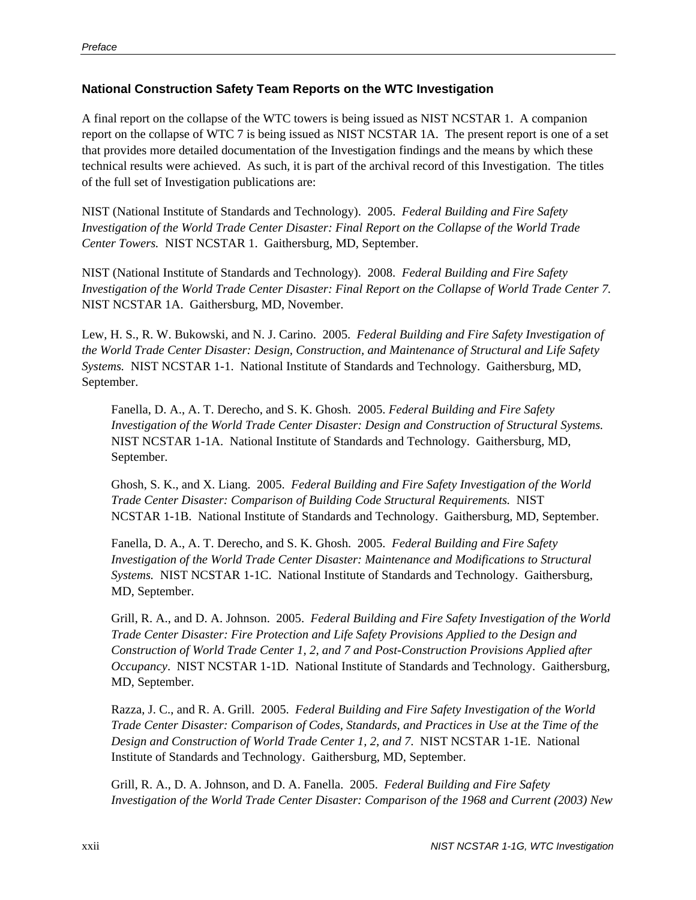### National Construction Safety Team Reports on the WTC Investigation

A final report on the collapse of the WTC towers is being issued as NIST NCSTAR 1. A companion report on the collapse of WTC 7 is being issued as NIST NCSTAR 1A. The present report is one of a set that provides more detailed documentation of the Investigation findings and the means by which these technical results were achieved. As such, it is part of the archival record of this Investigation. The titles of the full set of Investigation publications are:

NIST (National Institute of Standards and Technology). 2005. *Federal Building and Fire Safety Investigation of the World Trade Center Disaster: Final Report on the Collapse of the World Trade Center Towers.* NIST NCSTAR 1. Gaithersburg, MD, September.

NIST (National Institute of Standards and Technology). 2008. *Federal Building and Fire Safety Investigation of the World Trade Center Disaster: Final Report on the Collapse of World Trade Center 7.* NIST NCSTAR 1A. Gaithersburg, MD, November.

Lew, H. S., R. W. Bukowski, and N. J. Carino. 2005. *Federal Building and Fire Safety Investigation of the World Trade Center Disaster: Design, Construction, and Maintenance of Structural and Life Safety Systems.* NIST NCSTAR 1-1. National Institute of Standards and Technology. Gaithersburg, MD, September.

> Fanella, D. A., A. T. Derecho, and S. K. Ghosh. 2005. *Federal Building and Fire Safety Investigation of the World Trade Center Disaster: Design and Construction of Structural Systems.* NIST NCSTAR 1-1A. National Institute of Standards and Technology. Gaithersburg, MD, September.
>
> Ghosh, S. K., and X. Liang. 2005. *Federal Building and Fire Safety Investigation of the World Trade Center Disaster: Comparison of Building Code Structural Requirements.* NIST NCSTAR 1-1B. National Institute of Standards and Technology. Gaithersburg, MD, September.
>
> Fanella, D. A., A. T. Derecho, and S. K. Ghosh. 2005. *Federal Building and Fire Safety Investigation of the World Trade Center Disaster: Maintenance and Modifications to Structural Systems.* NIST NCSTAR 1-1C. National Institute of Standards and Technology. Gaithersburg, MD, September.
>
> Grill, R. A., and D. A. Johnson. 2005. *Federal Building and Fire Safety Investigation of the World Trade Center Disaster: Fire Protection and Life Safety Provisions Applied to the Design and Construction of World Trade Center 1, 2, and 7 and Post-Construction Provisions Applied after Occupancy*. NIST NCSTAR 1-1D. National Institute of Standards and Technology. Gaithersburg, MD, September.
>
> Razza, J. C., and R. A. Grill. 2005. *Federal Building and Fire Safety Investigation of the World Trade Center Disaster: Comparison of Codes, Standards, and Practices in Use at the Time of the Design and Construction of World Trade Center 1, 2, and 7.* NIST NCSTAR 1-1E. National Institute of Standards and Technology. Gaithersburg, MD, September.
>
> Grill, R. A., D. A. Johnson, and D. A. Fanella. 2005. *Federal Building and Fire Safety Investigation of the World Trade Center Disaster: Comparison of the 1968 and Current (2003) New*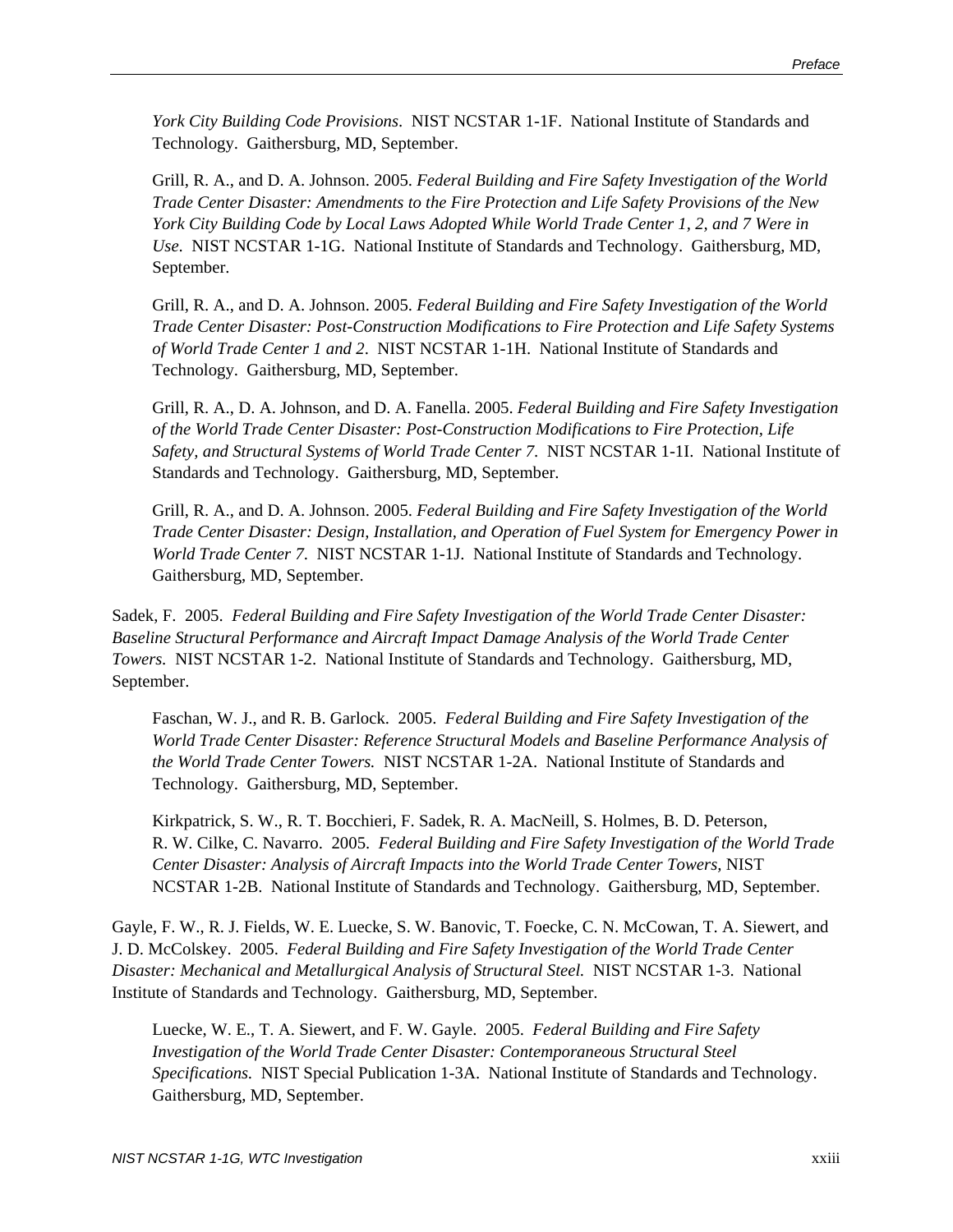*York City Building Code Provisions*. NIST NCSTAR 1-1F. National Institute of Standards and Technology. Gaithersburg, MD, September.

Grill, R. A., and D. A. Johnson. 2005. *Federal Building and Fire Safety Investigation of the World Trade Center Disaster: Amendments to the Fire Protection and Life Safety Provisions of the New York City Building Code by Local Laws Adopted While World Trade Center 1, 2, and 7 Were in Use*. NIST NCSTAR 1-1G. National Institute of Standards and Technology. Gaithersburg, MD, September.

Grill, R. A., and D. A. Johnson. 2005. *Federal Building and Fire Safety Investigation of the World Trade Center Disaster: Post-Construction Modifications to Fire Protection and Life Safety Systems of World Trade Center 1 and 2*. NIST NCSTAR 1-1H. National Institute of Standards and Technology. Gaithersburg, MD, September.

Grill, R. A., D. A. Johnson, and D. A. Fanella. 2005. *Federal Building and Fire Safety Investigation of the World Trade Center Disaster: Post-Construction Modifications to Fire Protection, Life Safety, and Structural Systems of World Trade Center 7*. NIST NCSTAR 1-1I. National Institute of Standards and Technology. Gaithersburg, MD, September.

Grill, R. A., and D. A. Johnson. 2005. *Federal Building and Fire Safety Investigation of the World Trade Center Disaster: Design, Installation, and Operation of Fuel System for Emergency Power in World Trade Center 7*. NIST NCSTAR 1-1J. National Institute of Standards and Technology. Gaithersburg, MD, September.

Sadek, F. 2005. *Federal Building and Fire Safety Investigation of the World Trade Center Disaster: Baseline Structural Performance and Aircraft Impact Damage Analysis of the World Trade Center Towers.* NIST NCSTAR 1-2. National Institute of Standards and Technology. Gaithersburg, MD, September.

Faschan, W. J., and R. B. Garlock. 2005. *Federal Building and Fire Safety Investigation of the World Trade Center Disaster: Reference Structural Models and Baseline Performance Analysis of the World Trade Center Towers.* NIST NCSTAR 1-2A. National Institute of Standards and Technology. Gaithersburg, MD, September.

Kirkpatrick, S. W., R. T. Bocchieri, F. Sadek, R. A. MacNeill, S. Holmes, B. D. Peterson, R. W. Cilke, C. Navarro. 2005. *Federal Building and Fire Safety Investigation of the World Trade Center Disaster: Analysis of Aircraft Impacts into the World Trade Center Towers,* NIST NCSTAR 1-2B. National Institute of Standards and Technology. Gaithersburg, MD, September.

Gayle, F. W., R. J. Fields, W. E. Luecke, S. W. Banovic, T. Foecke, C. N. McCowan, T. A. Siewert, and J. D. McColskey. 2005. *Federal Building and Fire Safety Investigation of the World Trade Center Disaster: Mechanical and Metallurgical Analysis of Structural Steel.* NIST NCSTAR 1-3. National Institute of Standards and Technology. Gaithersburg, MD, September.

Luecke, W. E., T. A. Siewert, and F. W. Gayle. 2005. *Federal Building and Fire Safety Investigation of the World Trade Center Disaster: Contemporaneous Structural Steel Specifications.* NIST Special Publication 1-3A. National Institute of Standards and Technology. Gaithersburg, MD, September.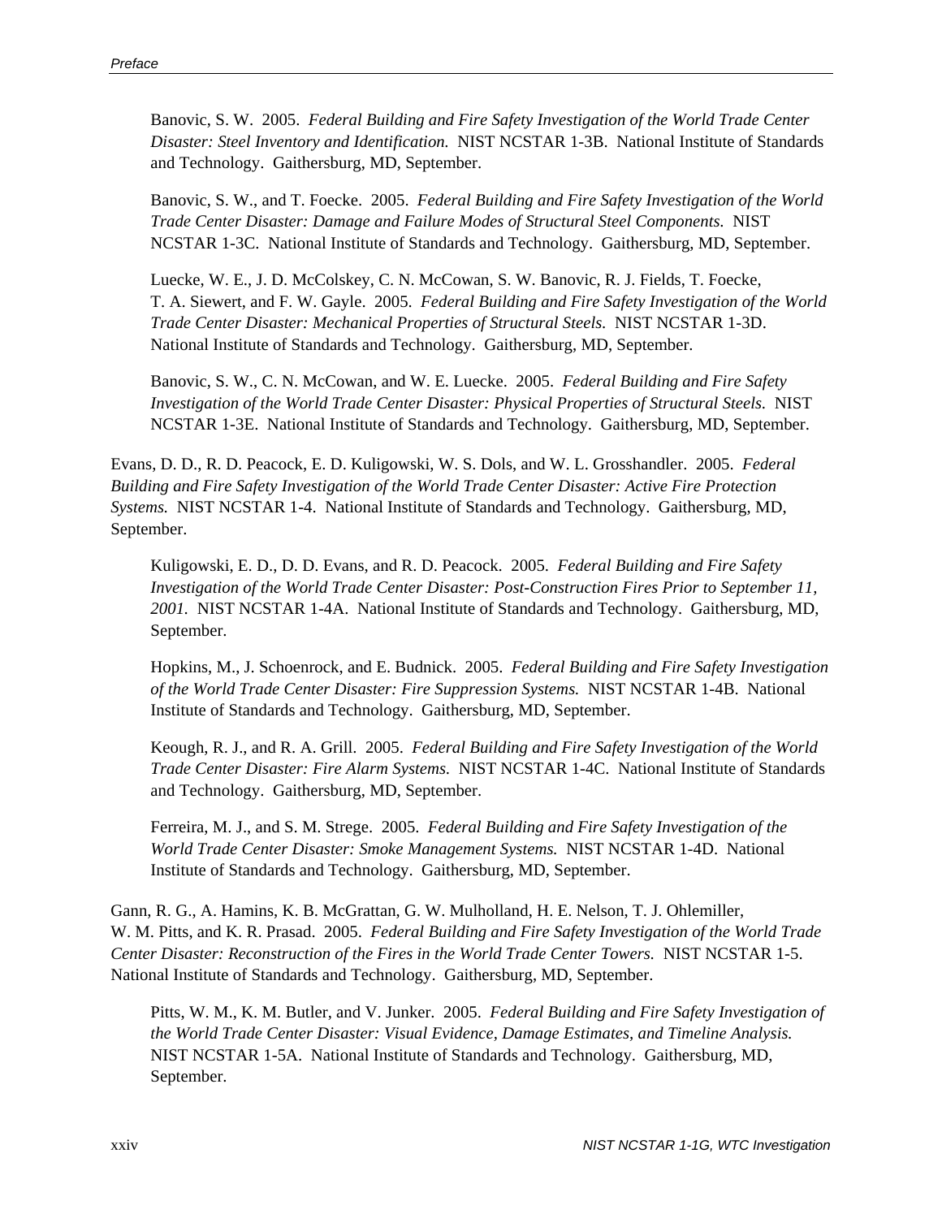Banovic, S. W. 2005. *Federal Building and Fire Safety Investigation of the World Trade Center Disaster: Steel Inventory and Identification.* NIST NCSTAR 1-3B. National Institute of Standards and Technology. Gaithersburg, MD, September.

Banovic, S. W., and T. Foecke. 2005. *Federal Building and Fire Safety Investigation of the World Trade Center Disaster: Damage and Failure Modes of Structural Steel Components.* NIST NCSTAR 1-3C. National Institute of Standards and Technology. Gaithersburg, MD, September.

Luecke, W. E., J. D. McColskey, C. N. McCowan, S. W. Banovic, R. J. Fields, T. Foecke, T. A. Siewert, and F. W. Gayle. 2005. *Federal Building and Fire Safety Investigation of the World Trade Center Disaster: Mechanical Properties of Structural Steels.* NIST NCSTAR 1-3D. National Institute of Standards and Technology. Gaithersburg, MD, September.

Banovic, S. W., C. N. McCowan, and W. E. Luecke. 2005. *Federal Building and Fire Safety Investigation of the World Trade Center Disaster: Physical Properties of Structural Steels.* NIST NCSTAR 1-3E. National Institute of Standards and Technology. Gaithersburg, MD, September.

Evans, D. D., R. D. Peacock, E. D. Kuligowski, W. S. Dols, and W. L. Grosshandler. 2005. *Federal Building and Fire Safety Investigation of the World Trade Center Disaster: Active Fire Protection Systems.* NIST NCSTAR 1-4. National Institute of Standards and Technology. Gaithersburg, MD, September.

Kuligowski, E. D., D. D. Evans, and R. D. Peacock. 2005. *Federal Building and Fire Safety Investigation of the World Trade Center Disaster: Post-Construction Fires Prior to September 11, 2001.* NIST NCSTAR 1-4A. National Institute of Standards and Technology. Gaithersburg, MD, September.

Hopkins, M., J. Schoenrock, and E. Budnick. 2005. *Federal Building and Fire Safety Investigation of the World Trade Center Disaster: Fire Suppression Systems.* NIST NCSTAR 1-4B. National Institute of Standards and Technology. Gaithersburg, MD, September.

Keough, R. J., and R. A. Grill. 2005. *Federal Building and Fire Safety Investigation of the World Trade Center Disaster: Fire Alarm Systems.* NIST NCSTAR 1-4C. National Institute of Standards and Technology. Gaithersburg, MD, September.

Ferreira, M. J., and S. M. Strege. 2005. *Federal Building and Fire Safety Investigation of the World Trade Center Disaster: Smoke Management Systems.* NIST NCSTAR 1-4D. National Institute of Standards and Technology. Gaithersburg, MD, September.

Gann, R. G., A. Hamins, K. B. McGrattan, G. W. Mulholland, H. E. Nelson, T. J. Ohlemiller, W. M. Pitts, and K. R. Prasad. 2005. *Federal Building and Fire Safety Investigation of the World Trade Center Disaster: Reconstruction of the Fires in the World Trade Center Towers.* NIST NCSTAR 1-5. National Institute of Standards and Technology. Gaithersburg, MD, September.

Pitts, W. M., K. M. Butler, and V. Junker. 2005. *Federal Building and Fire Safety Investigation of the World Trade Center Disaster: Visual Evidence, Damage Estimates, and Timeline Analysis.* NIST NCSTAR 1-5A. National Institute of Standards and Technology. Gaithersburg, MD, September.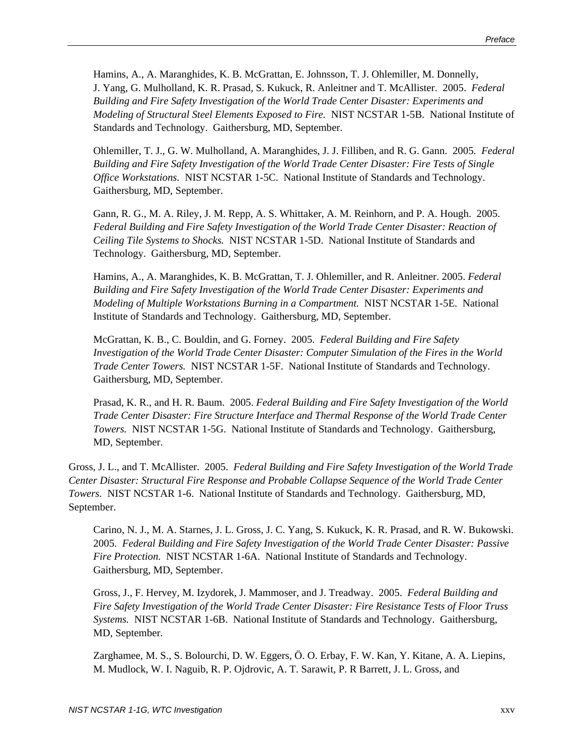Hamins, A., A. Maranghides, K. B. McGrattan, E. Johnsson, T. J. Ohlemiller, M. Donnelly, J. Yang, G. Mulholland, K. R. Prasad, S. Kukuck, R. Anleitner and T. McAllister. 2005. *Federal Building and Fire Safety Investigation of the World Trade Center Disaster: Experiments and Modeling of Structural Steel Elements Exposed to Fire.* NIST NCSTAR 1-5B. National Institute of Standards and Technology. Gaithersburg, MD, September.

Ohlemiller, T. J., G. W. Mulholland, A. Maranghides, J. J. Filliben, and R. G. Gann. 2005. *Federal Building and Fire Safety Investigation of the World Trade Center Disaster: Fire Tests of Single Office Workstations.* NIST NCSTAR 1-5C. National Institute of Standards and Technology. Gaithersburg, MD, September.

Gann, R. G., M. A. Riley, J. M. Repp, A. S. Whittaker, A. M. Reinhorn, and P. A. Hough. 2005. *Federal Building and Fire Safety Investigation of the World Trade Center Disaster: Reaction of Ceiling Tile Systems to Shocks.* NIST NCSTAR 1-5D. National Institute of Standards and Technology. Gaithersburg, MD, September.

Hamins, A., A. Maranghides, K. B. McGrattan, T. J. Ohlemiller, and R. Anleitner. 2005. *Federal Building and Fire Safety Investigation of the World Trade Center Disaster: Experiments and Modeling of Multiple Workstations Burning in a Compartment.* NIST NCSTAR 1-5E. National Institute of Standards and Technology. Gaithersburg, MD, September.

McGrattan, K. B., C. Bouldin, and G. Forney. 2005. *Federal Building and Fire Safety Investigation of the World Trade Center Disaster: Computer Simulation of the Fires in the World Trade Center Towers.* NIST NCSTAR 1-5F. National Institute of Standards and Technology. Gaithersburg, MD, September.

Prasad, K. R., and H. R. Baum. 2005. *Federal Building and Fire Safety Investigation of the World Trade Center Disaster: Fire Structure Interface and Thermal Response of the World Trade Center Towers.* NIST NCSTAR 1-5G. National Institute of Standards and Technology. Gaithersburg, MD, September.

Gross, J. L., and T. McAllister. 2005. *Federal Building and Fire Safety Investigation of the World Trade Center Disaster: Structural Fire Response and Probable Collapse Sequence of the World Trade Center Towers.* NIST NCSTAR 1-6. National Institute of Standards and Technology. Gaithersburg, MD, September.

Carino, N. J., M. A. Starnes, J. L. Gross, J. C. Yang, S. Kukuck, K. R. Prasad, and R. W. Bukowski. 2005. *Federal Building and Fire Safety Investigation of the World Trade Center Disaster: Passive Fire Protection.* NIST NCSTAR 1-6A. National Institute of Standards and Technology. Gaithersburg, MD, September.

Gross, J., F. Hervey, M. Izydorek, J. Mammoser, and J. Treadway. 2005. *Federal Building and Fire Safety Investigation of the World Trade Center Disaster: Fire Resistance Tests of Floor Truss Systems.* NIST NCSTAR 1-6B. National Institute of Standards and Technology. Gaithersburg, MD, September.

Zarghamee, M. S., S. Bolourchi, D. W. Eggers, Ö. O. Erbay, F. W. Kan, Y. Kitane, A. A. Liepins, M. Mudlock, W. I. Naguib, R. P. Ojdrovic, A. T. Sarawit, P. R Barrett, J. L. Gross, and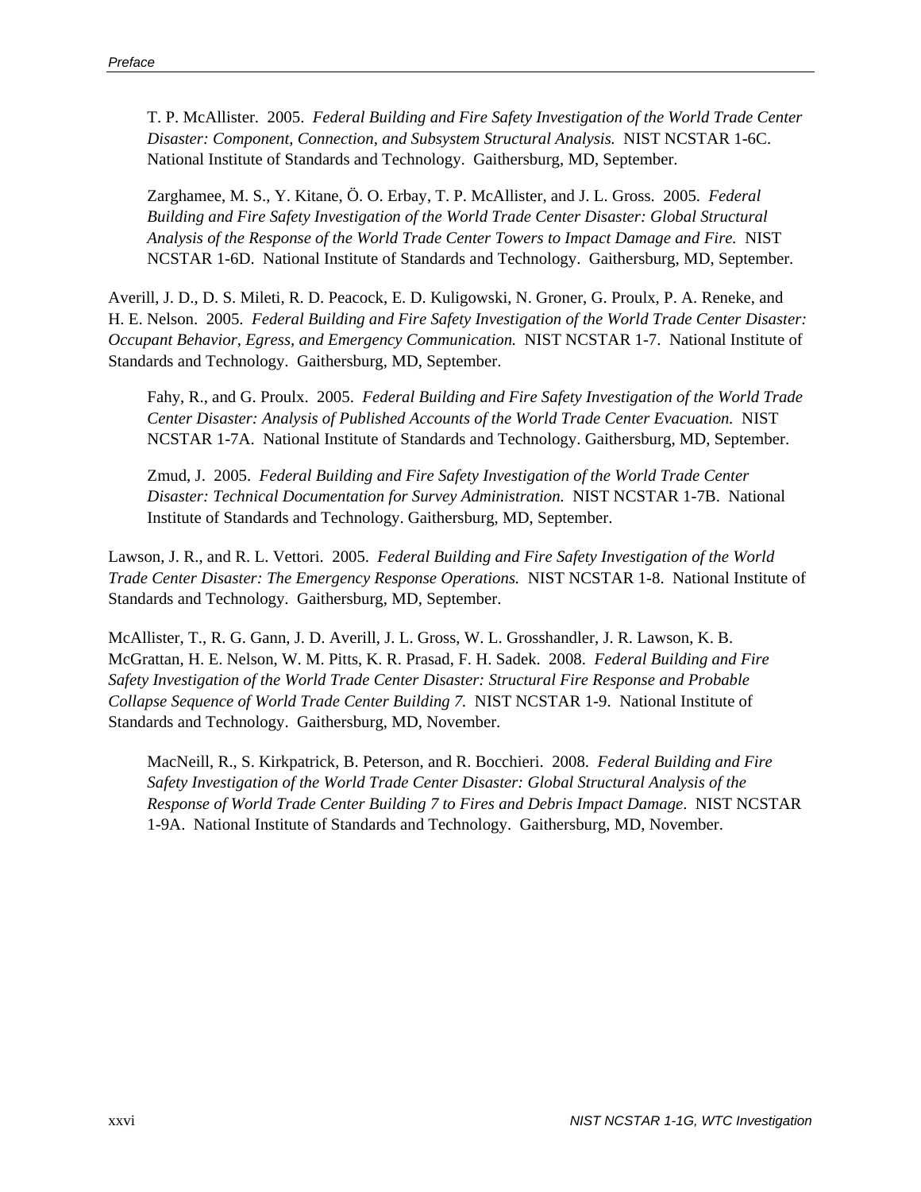T. P. McAllister. 2005. *Federal Building and Fire Safety Investigation of the World Trade Center Disaster: Component, Connection, and Subsystem Structural Analysis.* NIST NCSTAR 1-6C. National Institute of Standards and Technology. Gaithersburg, MD, September.

Zarghamee, M. S., Y. Kitane, Ö. O. Erbay, T. P. McAllister, and J. L. Gross. 2005. *Federal Building and Fire Safety Investigation of the World Trade Center Disaster: Global Structural Analysis of the Response of the World Trade Center Towers to Impact Damage and Fire.* NIST NCSTAR 1-6D. National Institute of Standards and Technology. Gaithersburg, MD, September.

Averill, J. D., D. S. Mileti, R. D. Peacock, E. D. Kuligowski, N. Groner, G. Proulx, P. A. Reneke, and H. E. Nelson. 2005. *Federal Building and Fire Safety Investigation of the World Trade Center Disaster: Occupant Behavior, Egress, and Emergency Communication.* NIST NCSTAR 1-7. National Institute of Standards and Technology. Gaithersburg, MD, September.

Fahy, R., and G. Proulx. 2005. *Federal Building and Fire Safety Investigation of the World Trade Center Disaster: Analysis of Published Accounts of the World Trade Center Evacuation.* NIST NCSTAR 1-7A. National Institute of Standards and Technology. Gaithersburg, MD, September.

Zmud, J. 2005. *Federal Building and Fire Safety Investigation of the World Trade Center Disaster: Technical Documentation for Survey Administration.* NIST NCSTAR 1-7B. National Institute of Standards and Technology. Gaithersburg, MD, September.

Lawson, J. R., and R. L. Vettori. 2005. *Federal Building and Fire Safety Investigation of the World Trade Center Disaster: The Emergency Response Operations.* NIST NCSTAR 1-8. National Institute of Standards and Technology. Gaithersburg, MD, September.

McAllister, T., R. G. Gann, J. D. Averill, J. L. Gross, W. L. Grosshandler, J. R. Lawson, K. B. McGrattan, H. E. Nelson, W. M. Pitts, K. R. Prasad, F. H. Sadek. 2008. *Federal Building and Fire Safety Investigation of the World Trade Center Disaster: Structural Fire Response and Probable Collapse Sequence of World Trade Center Building 7.* NIST NCSTAR 1-9. National Institute of Standards and Technology. Gaithersburg, MD, November.

MacNeill, R., S. Kirkpatrick, B. Peterson, and R. Bocchieri. 2008. *Federal Building and Fire Safety Investigation of the World Trade Center Disaster: Global Structural Analysis of the Response of World Trade Center Building 7 to Fires and Debris Impact Damage.* NIST NCSTAR 1-9A. National Institute of Standards and Technology. Gaithersburg, MD, November.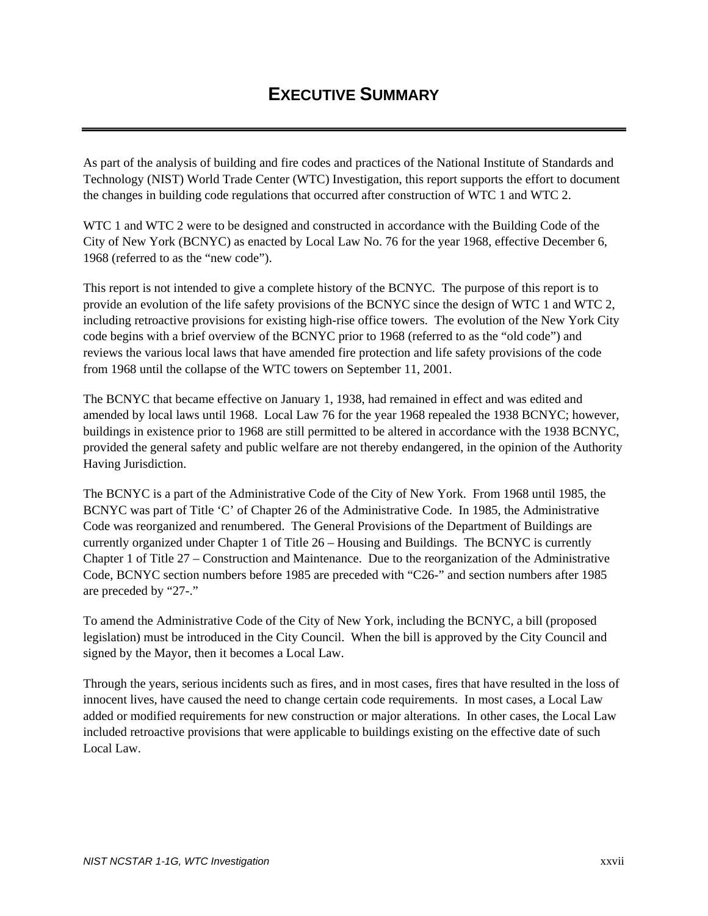# EXECUTIVE SUMMARY

As part of the analysis of building and fire codes and practices of the National Institute of Standards and Technology (NIST) World Trade Center (WTC) Investigation, this report supports the effort to document the changes in building code regulations that occurred after construction of WTC 1 and WTC 2.

WTC 1 and WTC 2 were to be designed and constructed in accordance with the Building Code of the City of New York (BCNYC) as enacted by Local Law No. 76 for the year 1968, effective December 6, 1968 (referred to as the "new code").

This report is not intended to give a complete history of the BCNYC. The purpose of this report is to provide an evolution of the life safety provisions of the BCNYC since the design of WTC 1 and WTC 2, including retroactive provisions for existing high-rise office towers. The evolution of the New York City code begins with a brief overview of the BCNYC prior to 1968 (referred to as the "old code") and reviews the various local laws that have amended fire protection and life safety provisions of the code from 1968 until the collapse of the WTC towers on September 11, 2001.

The BCNYC that became effective on January 1, 1938, had remained in effect and was edited and amended by local laws until 1968. Local Law 76 for the year 1968 repealed the 1938 BCNYC; however, buildings in existence prior to 1968 are still permitted to be altered in accordance with the 1938 BCNYC, provided the general safety and public welfare are not thereby endangered, in the opinion of the Authority Having Jurisdiction.

The BCNYC is a part of the Administrative Code of the City of New York. From 1968 until 1985, the BCNYC was part of Title 'C' of Chapter 26 of the Administrative Code. In 1985, the Administrative Code was reorganized and renumbered. The General Provisions of the Department of Buildings are currently organized under Chapter 1 of Title 26 – Housing and Buildings. The BCNYC is currently Chapter 1 of Title 27 – Construction and Maintenance. Due to the reorganization of the Administrative Code, BCNYC section numbers before 1985 are preceded with "C26-" and section numbers after 1985 are preceded by "27-."

To amend the Administrative Code of the City of New York, including the BCNYC, a bill (proposed legislation) must be introduced in the City Council. When the bill is approved by the City Council and signed by the Mayor, then it becomes a Local Law.

Through the years, serious incidents such as fires, and in most cases, fires that have resulted in the loss of innocent lives, have caused the need to change certain code requirements. In most cases, a Local Law added or modified requirements for new construction or major alterations. In other cases, the Local Law included retroactive provisions that were applicable to buildings existing on the effective date of such Local Law.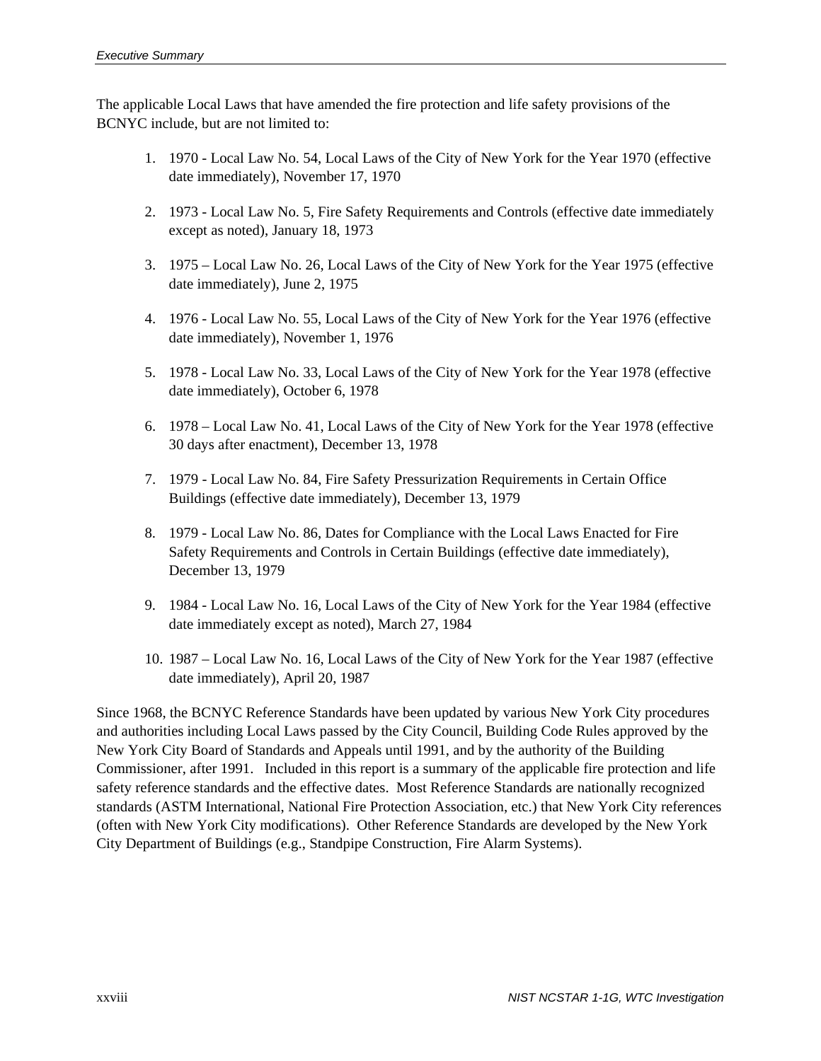The applicable Local Laws that have amended the fire protection and life safety provisions of the BCNYC include, but are not limited to:

1. 1970 - Local Law No. 54, Local Laws of the City of New York for the Year 1970 (effective date immediately), November 17, 1970
2. 1973 - Local Law No. 5, Fire Safety Requirements and Controls (effective date immediately except as noted), January 18, 1973
3. 1975 – Local Law No. 26, Local Laws of the City of New York for the Year 1975 (effective date immediately), June 2, 1975
4. 1976 - Local Law No. 55, Local Laws of the City of New York for the Year 1976 (effective date immediately), November 1, 1976
5. 1978 - Local Law No. 33, Local Laws of the City of New York for the Year 1978 (effective date immediately), October 6, 1978
6. 1978 – Local Law No. 41, Local Laws of the City of New York for the Year 1978 (effective 30 days after enactment), December 13, 1978
7. 1979 - Local Law No. 84, Fire Safety Pressurization Requirements in Certain Office Buildings (effective date immediately), December 13, 1979
8. 1979 - Local Law No. 86, Dates for Compliance with the Local Laws Enacted for Fire Safety Requirements and Controls in Certain Buildings (effective date immediately), December 13, 1979
9. 1984 - Local Law No. 16, Local Laws of the City of New York for the Year 1984 (effective date immediately except as noted), March 27, 1984
10. 1987 – Local Law No. 16, Local Laws of the City of New York for the Year 1987 (effective date immediately), April 20, 1987

Since 1968, the BCNYC Reference Standards have been updated by various New York City procedures and authorities including Local Laws passed by the City Council, Building Code Rules approved by the New York City Board of Standards and Appeals until 1991, and by the authority of the Building Commissioner, after 1991. Included in this report is a summary of the applicable fire protection and life safety reference standards and the effective dates. Most Reference Standards are nationally recognized standards (ASTM International, National Fire Protection Association, etc.) that New York City references (often with New York City modifications). Other Reference Standards are developed by the New York City Department of Buildings (e.g., Standpipe Construction, Fire Alarm Systems).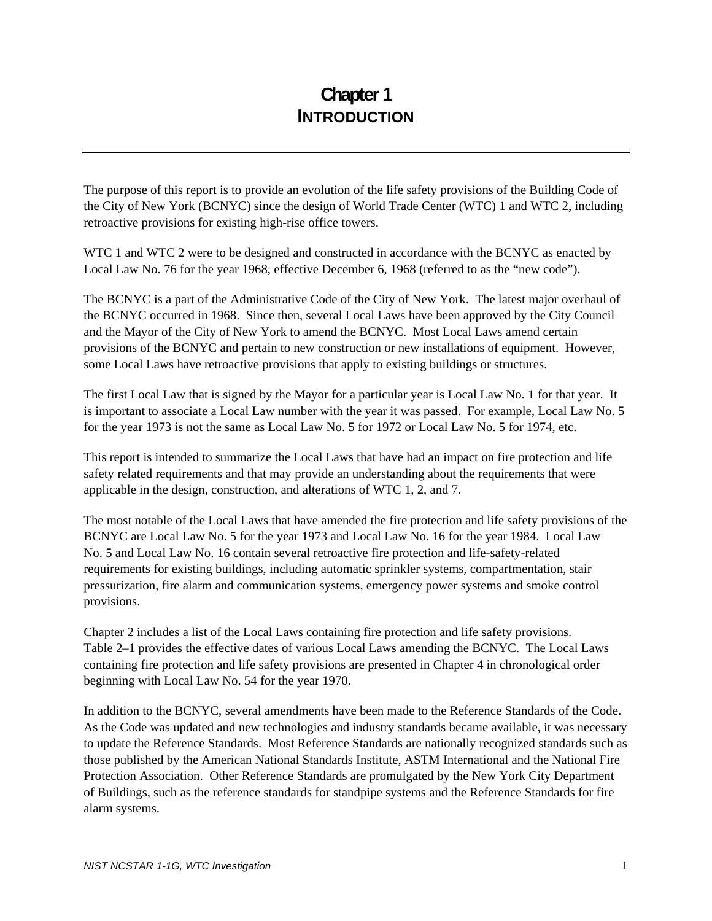# Chapter 1
## INTRODUCTION

The purpose of this report is to provide an evolution of the life safety provisions of the Building Code of the City of New York (BCNYC) since the design of World Trade Center (WTC) 1 and WTC 2, including retroactive provisions for existing high-rise office towers.

WTC 1 and WTC 2 were to be designed and constructed in accordance with the BCNYC as enacted by Local Law No. 76 for the year 1968, effective December 6, 1968 (referred to as the "new code").

The BCNYC is a part of the Administrative Code of the City of New York. The latest major overhaul of the BCNYC occurred in 1968. Since then, several Local Laws have been approved by the City Council and the Mayor of the City of New York to amend the BCNYC. Most Local Laws amend certain provisions of the BCNYC and pertain to new construction or new installations of equipment. However, some Local Laws have retroactive provisions that apply to existing buildings or structures.

The first Local Law that is signed by the Mayor for a particular year is Local Law No. 1 for that year. It is important to associate a Local Law number with the year it was passed. For example, Local Law No. 5 for the year 1973 is not the same as Local Law No. 5 for 1972 or Local Law No. 5 for 1974, etc.

This report is intended to summarize the Local Laws that have had an impact on fire protection and life safety related requirements and that may provide an understanding about the requirements that were applicable in the design, construction, and alterations of WTC 1, 2, and 7.

The most notable of the Local Laws that have amended the fire protection and life safety provisions of the BCNYC are Local Law No. 5 for the year 1973 and Local Law No. 16 for the year 1984. Local Law No. 5 and Local Law No. 16 contain several retroactive fire protection and life-safety-related requirements for existing buildings, including automatic sprinkler systems, compartmentation, stair pressurization, fire alarm and communication systems, emergency power systems and smoke control provisions.

Chapter 2 includes a list of the Local Laws containing fire protection and life safety provisions. Table 2–1 provides the effective dates of various Local Laws amending the BCNYC. The Local Laws containing fire protection and life safety provisions are presented in Chapter 4 in chronological order beginning with Local Law No. 54 for the year 1970.

In addition to the BCNYC, several amendments have been made to the Reference Standards of the Code. As the Code was updated and new technologies and industry standards became available, it was necessary to update the Reference Standards. Most Reference Standards are nationally recognized standards such as those published by the American National Standards Institute, ASTM International and the National Fire Protection Association. Other Reference Standards are promulgated by the New York City Department of Buildings, such as the reference standards for standpipe systems and the Reference Standards for fire alarm systems.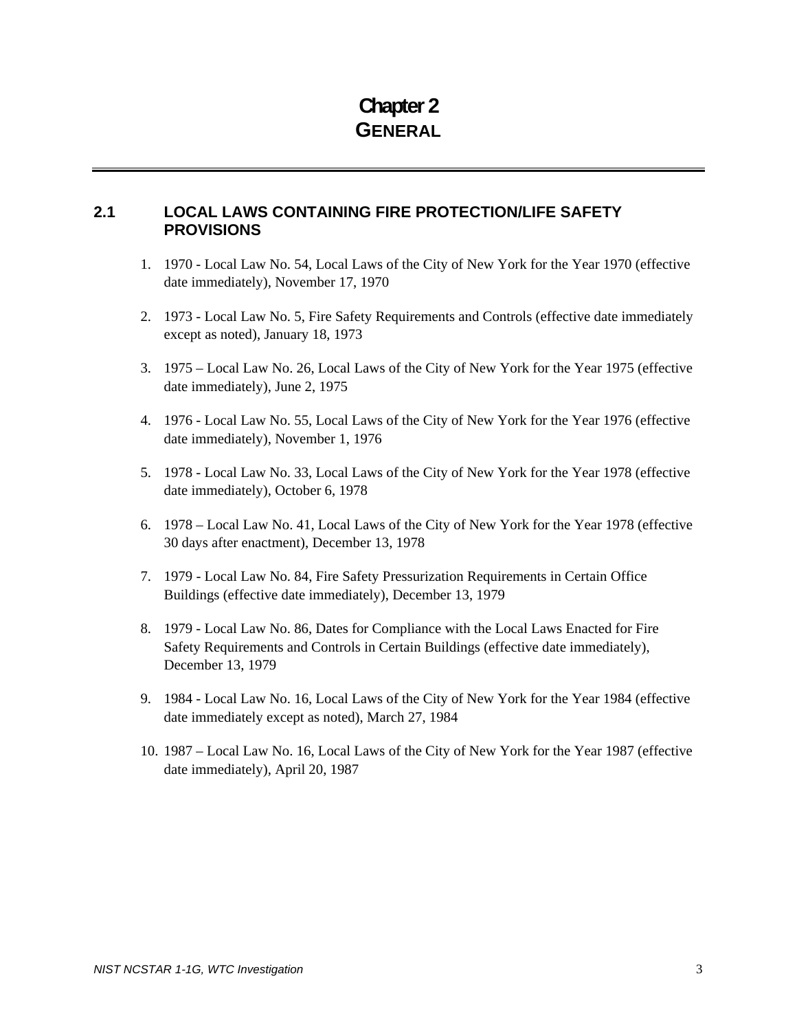# Chapter 2
# GENERAL

## 2.1 LOCAL LAWS CONTAINING FIRE PROTECTION/LIFE SAFETY PROVISIONS

1. 1970 - Local Law No. 54, Local Laws of the City of New York for the Year 1970 (effective date immediately), November 17, 1970

2. 1973 - Local Law No. 5, Fire Safety Requirements and Controls (effective date immediately except as noted), January 18, 1973

3. 1975 – Local Law No. 26, Local Laws of the City of New York for the Year 1975 (effective date immediately), June 2, 1975

4. 1976 - Local Law No. 55, Local Laws of the City of New York for the Year 1976 (effective date immediately), November 1, 1976

5. 1978 - Local Law No. 33, Local Laws of the City of New York for the Year 1978 (effective date immediately), October 6, 1978

6. 1978 – Local Law No. 41, Local Laws of the City of New York for the Year 1978 (effective 30 days after enactment), December 13, 1978

7. 1979 - Local Law No. 84, Fire Safety Pressurization Requirements in Certain Office Buildings (effective date immediately), December 13, 1979

8. 1979 - Local Law No. 86, Dates for Compliance with the Local Laws Enacted for Fire Safety Requirements and Controls in Certain Buildings (effective date immediately), December 13, 1979

9. 1984 - Local Law No. 16, Local Laws of the City of New York for the Year 1984 (effective date immediately except as noted), March 27, 1984

10. 1987 – Local Law No. 16, Local Laws of the City of New York for the Year 1987 (effective date immediately), April 20, 1987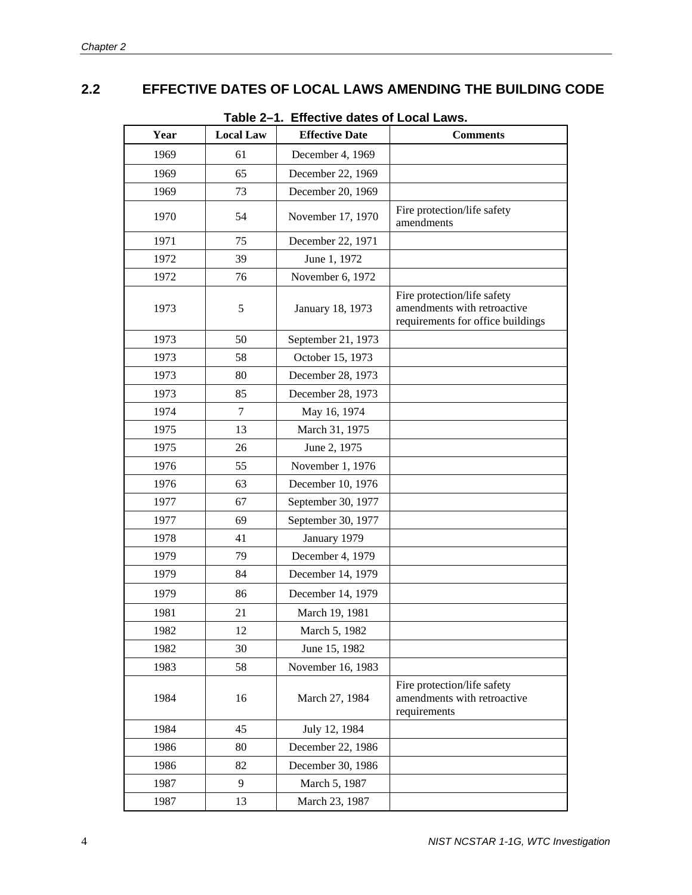## 2.2 EFFECTIVE DATES OF LOCAL LAWS AMENDING THE BUILDING CODE

**Table 2–1. Effective dates of Local Laws.**

| Year | Local Law | Effective Date | Comments |
|---|---|---|---|
| 1969 | 61 | December 4, 1969 | |
| 1969 | 65 | December 22, 1969 | |
| 1969 | 73 | December 20, 1969 | |
| 1970 | 54 | November 17, 1970 | Fire protection/life safety amendments |
| 1971 | 75 | December 22, 1971 | |
| 1972 | 39 | June 1, 1972 | |
| 1972 | 76 | November 6, 1972 | |
| 1973 | 5 | January 18, 1973 | Fire protection/life safety amendments with retroactive requirements for office buildings |
| 1973 | 50 | September 21, 1973 | |
| 1973 | 58 | October 15, 1973 | |
| 1973 | 80 | December 28, 1973 | |
| 1973 | 85 | December 28, 1973 | |
| 1974 | 7 | May 16, 1974 | |
| 1975 | 13 | March 31, 1975 | |
| 1975 | 26 | June 2, 1975 | |
| 1976 | 55 | November 1, 1976 | |
| 1976 | 63 | December 10, 1976 | |
| 1977 | 67 | September 30, 1977 | |
| 1977 | 69 | September 30, 1977 | |
| 1978 | 41 | January 1979 | |
| 1979 | 79 | December 4, 1979 | |
| 1979 | 84 | December 14, 1979 | |
| 1979 | 86 | December 14, 1979 | |
| 1981 | 21 | March 19, 1981 | |
| 1982 | 12 | March 5, 1982 | |
| 1982 | 30 | June 15, 1982 | |
| 1983 | 58 | November 16, 1983 | |
| 1984 | 16 | March 27, 1984 | Fire protection/life safety amendments with retroactive requirements |
| 1984 | 45 | July 12, 1984 | |
| 1986 | 80 | December 22, 1986 | |
| 1986 | 82 | December 30, 1986 | |
| 1987 | 9 | March 5, 1987 | |
| 1987 | 13 | March 23, 1987 | |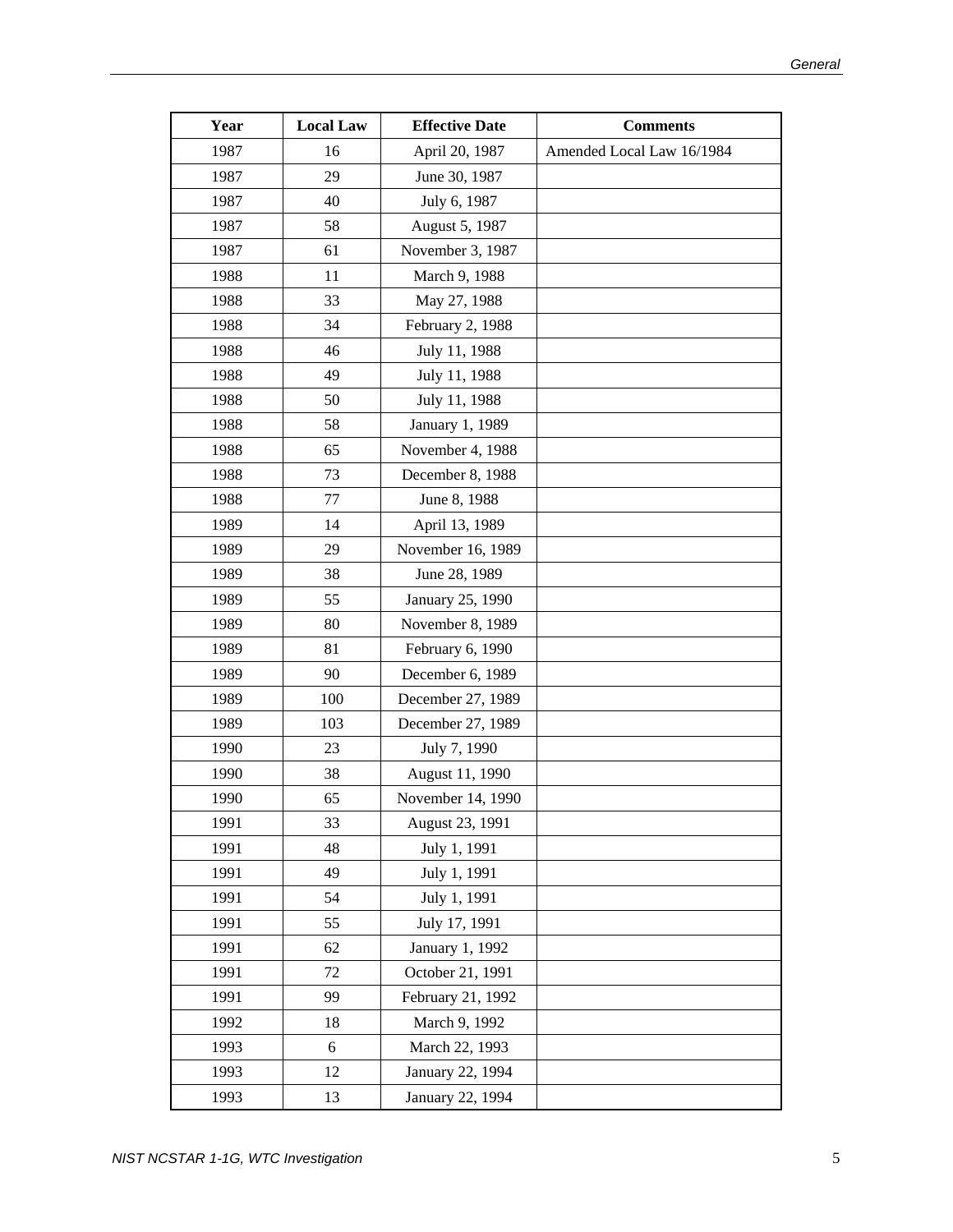| Year | Local Law | Effective Date | Comments |
|---|---|---|---|
| 1987 | 16 | April 20, 1987 | Amended Local Law 16/1984 |
| 1987 | 29 | June 30, 1987 | |
| 1987 | 40 | July 6, 1987 | |
| 1987 | 58 | August 5, 1987 | |
| 1987 | 61 | November 3, 1987 | |
| 1988 | 11 | March 9, 1988 | |
| 1988 | 33 | May 27, 1988 | |
| 1988 | 34 | February 2, 1988 | |
| 1988 | 46 | July 11, 1988 | |
| 1988 | 49 | July 11, 1988 | |
| 1988 | 50 | July 11, 1988 | |
| 1988 | 58 | January 1, 1989 | |
| 1988 | 65 | November 4, 1988 | |
| 1988 | 73 | December 8, 1988 | |
| 1988 | 77 | June 8, 1988 | |
| 1989 | 14 | April 13, 1989 | |
| 1989 | 29 | November 16, 1989 | |
| 1989 | 38 | June 28, 1989 | |
| 1989 | 55 | January 25, 1990 | |
| 1989 | 80 | November 8, 1989 | |
| 1989 | 81 | February 6, 1990 | |
| 1989 | 90 | December 6, 1989 | |
| 1989 | 100 | December 27, 1989 | |
| 1989 | 103 | December 27, 1989 | |
| 1990 | 23 | July 7, 1990 | |
| 1990 | 38 | August 11, 1990 | |
| 1990 | 65 | November 14, 1990 | |
| 1991 | 33 | August 23, 1991 | |
| 1991 | 48 | July 1, 1991 | |
| 1991 | 49 | July 1, 1991 | |
| 1991 | 54 | July 1, 1991 | |
| 1991 | 55 | July 17, 1991 | |
| 1991 | 62 | January 1, 1992 | |
| 1991 | 72 | October 21, 1991 | |
| 1991 | 99 | February 21, 1992 | |
| 1992 | 18 | March 9, 1992 | |
| 1993 | 6 | March 22, 1993 | |
| 1993 | 12 | January 22, 1994 | |
| 1993 | 13 | January 22, 1994 | |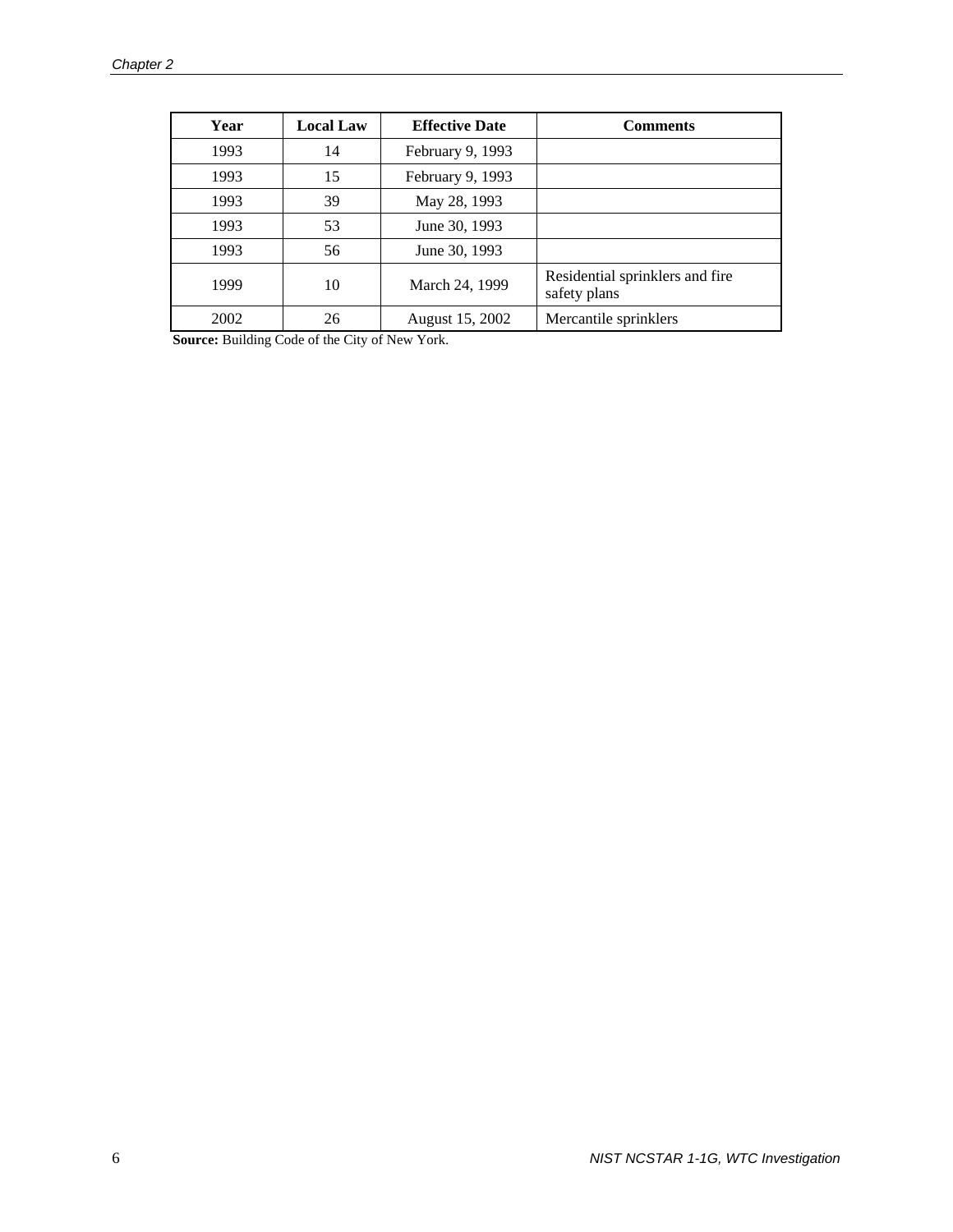| Year | Local Law | Effective Date | Comments |
|---|---|---|---|
| 1993 | 14 | February 9, 1993 | |
| 1993 | 15 | February 9, 1993 | |
| 1993 | 39 | May 28, 1993 | |
| 1993 | 53 | June 30, 1993 | |
| 1993 | 56 | June 30, 1993 | |
| 1999 | 10 | March 24, 1999 | Residential sprinklers and fire safety plans |
| 2002 | 26 | August 15, 2002 | Mercantile sprinklers |

**Source:** Building Code of the City of New York.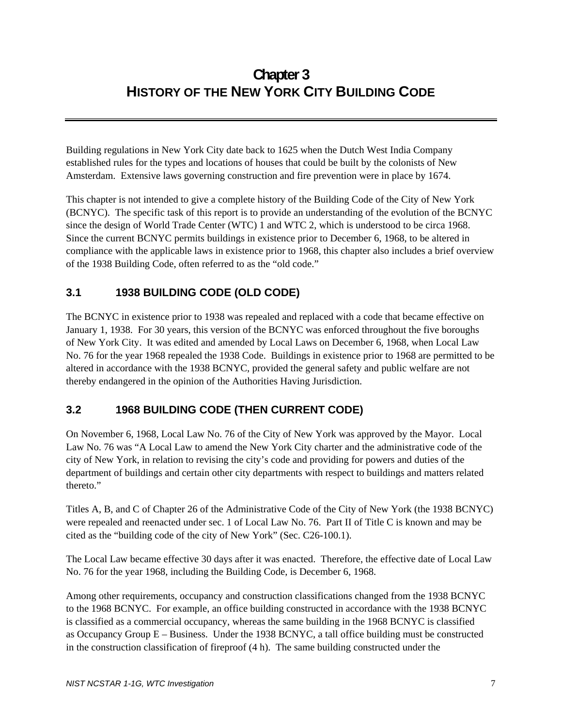# Chapter 3
# HISTORY OF THE NEW YORK CITY BUILDING CODE

Building regulations in New York City date back to 1625 when the Dutch West India Company established rules for the types and locations of houses that could be built by the colonists of New Amsterdam. Extensive laws governing construction and fire prevention were in place by 1674.

This chapter is not intended to give a complete history of the Building Code of the City of New York (BCNYC). The specific task of this report is to provide an understanding of the evolution of the BCNYC since the design of World Trade Center (WTC) 1 and WTC 2, which is understood to be circa 1968. Since the current BCNYC permits buildings in existence prior to December 6, 1968, to be altered in compliance with the applicable laws in existence prior to 1968, this chapter also includes a brief overview of the 1938 Building Code, often referred to as the "old code."

## 3.1 1938 BUILDING CODE (OLD CODE)

The BCNYC in existence prior to 1938 was repealed and replaced with a code that became effective on January 1, 1938. For 30 years, this version of the BCNYC was enforced throughout the five boroughs of New York City. It was edited and amended by Local Laws on December 6, 1968, when Local Law No. 76 for the year 1968 repealed the 1938 Code. Buildings in existence prior to 1968 are permitted to be altered in accordance with the 1938 BCNYC, provided the general safety and public welfare are not thereby endangered in the opinion of the Authorities Having Jurisdiction.

## 3.2 1968 BUILDING CODE (THEN CURRENT CODE)

On November 6, 1968, Local Law No. 76 of the City of New York was approved by the Mayor. Local Law No. 76 was "A Local Law to amend the New York City charter and the administrative code of the city of New York, in relation to revising the city's code and providing for powers and duties of the department of buildings and certain other city departments with respect to buildings and matters related thereto."

Titles A, B, and C of Chapter 26 of the Administrative Code of the City of New York (the 1938 BCNYC) were repealed and reenacted under sec. 1 of Local Law No. 76. Part II of Title C is known and may be cited as the "building code of the city of New York" (Sec. C26-100.1).

The Local Law became effective 30 days after it was enacted. Therefore, the effective date of Local Law No. 76 for the year 1968, including the Building Code, is December 6, 1968.

Among other requirements, occupancy and construction classifications changed from the 1938 BCNYC to the 1968 BCNYC. For example, an office building constructed in accordance with the 1938 BCNYC is classified as a commercial occupancy, whereas the same building in the 1968 BCNYC is classified as Occupancy Group E – Business. Under the 1938 BCNYC, a tall office building must be constructed in the construction classification of fireproof (4 h). The same building constructed under the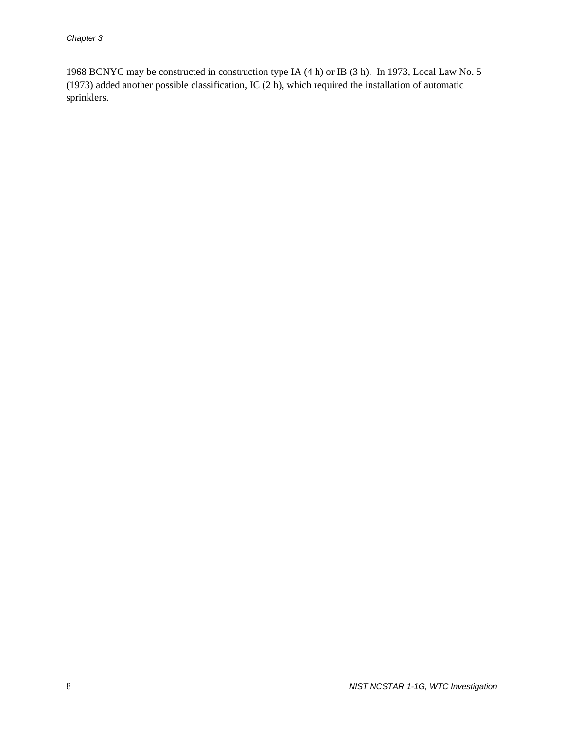1968 BCNYC may be constructed in construction type IA (4 h) or IB (3 h). In 1973, Local Law No. 5 (1973) added another possible classification, IC (2 h), which required the installation of automatic sprinklers.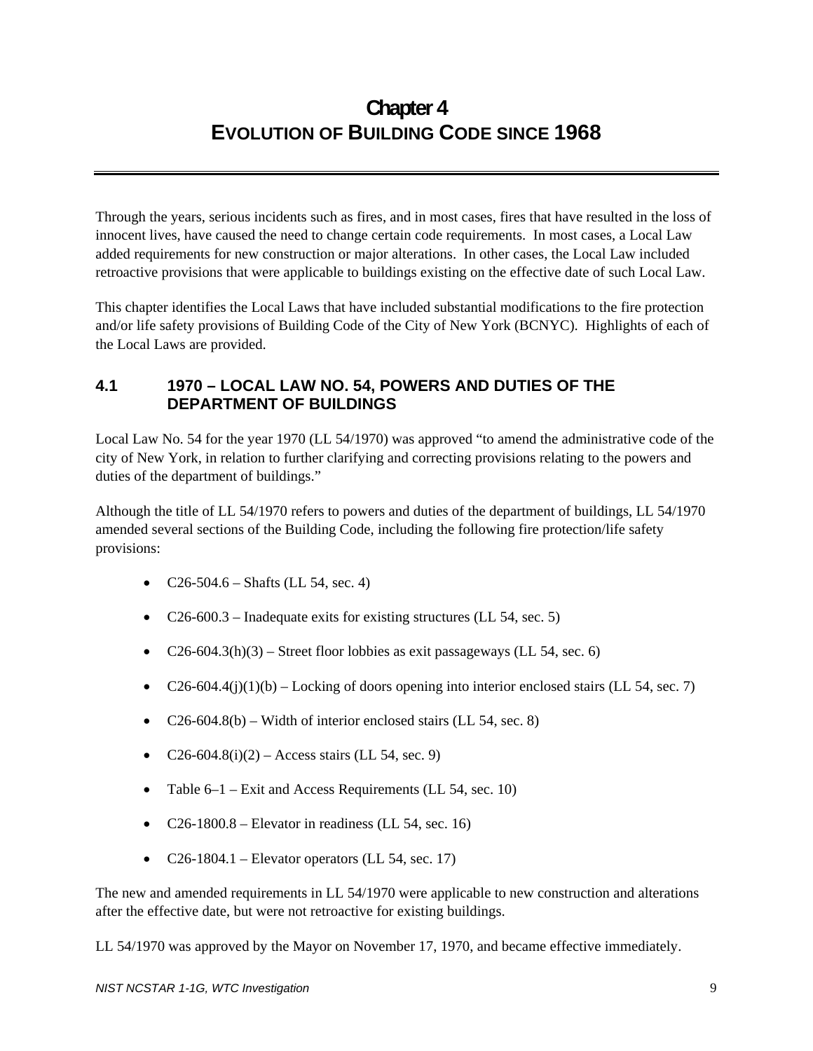# Chapter 4
# EVOLUTION OF BUILDING CODE SINCE 1968

Through the years, serious incidents such as fires, and in most cases, fires that have resulted in the loss of innocent lives, have caused the need to change certain code requirements. In most cases, a Local Law added requirements for new construction or major alterations. In other cases, the Local Law included retroactive provisions that were applicable to buildings existing on the effective date of such Local Law.

This chapter identifies the Local Laws that have included substantial modifications to the fire protection and/or life safety provisions of Building Code of the City of New York (BCNYC). Highlights of each of the Local Laws are provided.

## 4.1 1970 – LOCAL LAW NO. 54, POWERS AND DUTIES OF THE DEPARTMENT OF BUILDINGS

Local Law No. 54 for the year 1970 (LL 54/1970) was approved "to amend the administrative code of the city of New York, in relation to further clarifying and correcting provisions relating to the powers and duties of the department of buildings."

Although the title of LL 54/1970 refers to powers and duties of the department of buildings, LL 54/1970 amended several sections of the Building Code, including the following fire protection/life safety provisions:

- C26-504.6 – Shafts (LL 54, sec. 4)
- C26-600.3 – Inadequate exits for existing structures (LL 54, sec. 5)
- C26-604.3(h)(3) – Street floor lobbies as exit passageways (LL 54, sec. 6)
- C26-604.4(j)(1)(b) – Locking of doors opening into interior enclosed stairs (LL 54, sec. 7)
- C26-604.8(b) – Width of interior enclosed stairs (LL 54, sec. 8)
- C26-604.8(i)(2) – Access stairs (LL 54, sec. 9)
- Table 6–1 – Exit and Access Requirements (LL 54, sec. 10)
- C26-1800.8 – Elevator in readiness (LL 54, sec. 16)
- C26-1804.1 – Elevator operators (LL 54, sec. 17)

The new and amended requirements in LL 54/1970 were applicable to new construction and alterations after the effective date, but were not retroactive for existing buildings.

LL 54/1970 was approved by the Mayor on November 17, 1970, and became effective immediately.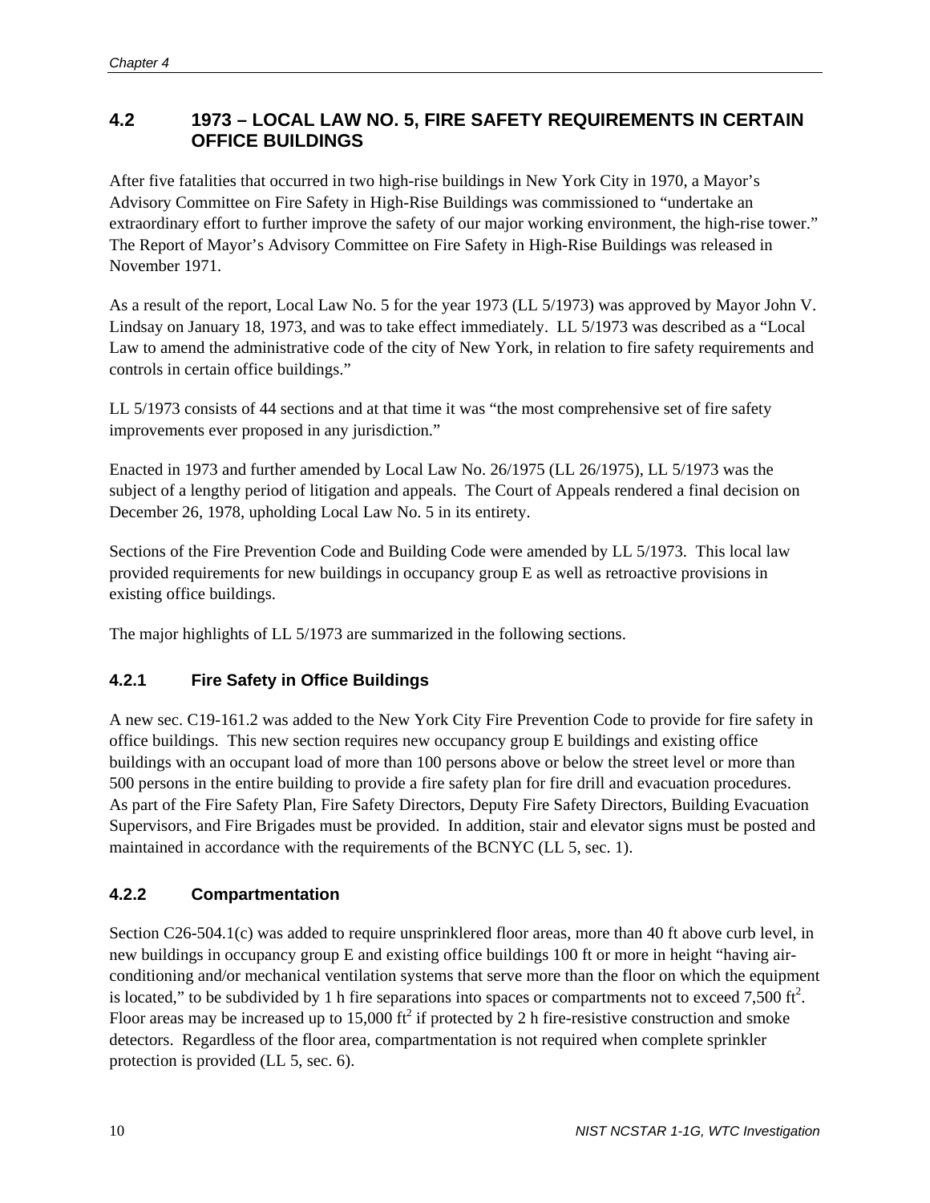## 4.2 1973 – LOCAL LAW NO. 5, FIRE SAFETY REQUIREMENTS IN CERTAIN OFFICE BUILDINGS

After five fatalities that occurred in two high-rise buildings in New York City in 1970, a Mayor's Advisory Committee on Fire Safety in High-Rise Buildings was commissioned to "undertake an extraordinary effort to further improve the safety of our major working environment, the high-rise tower." The Report of Mayor's Advisory Committee on Fire Safety in High-Rise Buildings was released in November 1971.

As a result of the report, Local Law No. 5 for the year 1973 (LL 5/1973) was approved by Mayor John V. Lindsay on January 18, 1973, and was to take effect immediately. LL 5/1973 was described as a "Local Law to amend the administrative code of the city of New York, in relation to fire safety requirements and controls in certain office buildings."

LL 5/1973 consists of 44 sections and at that time it was "the most comprehensive set of fire safety improvements ever proposed in any jurisdiction."

Enacted in 1973 and further amended by Local Law No. 26/1975 (LL 26/1975), LL 5/1973 was the subject of a lengthy period of litigation and appeals. The Court of Appeals rendered a final decision on December 26, 1978, upholding Local Law No. 5 in its entirety.

Sections of the Fire Prevention Code and Building Code were amended by LL 5/1973. This local law provided requirements for new buildings in occupancy group E as well as retroactive provisions in existing office buildings.

The major highlights of LL 5/1973 are summarized in the following sections.

### 4.2.1 Fire Safety in Office Buildings

A new sec. C19-161.2 was added to the New York City Fire Prevention Code to provide for fire safety in office buildings. This new section requires new occupancy group E buildings and existing office buildings with an occupant load of more than 100 persons above or below the street level or more than 500 persons in the entire building to provide a fire safety plan for fire drill and evacuation procedures. As part of the Fire Safety Plan, Fire Safety Directors, Deputy Fire Safety Directors, Building Evacuation Supervisors, and Fire Brigades must be provided. In addition, stair and elevator signs must be posted and maintained in accordance with the requirements of the BCNYC (LL 5, sec. 1).

### 4.2.2 Compartmentation

Section C26-504.1(c) was added to require unsprinklered floor areas, more than 40 ft above curb level, in new buildings in occupancy group E and existing office buildings 100 ft or more in height "having air-conditioning and/or mechanical ventilation systems that serve more than the floor on which the equipment is located," to be subdivided by 1 h fire separations into spaces or compartments not to exceed 7,500 $ft^2$. Floor areas may be increased up to 15,000 $ft^2$ if protected by 2 h fire-resistive construction and smoke detectors. Regardless of the floor area, compartmentation is not required when complete sprinkler protection is provided (LL 5, sec. 6).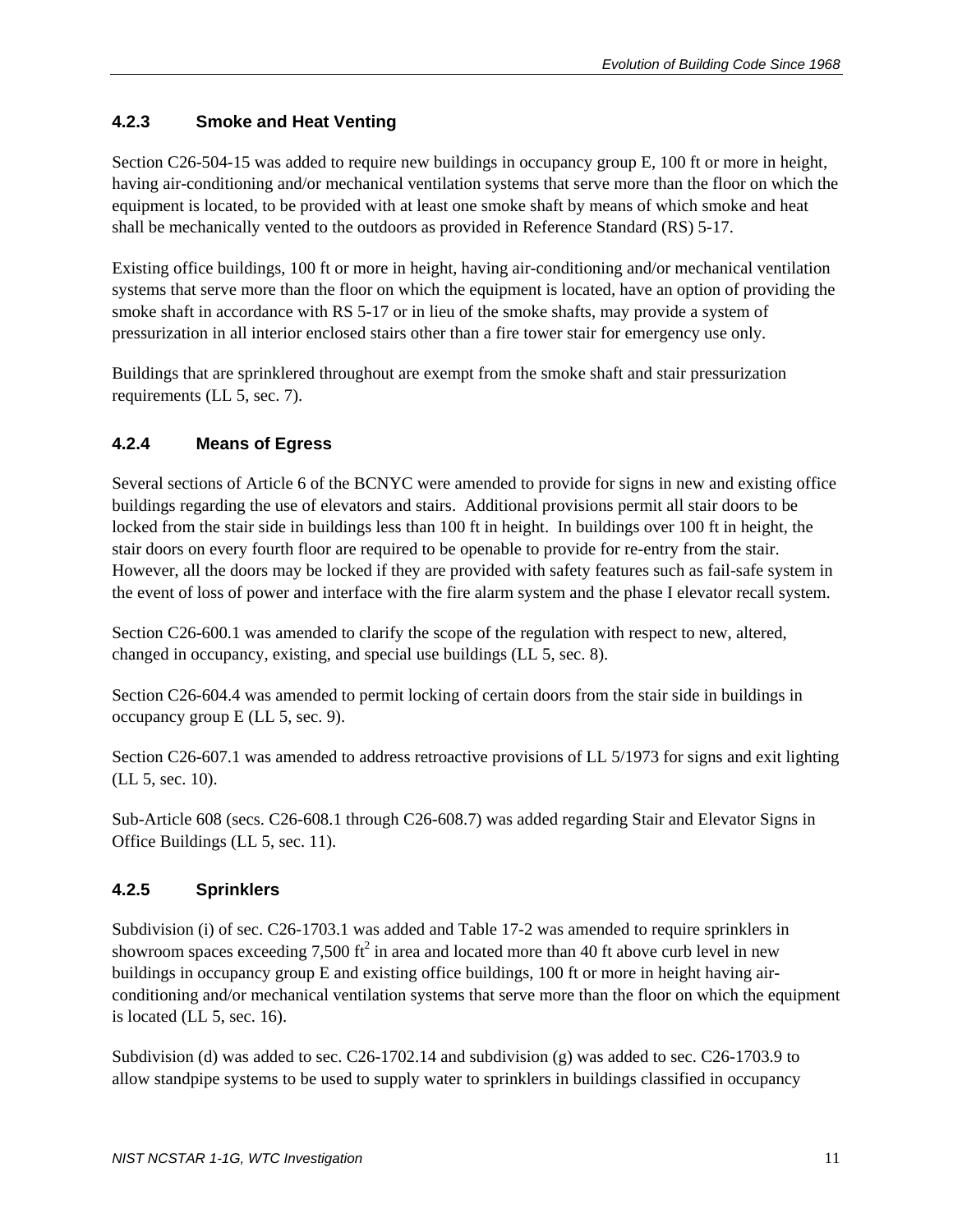### 4.2.3 Smoke and Heat Venting

Section C26-504-15 was added to require new buildings in occupancy group E, 100 ft or more in height, having air-conditioning and/or mechanical ventilation systems that serve more than the floor on which the equipment is located, to be provided with at least one smoke shaft by means of which smoke and heat shall be mechanically vented to the outdoors as provided in Reference Standard (RS) 5-17.

Existing office buildings, 100 ft or more in height, having air-conditioning and/or mechanical ventilation systems that serve more than the floor on which the equipment is located, have an option of providing the smoke shaft in accordance with RS 5-17 or in lieu of the smoke shafts, may provide a system of pressurization in all interior enclosed stairs other than a fire tower stair for emergency use only.

Buildings that are sprinklered throughout are exempt from the smoke shaft and stair pressurization requirements (LL 5, sec. 7).

### 4.2.4 Means of Egress

Several sections of Article 6 of the BCNYC were amended to provide for signs in new and existing office buildings regarding the use of elevators and stairs. Additional provisions permit all stair doors to be locked from the stair side in buildings less than 100 ft in height. In buildings over 100 ft in height, the stair doors on every fourth floor are required to be openable to provide for re-entry from the stair. However, all the doors may be locked if they are provided with safety features such as fail-safe system in the event of loss of power and interface with the fire alarm system and the phase I elevator recall system.

Section C26-600.1 was amended to clarify the scope of the regulation with respect to new, altered, changed in occupancy, existing, and special use buildings (LL 5, sec. 8).

Section C26-604.4 was amended to permit locking of certain doors from the stair side in buildings in occupancy group E (LL 5, sec. 9).

Section C26-607.1 was amended to address retroactive provisions of LL 5/1973 for signs and exit lighting (LL 5, sec. 10).

Sub-Article 608 (secs. C26-608.1 through C26-608.7) was added regarding Stair and Elevator Signs in Office Buildings (LL 5, sec. 11).

### 4.2.5 Sprinklers

Subdivision (i) of sec. C26-1703.1 was added and Table 17-2 was amended to require sprinklers in showroom spaces exceeding 7,500 ft$^2$ in area and located more than 40 ft above curb level in new buildings in occupancy group E and existing office buildings, 100 ft or more in height having air-conditioning and/or mechanical ventilation systems that serve more than the floor on which the equipment is located (LL 5, sec. 16).

Subdivision (d) was added to sec. C26-1702.14 and subdivision (g) was added to sec. C26-1703.9 to allow standpipe systems to be used to supply water to sprinklers in buildings classified in occupancy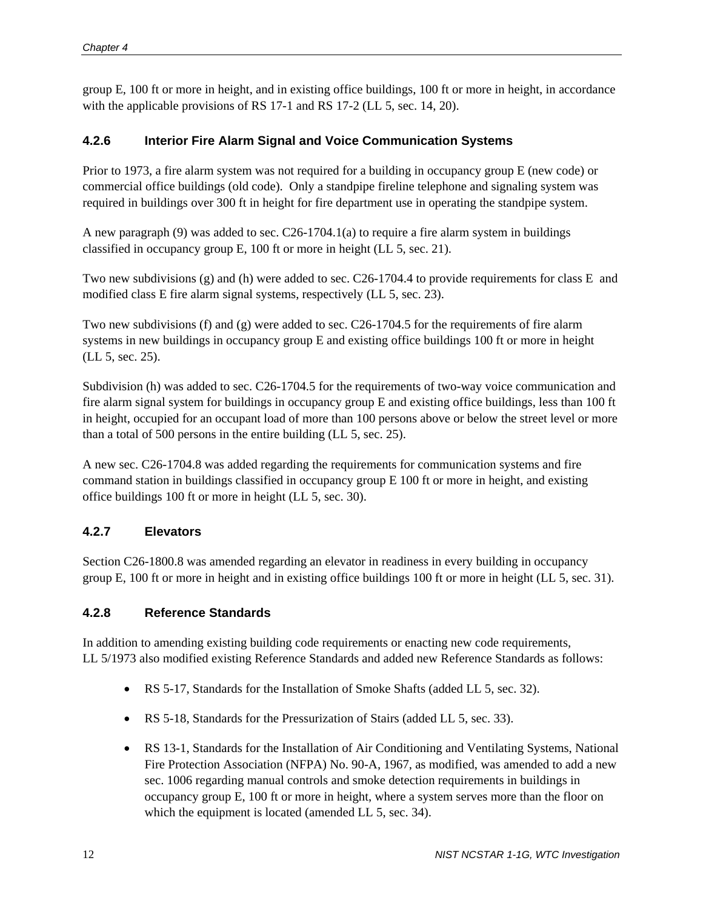group E, 100 ft or more in height, and in existing office buildings, 100 ft or more in height, in accordance with the applicable provisions of RS 17-1 and RS 17-2 (LL 5, sec. 14, 20).

### 4.2.6 Interior Fire Alarm Signal and Voice Communication Systems

Prior to 1973, a fire alarm system was not required for a building in occupancy group E (new code) or commercial office buildings (old code). Only a standpipe fireline telephone and signaling system was required in buildings over 300 ft in height for fire department use in operating the standpipe system.

A new paragraph (9) was added to sec. C26-1704.1(a) to require a fire alarm system in buildings classified in occupancy group E, 100 ft or more in height (LL 5, sec. 21).

Two new subdivisions (g) and (h) were added to sec. C26-1704.4 to provide requirements for class E and modified class E fire alarm signal systems, respectively (LL 5, sec. 23).

Two new subdivisions (f) and (g) were added to sec. C26-1704.5 for the requirements of fire alarm systems in new buildings in occupancy group E and existing office buildings 100 ft or more in height (LL 5, sec. 25).

Subdivision (h) was added to sec. C26-1704.5 for the requirements of two-way voice communication and fire alarm signal system for buildings in occupancy group E and existing office buildings, less than 100 ft in height, occupied for an occupant load of more than 100 persons above or below the street level or more than a total of 500 persons in the entire building (LL 5, sec. 25).

A new sec. C26-1704.8 was added regarding the requirements for communication systems and fire command station in buildings classified in occupancy group E 100 ft or more in height, and existing office buildings 100 ft or more in height (LL 5, sec. 30).

### 4.2.7 Elevators

Section C26-1800.8 was amended regarding an elevator in readiness in every building in occupancy group E, 100 ft or more in height and in existing office buildings 100 ft or more in height (LL 5, sec. 31).

### 4.2.8 Reference Standards

In addition to amending existing building code requirements or enacting new code requirements, LL 5/1973 also modified existing Reference Standards and added new Reference Standards as follows:

- RS 5-17, Standards for the Installation of Smoke Shafts (added LL 5, sec. 32).
- RS 5-18, Standards for the Pressurization of Stairs (added LL 5, sec. 33).
- RS 13-1, Standards for the Installation of Air Conditioning and Ventilating Systems, National Fire Protection Association (NFPA) No. 90-A, 1967, as modified, was amended to add a new sec. 1006 regarding manual controls and smoke detection requirements in buildings in occupancy group E, 100 ft or more in height, where a system serves more than the floor on which the equipment is located (amended LL 5, sec. 34).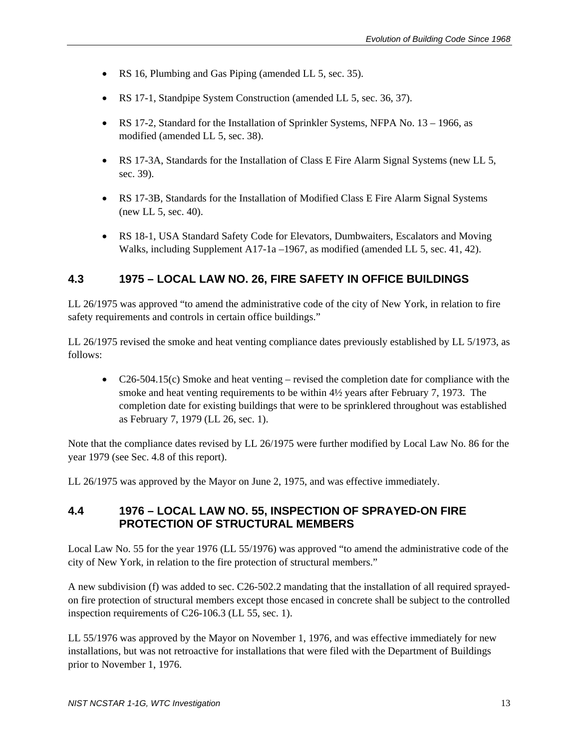- RS 16, Plumbing and Gas Piping (amended LL 5, sec. 35).
- RS 17-1, Standpipe System Construction (amended LL 5, sec. 36, 37).
- RS 17-2, Standard for the Installation of Sprinkler Systems, NFPA No. 13 – 1966, as modified (amended LL 5, sec. 38).
- RS 17-3A, Standards for the Installation of Class E Fire Alarm Signal Systems (new LL 5, sec. 39).
- RS 17-3B, Standards for the Installation of Modified Class E Fire Alarm Signal Systems (new LL 5, sec. 40).
- RS 18-1, USA Standard Safety Code for Elevators, Dumbwaiters, Escalators and Moving Walks, including Supplement A17-1a –1967, as modified (amended LL 5, sec. 41, 42).

## 4.3 1975 – LOCAL LAW NO. 26, FIRE SAFETY IN OFFICE BUILDINGS

LL 26/1975 was approved "to amend the administrative code of the city of New York, in relation to fire safety requirements and controls in certain office buildings."

LL 26/1975 revised the smoke and heat venting compliance dates previously established by LL 5/1973, as follows:

- C26-504.15(c) Smoke and heat venting – revised the completion date for compliance with the smoke and heat venting requirements to be within 4½ years after February 7, 1973. The completion date for existing buildings that were to be sprinklered throughout was established as February 7, 1979 (LL 26, sec. 1).

Note that the compliance dates revised by LL 26/1975 were further modified by Local Law No. 86 for the year 1979 (see Sec. 4.8 of this report).

LL 26/1975 was approved by the Mayor on June 2, 1975, and was effective immediately.

## 4.4 1976 – LOCAL LAW NO. 55, INSPECTION OF SPRAYED-ON FIRE PROTECTION OF STRUCTURAL MEMBERS

Local Law No. 55 for the year 1976 (LL 55/1976) was approved "to amend the administrative code of the city of New York, in relation to the fire protection of structural members."

A new subdivision (f) was added to sec. C26-502.2 mandating that the installation of all required sprayed-on fire protection of structural members except those encased in concrete shall be subject to the controlled inspection requirements of C26-106.3 (LL 55, sec. 1).

LL 55/1976 was approved by the Mayor on November 1, 1976, and was effective immediately for new installations, but was not retroactive for installations that were filed with the Department of Buildings prior to November 1, 1976.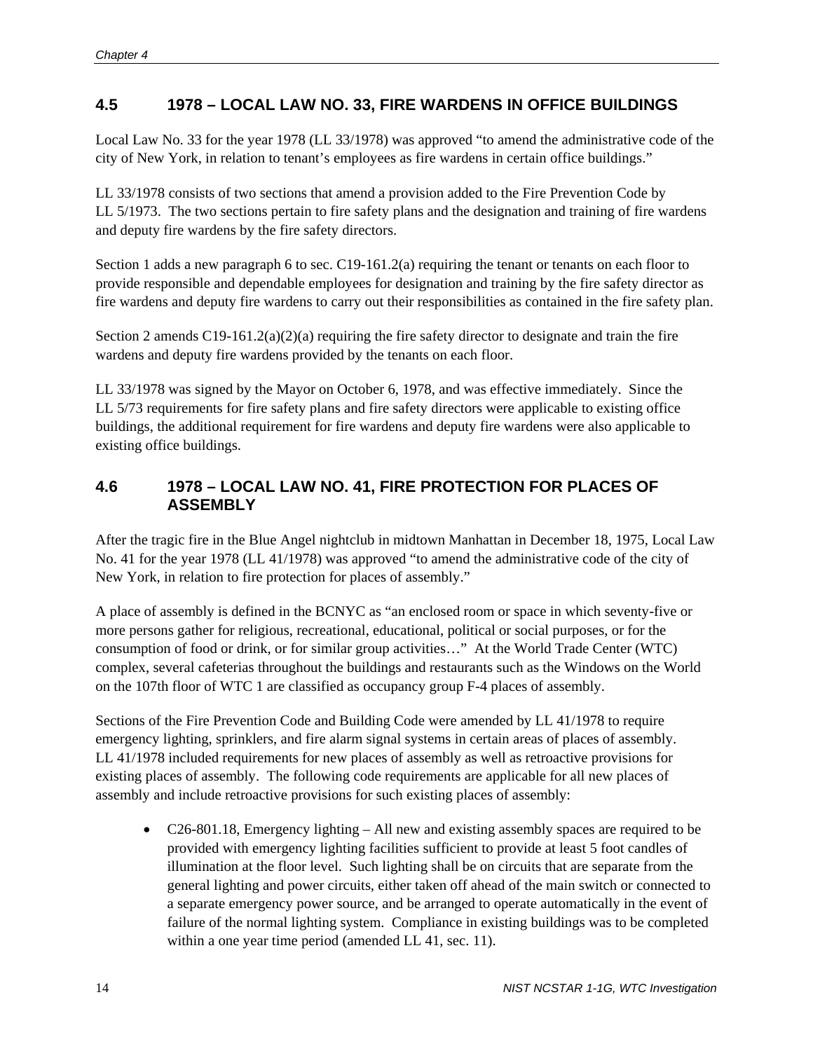## 4.5 1978 – LOCAL LAW NO. 33, FIRE WARDENS IN OFFICE BUILDINGS

Local Law No. 33 for the year 1978 (LL 33/1978) was approved "to amend the administrative code of the city of New York, in relation to tenant's employees as fire wardens in certain office buildings."

LL 33/1978 consists of two sections that amend a provision added to the Fire Prevention Code by LL 5/1973. The two sections pertain to fire safety plans and the designation and training of fire wardens and deputy fire wardens by the fire safety directors.

Section 1 adds a new paragraph 6 to sec. C19-161.2(a) requiring the tenant or tenants on each floor to provide responsible and dependable employees for designation and training by the fire safety director as fire wardens and deputy fire wardens to carry out their responsibilities as contained in the fire safety plan.

Section 2 amends C19-161.2(a)(2)(a) requiring the fire safety director to designate and train the fire wardens and deputy fire wardens provided by the tenants on each floor.

LL 33/1978 was signed by the Mayor on October 6, 1978, and was effective immediately. Since the LL 5/73 requirements for fire safety plans and fire safety directors were applicable to existing office buildings, the additional requirement for fire wardens and deputy fire wardens were also applicable to existing office buildings.

## 4.6 1978 – LOCAL LAW NO. 41, FIRE PROTECTION FOR PLACES OF ASSEMBLY

After the tragic fire in the Blue Angel nightclub in midtown Manhattan in December 18, 1975, Local Law No. 41 for the year 1978 (LL 41/1978) was approved "to amend the administrative code of the city of New York, in relation to fire protection for places of assembly."

A place of assembly is defined in the BCNYC as "an enclosed room or space in which seventy-five or more persons gather for religious, recreational, educational, political or social purposes, or for the consumption of food or drink, or for similar group activities…" At the World Trade Center (WTC) complex, several cafeterias throughout the buildings and restaurants such as the Windows on the World on the 107th floor of WTC 1 are classified as occupancy group F-4 places of assembly.

Sections of the Fire Prevention Code and Building Code were amended by LL 41/1978 to require emergency lighting, sprinklers, and fire alarm signal systems in certain areas of places of assembly. LL 41/1978 included requirements for new places of assembly as well as retroactive provisions for existing places of assembly. The following code requirements are applicable for all new places of assembly and include retroactive provisions for such existing places of assembly:

- C26-801.18, Emergency lighting – All new and existing assembly spaces are required to be provided with emergency lighting facilities sufficient to provide at least 5 foot candles of illumination at the floor level. Such lighting shall be on circuits that are separate from the general lighting and power circuits, either taken off ahead of the main switch or connected to a separate emergency power source, and be arranged to operate automatically in the event of failure of the normal lighting system. Compliance in existing buildings was to be completed within a one year time period (amended LL 41, sec. 11).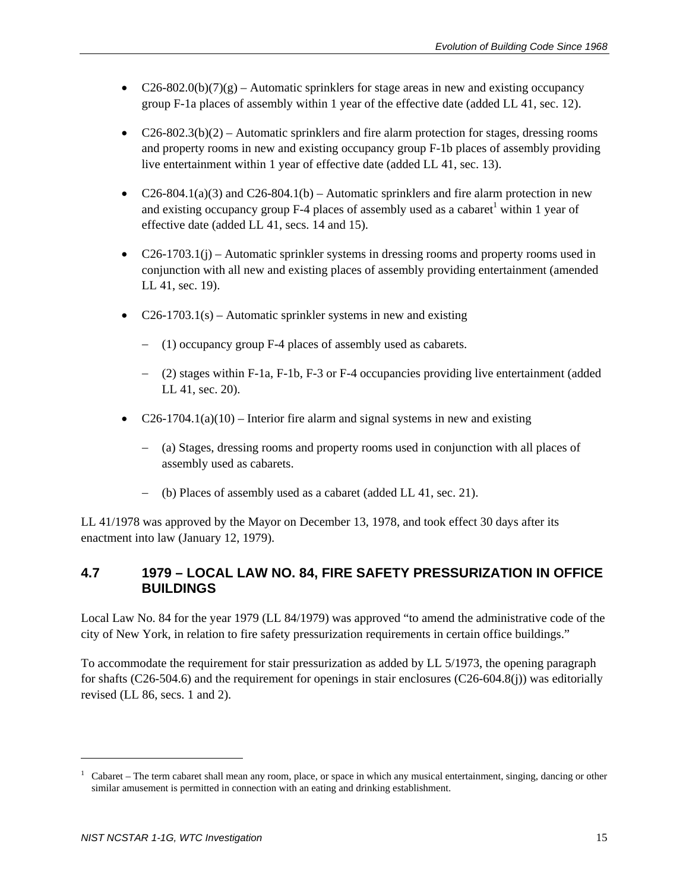- C26-802.0(b)(7)(g) – Automatic sprinklers for stage areas in new and existing occupancy group F-1a places of assembly within 1 year of the effective date (added LL 41, sec. 12).
- C26-802.3(b)(2) – Automatic sprinklers and fire alarm protection for stages, dressing rooms and property rooms in new and existing occupancy group F-1b places of assembly providing live entertainment within 1 year of effective date (added LL 41, sec. 13).
- C26-804.1(a)(3) and C26-804.1(b) – Automatic sprinklers and fire alarm protection in new and existing occupancy group F-4 places of assembly used as a cabaret[1] within 1 year of effective date (added LL 41, secs. 14 and 15).
- C26-1703.1(j) – Automatic sprinkler systems in dressing rooms and property rooms used in conjunction with all new and existing places of assembly providing entertainment (amended LL 41, sec. 19).
- C26-1703.1(s) – Automatic sprinkler systems in new and existing
  - (1) occupancy group F-4 places of assembly used as cabarets.
  - (2) stages within F-1a, F-1b, F-3 or F-4 occupancies providing live entertainment (added LL 41, sec. 20).
- C26-1704.1(a)(10) – Interior fire alarm and signal systems in new and existing
  - (a) Stages, dressing rooms and property rooms used in conjunction with all places of assembly used as cabarets.
  - (b) Places of assembly used as a cabaret (added LL 41, sec. 21).

LL 41/1978 was approved by the Mayor on December 13, 1978, and took effect 30 days after its enactment into law (January 12, 1979).

## 4.7 1979 – LOCAL LAW NO. 84, FIRE SAFETY PRESSURIZATION IN OFFICE BUILDINGS

Local Law No. 84 for the year 1979 (LL 84/1979) was approved "to amend the administrative code of the city of New York, in relation to fire safety pressurization requirements in certain office buildings."

To accommodate the requirement for stair pressurization as added by LL 5/1973, the opening paragraph for shafts (C26-504.6) and the requirement for openings in stair enclosures (C26-604.8(j)) was editorially revised (LL 86, secs. 1 and 2).

---

[1] Cabaret – The term cabaret shall mean any room, place, or space in which any musical entertainment, singing, dancing or other similar amusement is permitted in connection with an eating and drinking establishment.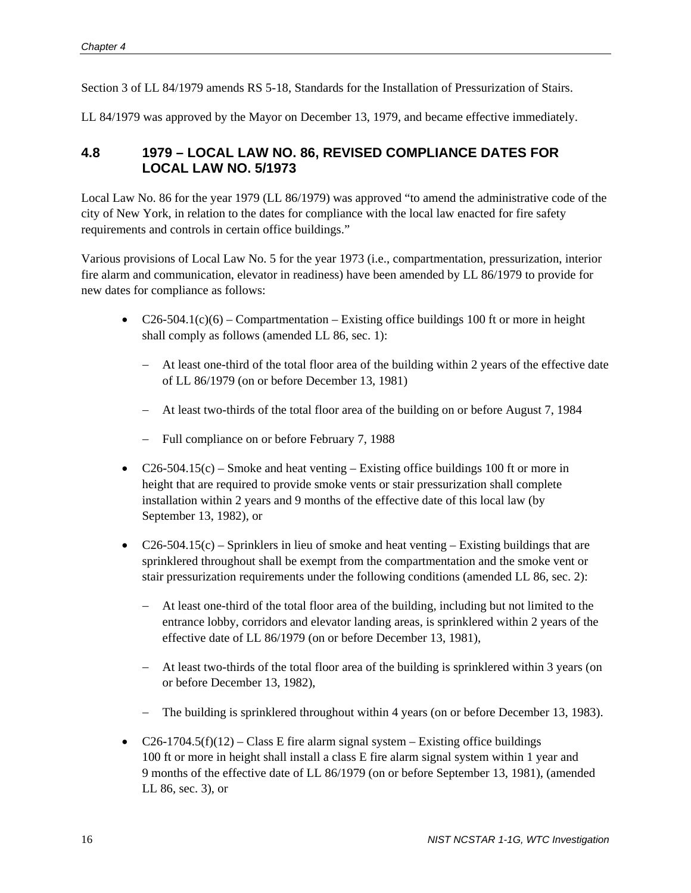Section 3 of LL 84/1979 amends RS 5-18, Standards for the Installation of Pressurization of Stairs.

LL 84/1979 was approved by the Mayor on December 13, 1979, and became effective immediately.

## 4.8 1979 – LOCAL LAW NO. 86, REVISED COMPLIANCE DATES FOR LOCAL LAW NO. 5/1973

Local Law No. 86 for the year 1979 (LL 86/1979) was approved "to amend the administrative code of the city of New York, in relation to the dates for compliance with the local law enacted for fire safety requirements and controls in certain office buildings."

Various provisions of Local Law No. 5 for the year 1973 (i.e., compartmentation, pressurization, interior fire alarm and communication, elevator in readiness) have been amended by LL 86/1979 to provide for new dates for compliance as follows:

- C26-504.1(c)(6) – Compartmentation – Existing office buildings 100 ft or more in height shall comply as follows (amended LL 86, sec. 1):
  - At least one-third of the total floor area of the building within 2 years of the effective date of LL 86/1979 (on or before December 13, 1981)
  - At least two-thirds of the total floor area of the building on or before August 7, 1984
  - Full compliance on or before February 7, 1988
- C26-504.15(c) – Smoke and heat venting – Existing office buildings 100 ft or more in height that are required to provide smoke vents or stair pressurization shall complete installation within 2 years and 9 months of the effective date of this local law (by September 13, 1982), or
- C26-504.15(c) – Sprinklers in lieu of smoke and heat venting – Existing buildings that are sprinklered throughout shall be exempt from the compartmentation and the smoke vent or stair pressurization requirements under the following conditions (amended LL 86, sec. 2):
  - At least one-third of the total floor area of the building, including but not limited to the entrance lobby, corridors and elevator landing areas, is sprinklered within 2 years of the effective date of LL 86/1979 (on or before December 13, 1981),
  - At least two-thirds of the total floor area of the building is sprinklered within 3 years (on or before December 13, 1982),
  - The building is sprinklered throughout within 4 years (on or before December 13, 1983).
- C26-1704.5(f)(12) – Class E fire alarm signal system – Existing office buildings 100 ft or more in height shall install a class E fire alarm signal system within 1 year and 9 months of the effective date of LL 86/1979 (on or before September 13, 1981), (amended LL 86, sec. 3), or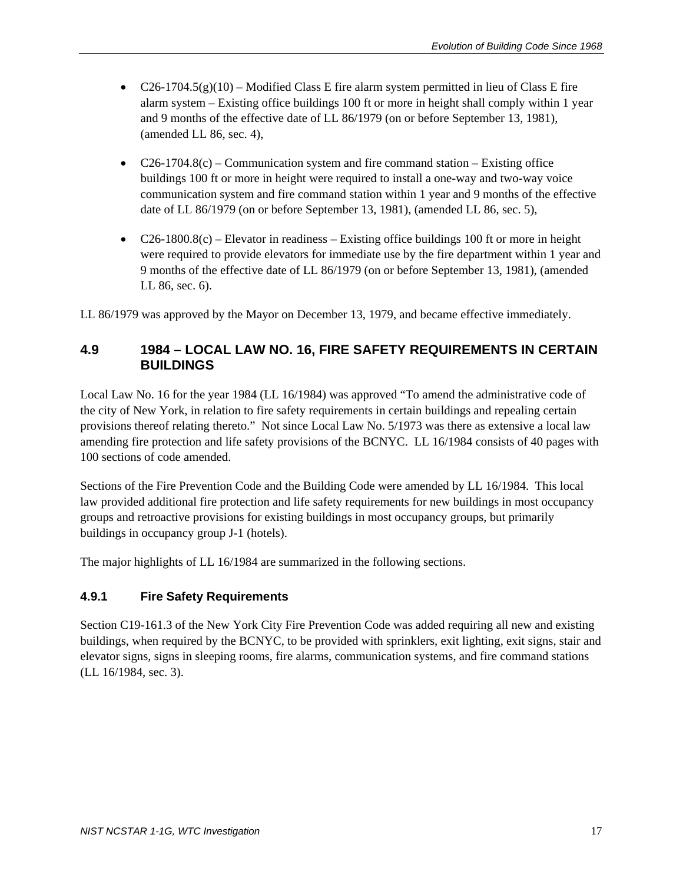- C26-1704.5(g)(10) – Modified Class E fire alarm system permitted in lieu of Class E fire alarm system – Existing office buildings 100 ft or more in height shall comply within 1 year and 9 months of the effective date of LL 86/1979 (on or before September 13, 1981), (amended LL 86, sec. 4),

- C26-1704.8(c) – Communication system and fire command station – Existing office buildings 100 ft or more in height were required to install a one-way and two-way voice communication system and fire command station within 1 year and 9 months of the effective date of LL 86/1979 (on or before September 13, 1981), (amended LL 86, sec. 5),

- C26-1800.8(c) – Elevator in readiness – Existing office buildings 100 ft or more in height were required to provide elevators for immediate use by the fire department within 1 year and 9 months of the effective date of LL 86/1979 (on or before September 13, 1981), (amended LL 86, sec. 6).

LL 86/1979 was approved by the Mayor on December 13, 1979, and became effective immediately.

## 4.9 1984 – LOCAL LAW NO. 16, FIRE SAFETY REQUIREMENTS IN CERTAIN BUILDINGS

Local Law No. 16 for the year 1984 (LL 16/1984) was approved "To amend the administrative code of the city of New York, in relation to fire safety requirements in certain buildings and repealing certain provisions thereof relating thereto." Not since Local Law No. 5/1973 was there as extensive a local law amending fire protection and life safety provisions of the BCNYC. LL 16/1984 consists of 40 pages with 100 sections of code amended.

Sections of the Fire Prevention Code and the Building Code were amended by LL 16/1984. This local law provided additional fire protection and life safety requirements for new buildings in most occupancy groups and retroactive provisions for existing buildings in most occupancy groups, but primarily buildings in occupancy group J-1 (hotels).

The major highlights of LL 16/1984 are summarized in the following sections.

### 4.9.1 Fire Safety Requirements

Section C19-161.3 of the New York City Fire Prevention Code was added requiring all new and existing buildings, when required by the BCNYC, to be provided with sprinklers, exit lighting, exit signs, stair and elevator signs, signs in sleeping rooms, fire alarms, communication systems, and fire command stations (LL 16/1984, sec. 3).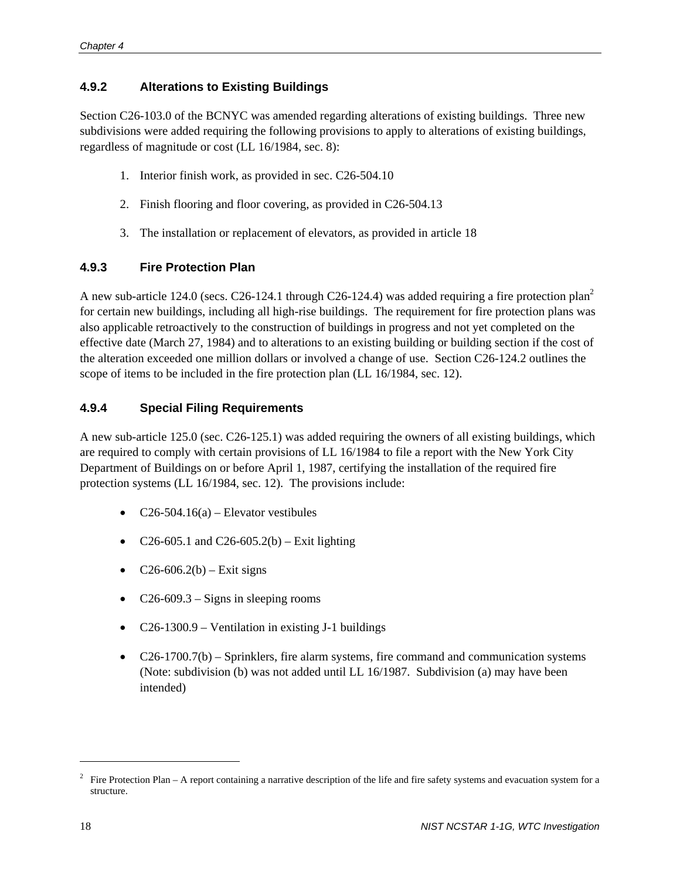### 4.9.2 Alterations to Existing Buildings

Section C26-103.0 of the BCNYC was amended regarding alterations of existing buildings. Three new subdivisions were added requiring the following provisions to apply to alterations of existing buildings, regardless of magnitude or cost (LL 16/1984, sec. 8):

1. Interior finish work, as provided in sec. C26-504.10
2. Finish flooring and floor covering, as provided in C26-504.13
3. The installation or replacement of elevators, as provided in article 18

### 4.9.3 Fire Protection Plan

A new sub-article 124.0 (secs. C26-124.1 through C26-124.4) was added requiring a fire protection plan[2] for certain new buildings, including all high-rise buildings. The requirement for fire protection plans was also applicable retroactively to the construction of buildings in progress and not yet completed on the effective date (March 27, 1984) and to alterations to an existing building or building section if the cost of the alteration exceeded one million dollars or involved a change of use. Section C26-124.2 outlines the scope of items to be included in the fire protection plan (LL 16/1984, sec. 12).

### 4.9.4 Special Filing Requirements

A new sub-article 125.0 (sec. C26-125.1) was added requiring the owners of all existing buildings, which are required to comply with certain provisions of LL 16/1984 to file a report with the New York City Department of Buildings on or before April 1, 1987, certifying the installation of the required fire protection systems (LL 16/1984, sec. 12). The provisions include:

- C26-504.16(a) – Elevator vestibules
- C26-605.1 and C26-605.2(b) – Exit lighting
- C26-606.2(b) – Exit signs
- C26-609.3 – Signs in sleeping rooms
- C26-1300.9 – Ventilation in existing J-1 buildings
- C26-1700.7(b) – Sprinklers, fire alarm systems, fire command and communication systems (Note: subdivision (b) was not added until LL 16/1987. Subdivision (a) may have been intended)

---

[2] Fire Protection Plan – A report containing a narrative description of the life and fire safety systems and evacuation system for a structure.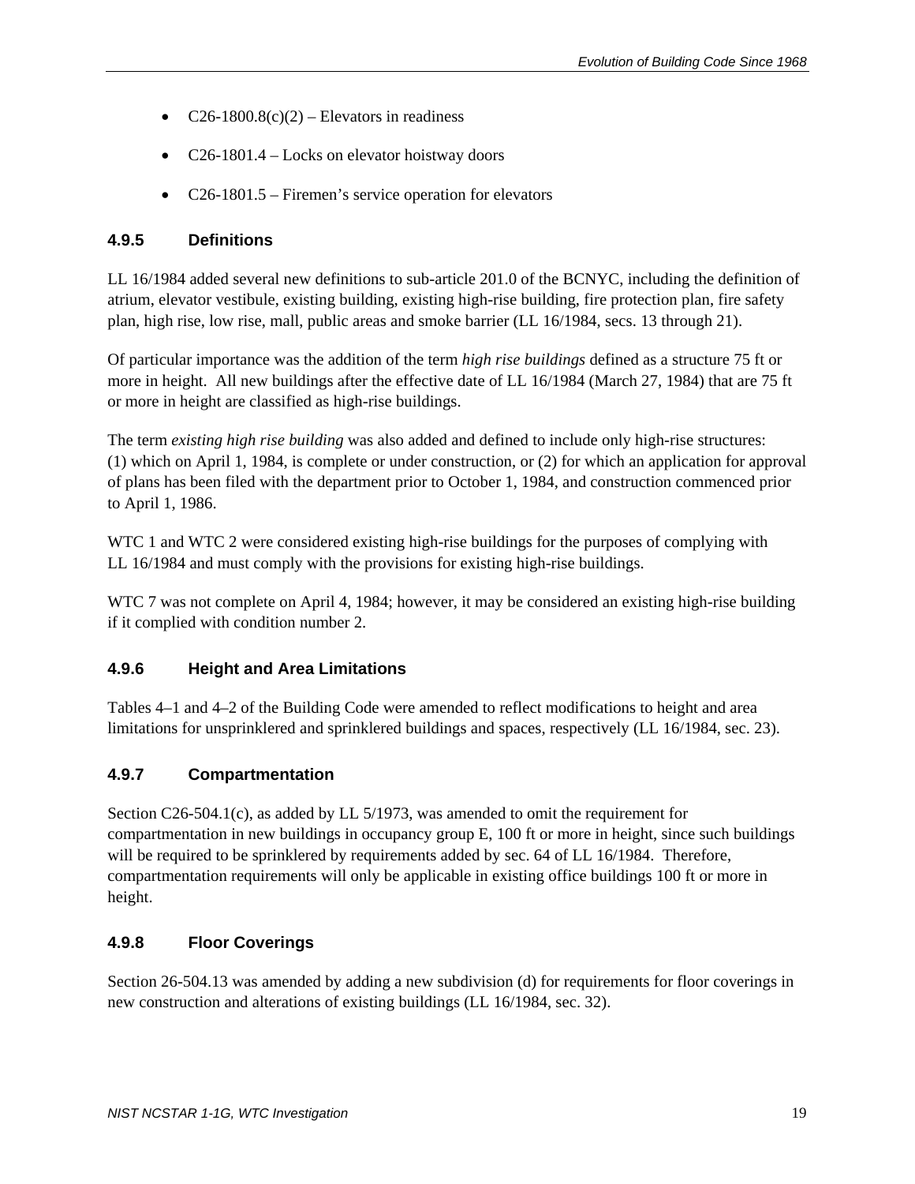- C26-1800.8(c)(2) – Elevators in readiness
- C26-1801.4 – Locks on elevator hoistway doors
- C26-1801.5 – Firemen's service operation for elevators

### 4.9.5 Definitions

LL 16/1984 added several new definitions to sub-article 201.0 of the BCNYC, including the definition of atrium, elevator vestibule, existing building, existing high-rise building, fire protection plan, fire safety plan, high rise, low rise, mall, public areas and smoke barrier (LL 16/1984, secs. 13 through 21).

Of particular importance was the addition of the term *high rise buildings* defined as a structure 75 ft or more in height. All new buildings after the effective date of LL 16/1984 (March 27, 1984) that are 75 ft or more in height are classified as high-rise buildings.

The term *existing high rise building* was also added and defined to include only high-rise structures: (1) which on April 1, 1984, is complete or under construction, or (2) for which an application for approval of plans has been filed with the department prior to October 1, 1984, and construction commenced prior to April 1, 1986.

WTC 1 and WTC 2 were considered existing high-rise buildings for the purposes of complying with LL 16/1984 and must comply with the provisions for existing high-rise buildings.

WTC 7 was not complete on April 4, 1984; however, it may be considered an existing high-rise building if it complied with condition number 2.

### 4.9.6 Height and Area Limitations

Tables 4–1 and 4–2 of the Building Code were amended to reflect modifications to height and area limitations for unsprinklered and sprinklered buildings and spaces, respectively (LL 16/1984, sec. 23).

### 4.9.7 Compartmentation

Section C26-504.1(c), as added by LL 5/1973, was amended to omit the requirement for compartmentation in new buildings in occupancy group E, 100 ft or more in height, since such buildings will be required to be sprinklered by requirements added by sec. 64 of LL 16/1984. Therefore, compartmentation requirements will only be applicable in existing office buildings 100 ft or more in height.

### 4.9.8 Floor Coverings

Section 26-504.13 was amended by adding a new subdivision (d) for requirements for floor coverings in new construction and alterations of existing buildings (LL 16/1984, sec. 32).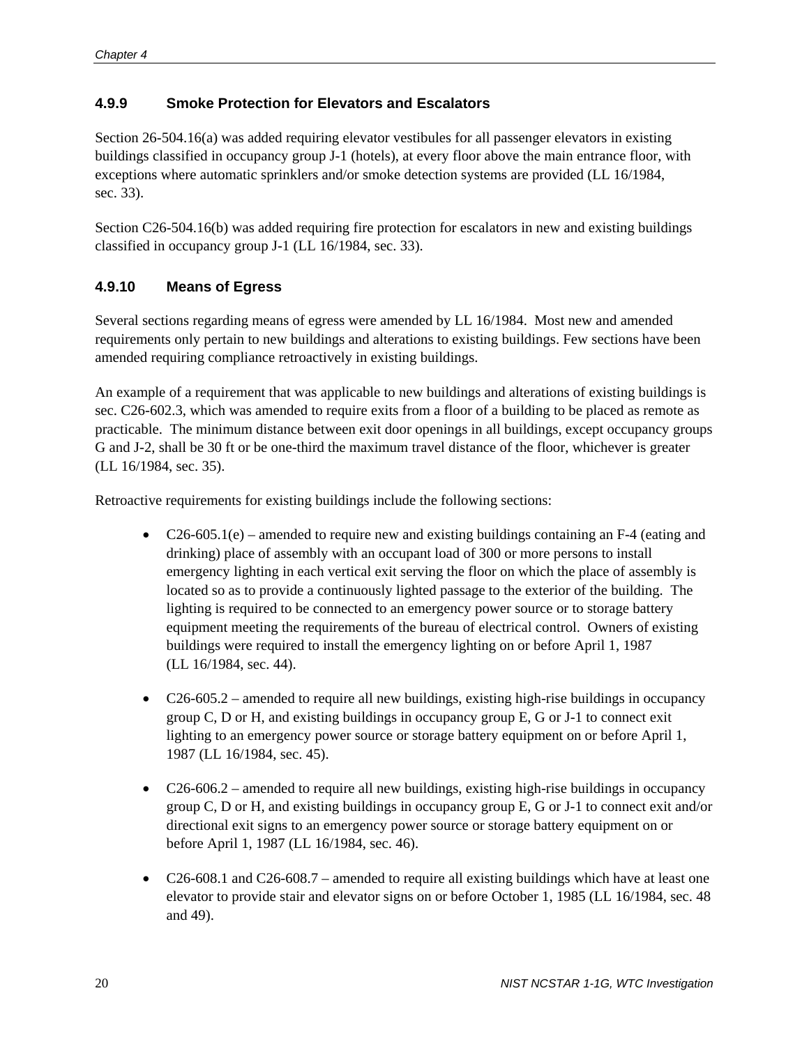### 4.9.9 Smoke Protection for Elevators and Escalators

Section 26-504.16(a) was added requiring elevator vestibules for all passenger elevators in existing buildings classified in occupancy group J-1 (hotels), at every floor above the main entrance floor, with exceptions where automatic sprinklers and/or smoke detection systems are provided (LL 16/1984, sec. 33).

Section C26-504.16(b) was added requiring fire protection for escalators in new and existing buildings classified in occupancy group J-1 (LL 16/1984, sec. 33).

### 4.9.10 Means of Egress

Several sections regarding means of egress were amended by LL 16/1984. Most new and amended requirements only pertain to new buildings and alterations to existing buildings. Few sections have been amended requiring compliance retroactively in existing buildings.

An example of a requirement that was applicable to new buildings and alterations of existing buildings is sec. C26-602.3, which was amended to require exits from a floor of a building to be placed as remote as practicable. The minimum distance between exit door openings in all buildings, except occupancy groups G and J-2, shall be 30 ft or be one-third the maximum travel distance of the floor, whichever is greater (LL 16/1984, sec. 35).

Retroactive requirements for existing buildings include the following sections:

- C26-605.1(e) – amended to require new and existing buildings containing an F-4 (eating and drinking) place of assembly with an occupant load of 300 or more persons to install emergency lighting in each vertical exit serving the floor on which the place of assembly is located so as to provide a continuously lighted passage to the exterior of the building. The lighting is required to be connected to an emergency power source or to storage battery equipment meeting the requirements of the bureau of electrical control. Owners of existing buildings were required to install the emergency lighting on or before April 1, 1987 (LL 16/1984, sec. 44).

- C26-605.2 – amended to require all new buildings, existing high-rise buildings in occupancy group C, D or H, and existing buildings in occupancy group E, G or J-1 to connect exit lighting to an emergency power source or storage battery equipment on or before April 1, 1987 (LL 16/1984, sec. 45).

- C26-606.2 – amended to require all new buildings, existing high-rise buildings in occupancy group C, D or H, and existing buildings in occupancy group E, G or J-1 to connect exit and/or directional exit signs to an emergency power source or storage battery equipment on or before April 1, 1987 (LL 16/1984, sec. 46).

- C26-608.1 and C26-608.7 – amended to require all existing buildings which have at least one elevator to provide stair and elevator signs on or before October 1, 1985 (LL 16/1984, sec. 48 and 49).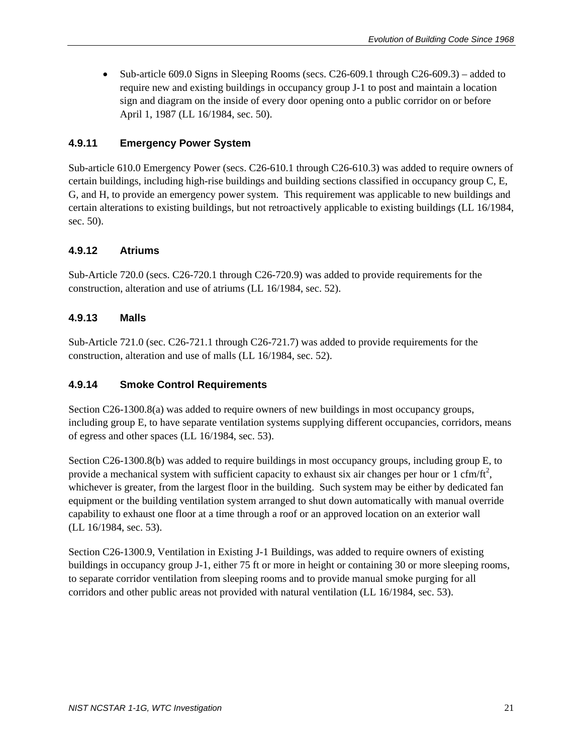- Sub-article 609.0 Signs in Sleeping Rooms (secs. C26-609.1 through C26-609.3) – added to require new and existing buildings in occupancy group J-1 to post and maintain a location sign and diagram on the inside of every door opening onto a public corridor on or before April 1, 1987 (LL 16/1984, sec. 50).

### 4.9.11 Emergency Power System

Sub-article 610.0 Emergency Power (secs. C26-610.1 through C26-610.3) was added to require owners of certain buildings, including high-rise buildings and building sections classified in occupancy group C, E, G, and H, to provide an emergency power system. This requirement was applicable to new buildings and certain alterations to existing buildings, but not retroactively applicable to existing buildings (LL 16/1984, sec. 50).

### 4.9.12 Atriums

Sub-Article 720.0 (secs. C26-720.1 through C26-720.9) was added to provide requirements for the construction, alteration and use of atriums (LL 16/1984, sec. 52).

### 4.9.13 Malls

Sub-Article 721.0 (sec. C26-721.1 through C26-721.7) was added to provide requirements for the construction, alteration and use of malls (LL 16/1984, sec. 52).

### 4.9.14 Smoke Control Requirements

Section C26-1300.8(a) was added to require owners of new buildings in most occupancy groups, including group E, to have separate ventilation systems supplying different occupancies, corridors, means of egress and other spaces (LL 16/1984, sec. 53).

Section C26-1300.8(b) was added to require buildings in most occupancy groups, including group E, to provide a mechanical system with sufficient capacity to exhaust six air changes per hour or 1 cfm/ft$^2$, whichever is greater, from the largest floor in the building. Such system may be either by dedicated fan equipment or the building ventilation system arranged to shut down automatically with manual override capability to exhaust one floor at a time through a roof or an approved location on an exterior wall (LL 16/1984, sec. 53).

Section C26-1300.9, Ventilation in Existing J-1 Buildings, was added to require owners of existing buildings in occupancy group J-1, either 75 ft or more in height or containing 30 or more sleeping rooms, to separate corridor ventilation from sleeping rooms and to provide manual smoke purging for all corridors and other public areas not provided with natural ventilation (LL 16/1984, sec. 53).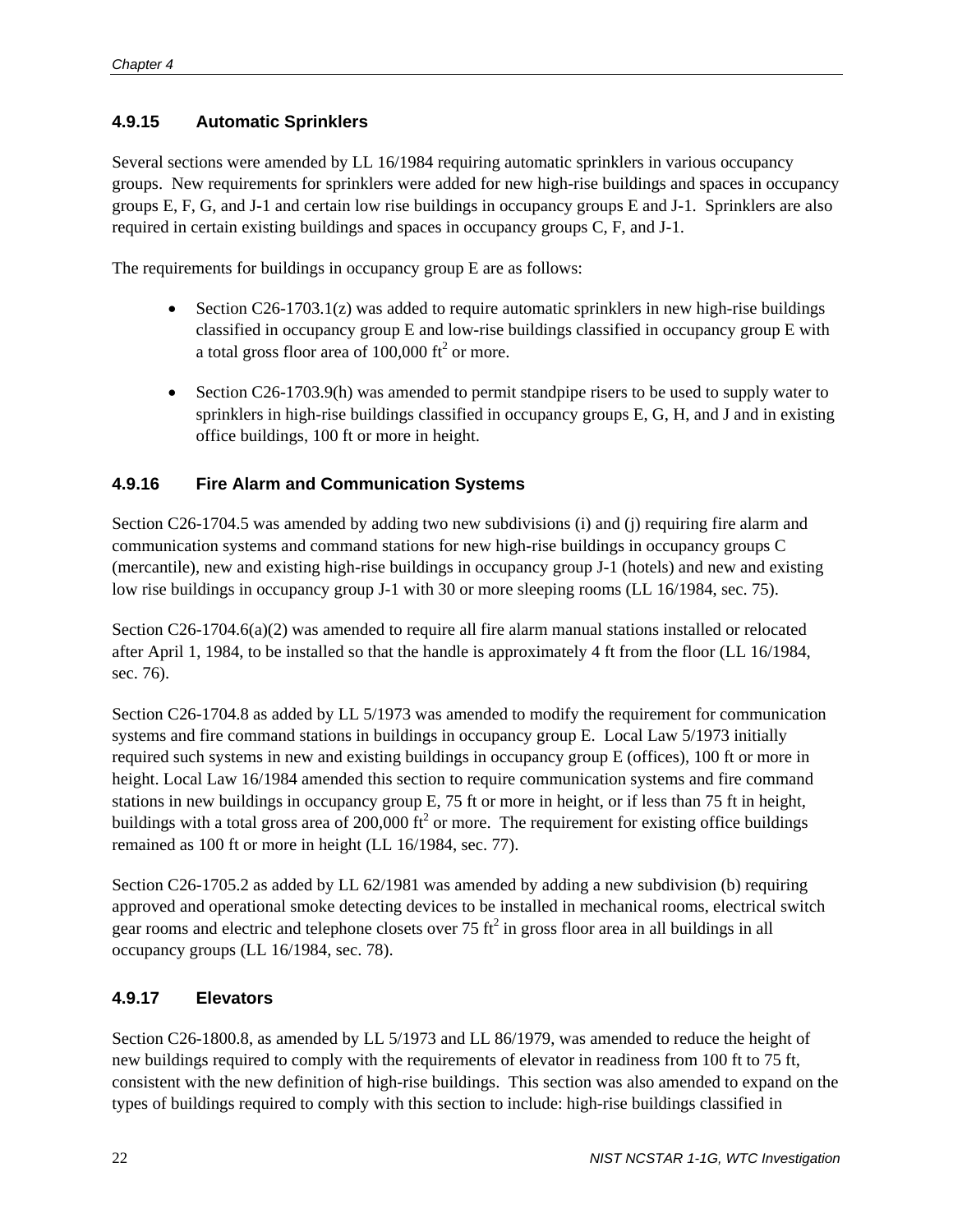### 4.9.15 Automatic Sprinklers

Several sections were amended by LL 16/1984 requiring automatic sprinklers in various occupancy groups. New requirements for sprinklers were added for new high-rise buildings and spaces in occupancy groups E, F, G, and J-1 and certain low rise buildings in occupancy groups E and J-1. Sprinklers are also required in certain existing buildings and spaces in occupancy groups C, F, and J-1.

The requirements for buildings in occupancy group E are as follows:

- Section C26-1703.1(z) was added to require automatic sprinklers in new high-rise buildings classified in occupancy group E and low-rise buildings classified in occupancy group E with a total gross floor area of 100,000 $ft^2$ or more.
- Section C26-1703.9(h) was amended to permit standpipe risers to be used to supply water to sprinklers in high-rise buildings classified in occupancy groups E, G, H, and J and in existing office buildings, 100 ft or more in height.

### 4.9.16 Fire Alarm and Communication Systems

Section C26-1704.5 was amended by adding two new subdivisions (i) and (j) requiring fire alarm and communication systems and command stations for new high-rise buildings in occupancy groups C (mercantile), new and existing high-rise buildings in occupancy group J-1 (hotels) and new and existing low rise buildings in occupancy group J-1 with 30 or more sleeping rooms (LL 16/1984, sec. 75).

Section C26-1704.6(a)(2) was amended to require all fire alarm manual stations installed or relocated after April 1, 1984, to be installed so that the handle is approximately 4 ft from the floor (LL 16/1984, sec. 76).

Section C26-1704.8 as added by LL 5/1973 was amended to modify the requirement for communication systems and fire command stations in buildings in occupancy group E. Local Law 5/1973 initially required such systems in new and existing buildings in occupancy group E (offices), 100 ft or more in height. Local Law 16/1984 amended this section to require communication systems and fire command stations in new buildings in occupancy group E, 75 ft or more in height, or if less than 75 ft in height, buildings with a total gross area of 200,000 $ft^2$ or more. The requirement for existing office buildings remained as 100 ft or more in height (LL 16/1984, sec. 77).

Section C26-1705.2 as added by LL 62/1981 was amended by adding a new subdivision (b) requiring approved and operational smoke detecting devices to be installed in mechanical rooms, electrical switch gear rooms and electric and telephone closets over 75 $ft^2$ in gross floor area in all buildings in all occupancy groups (LL 16/1984, sec. 78).

### 4.9.17 Elevators

Section C26-1800.8, as amended by LL 5/1973 and LL 86/1979, was amended to reduce the height of new buildings required to comply with the requirements of elevator in readiness from 100 ft to 75 ft, consistent with the new definition of high-rise buildings. This section was also amended to expand on the types of buildings required to comply with this section to include: high-rise buildings classified in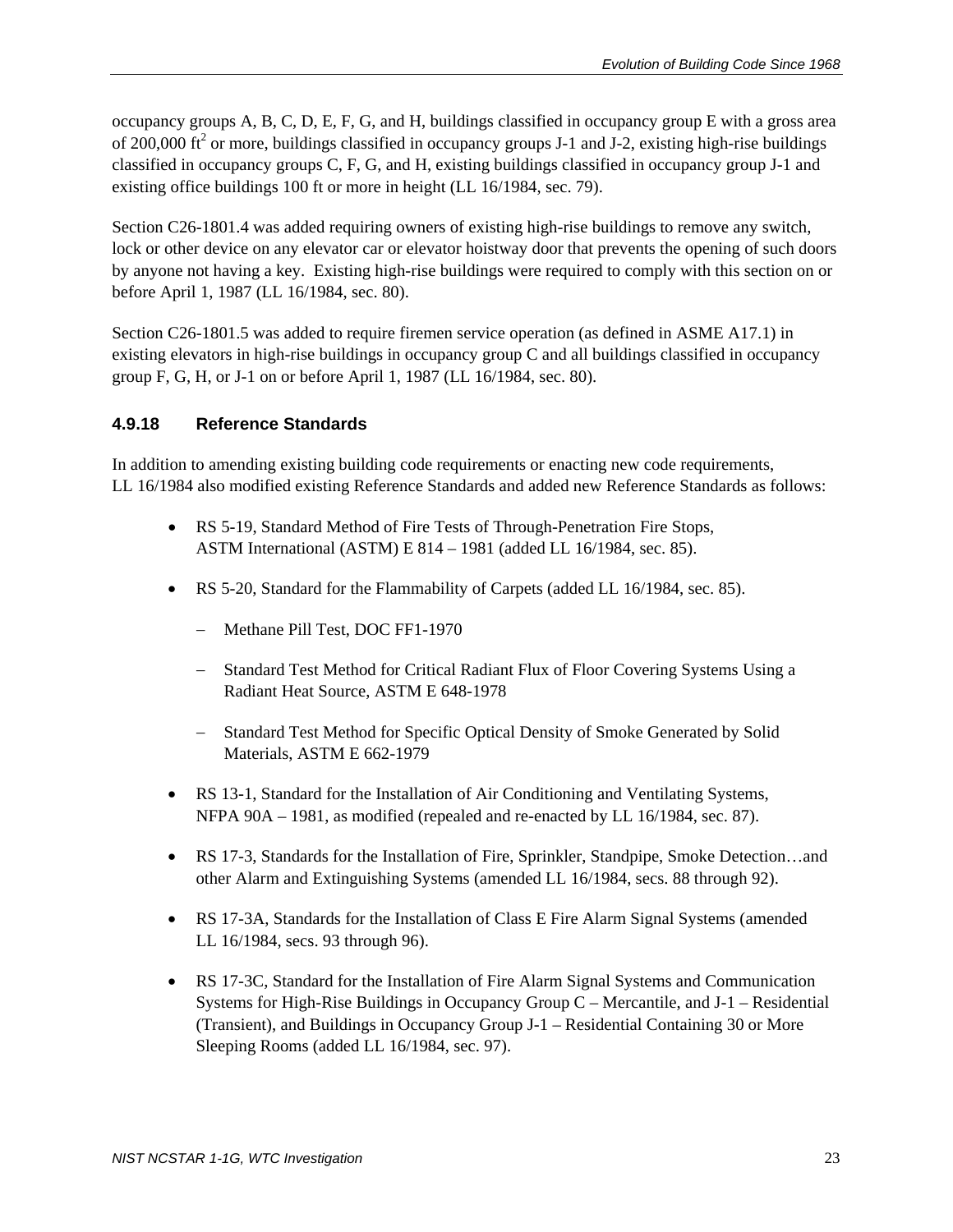occupancy groups A, B, C, D, E, F, G, and H, buildings classified in occupancy group E with a gross area of 200,000 ft$^2$ or more, buildings classified in occupancy groups J-1 and J-2, existing high-rise buildings classified in occupancy groups C, F, G, and H, existing buildings classified in occupancy group J-1 and existing office buildings 100 ft or more in height (LL 16/1984, sec. 79).

Section C26-1801.4 was added requiring owners of existing high-rise buildings to remove any switch, lock or other device on any elevator car or elevator hoistway door that prevents the opening of such doors by anyone not having a key. Existing high-rise buildings were required to comply with this section on or before April 1, 1987 (LL 16/1984, sec. 80).

Section C26-1801.5 was added to require firemen service operation (as defined in ASME A17.1) in existing elevators in high-rise buildings in occupancy group C and all buildings classified in occupancy group F, G, H, or J-1 on or before April 1, 1987 (LL 16/1984, sec. 80).

### 4.9.18 Reference Standards

In addition to amending existing building code requirements or enacting new code requirements, LL 16/1984 also modified existing Reference Standards and added new Reference Standards as follows:

- RS 5-19, Standard Method of Fire Tests of Through-Penetration Fire Stops, ASTM International (ASTM) E 814 – 1981 (added LL 16/1984, sec. 85).
- RS 5-20, Standard for the Flammability of Carpets (added LL 16/1984, sec. 85).
  - Methane Pill Test, DOC FF1-1970
  - Standard Test Method for Critical Radiant Flux of Floor Covering Systems Using a Radiant Heat Source, ASTM E 648-1978
  - Standard Test Method for Specific Optical Density of Smoke Generated by Solid Materials, ASTM E 662-1979
- RS 13-1, Standard for the Installation of Air Conditioning and Ventilating Systems, NFPA 90A – 1981, as modified (repealed and re-enacted by LL 16/1984, sec. 87).
- RS 17-3, Standards for the Installation of Fire, Sprinkler, Standpipe, Smoke Detection…and other Alarm and Extinguishing Systems (amended LL 16/1984, secs. 88 through 92).
- RS 17-3A, Standards for the Installation of Class E Fire Alarm Signal Systems (amended LL 16/1984, secs. 93 through 96).
- RS 17-3C, Standard for the Installation of Fire Alarm Signal Systems and Communication Systems for High-Rise Buildings in Occupancy Group C – Mercantile, and J-1 – Residential (Transient), and Buildings in Occupancy Group J-1 – Residential Containing 30 or More Sleeping Rooms (added LL 16/1984, sec. 97).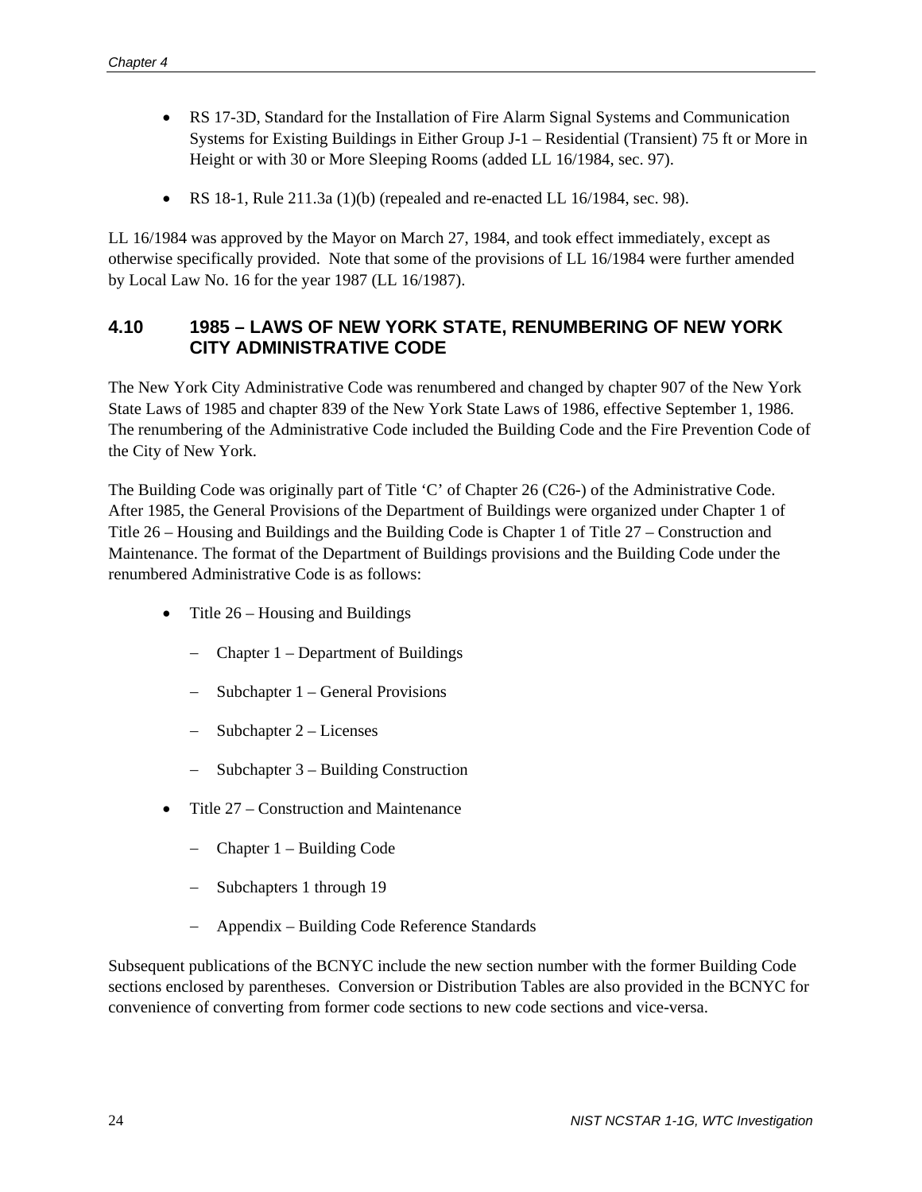- RS 17-3D, Standard for the Installation of Fire Alarm Signal Systems and Communication Systems for Existing Buildings in Either Group J-1 – Residential (Transient) 75 ft or More in Height or with 30 or More Sleeping Rooms (added LL 16/1984, sec. 97).

- RS 18-1, Rule 211.3a (1)(b) (repealed and re-enacted LL 16/1984, sec. 98).

LL 16/1984 was approved by the Mayor on March 27, 1984, and took effect immediately, except as otherwise specifically provided. Note that some of the provisions of LL 16/1984 were further amended by Local Law No. 16 for the year 1987 (LL 16/1987).

## 4.10 1985 – LAWS OF NEW YORK STATE, RENUMBERING OF NEW YORK CITY ADMINISTRATIVE CODE

The New York City Administrative Code was renumbered and changed by chapter 907 of the New York State Laws of 1985 and chapter 839 of the New York State Laws of 1986, effective September 1, 1986. The renumbering of the Administrative Code included the Building Code and the Fire Prevention Code of the City of New York.

The Building Code was originally part of Title 'C' of Chapter 26 (C26-) of the Administrative Code. After 1985, the General Provisions of the Department of Buildings were organized under Chapter 1 of Title 26 – Housing and Buildings and the Building Code is Chapter 1 of Title 27 – Construction and Maintenance. The format of the Department of Buildings provisions and the Building Code under the renumbered Administrative Code is as follows:

- Title 26 – Housing and Buildings
  - Chapter 1 – Department of Buildings
  - Subchapter 1 – General Provisions
  - Subchapter 2 – Licenses
  - Subchapter 3 – Building Construction
- Title 27 – Construction and Maintenance
  - Chapter 1 – Building Code
  - Subchapters 1 through 19
  - Appendix – Building Code Reference Standards

Subsequent publications of the BCNYC include the new section number with the former Building Code sections enclosed by parentheses. Conversion or Distribution Tables are also provided in the BCNYC for convenience of converting from former code sections to new code sections and vice-versa.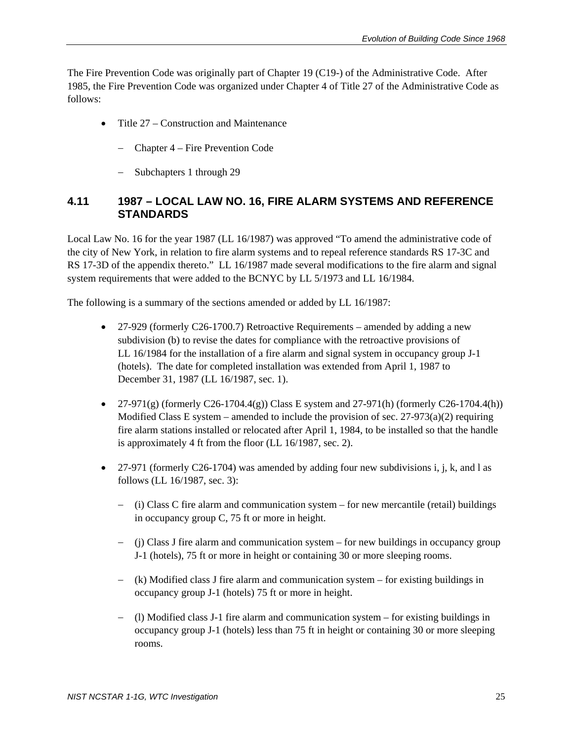The Fire Prevention Code was originally part of Chapter 19 (C19-) of the Administrative Code. After 1985, the Fire Prevention Code was organized under Chapter 4 of Title 27 of the Administrative Code as follows:

- Title 27 – Construction and Maintenance
  - Chapter 4 – Fire Prevention Code
  - Subchapters 1 through 29

## 4.11 1987 – LOCAL LAW NO. 16, FIRE ALARM SYSTEMS AND REFERENCE STANDARDS

Local Law No. 16 for the year 1987 (LL 16/1987) was approved "To amend the administrative code of the city of New York, in relation to fire alarm systems and to repeal reference standards RS 17-3C and RS 17-3D of the appendix thereto." LL 16/1987 made several modifications to the fire alarm and signal system requirements that were added to the BCNYC by LL 5/1973 and LL 16/1984.

The following is a summary of the sections amended or added by LL 16/1987:

- 27-929 (formerly C26-1700.7) Retroactive Requirements – amended by adding a new subdivision (b) to revise the dates for compliance with the retroactive provisions of LL 16/1984 for the installation of a fire alarm and signal system in occupancy group J-1 (hotels). The date for completed installation was extended from April 1, 1987 to December 31, 1987 (LL 16/1987, sec. 1).

- 27-971(g) (formerly C26-1704.4(g)) Class E system and 27-971(h) (formerly C26-1704.4(h)) Modified Class E system – amended to include the provision of sec. 27-973(a)(2) requiring fire alarm stations installed or relocated after April 1, 1984, to be installed so that the handle is approximately 4 ft from the floor (LL 16/1987, sec. 2).

- 27-971 (formerly C26-1704) was amended by adding four new subdivisions i, j, k, and l as follows (LL 16/1987, sec. 3):
  - (i) Class C fire alarm and communication system – for new mercantile (retail) buildings in occupancy group C, 75 ft or more in height.
  - (j) Class J fire alarm and communication system – for new buildings in occupancy group J-1 (hotels), 75 ft or more in height or containing 30 or more sleeping rooms.
  - (k) Modified class J fire alarm and communication system – for existing buildings in occupancy group J-1 (hotels) 75 ft or more in height.
  - (l) Modified class J-1 fire alarm and communication system – for existing buildings in occupancy group J-1 (hotels) less than 75 ft in height or containing 30 or more sleeping rooms.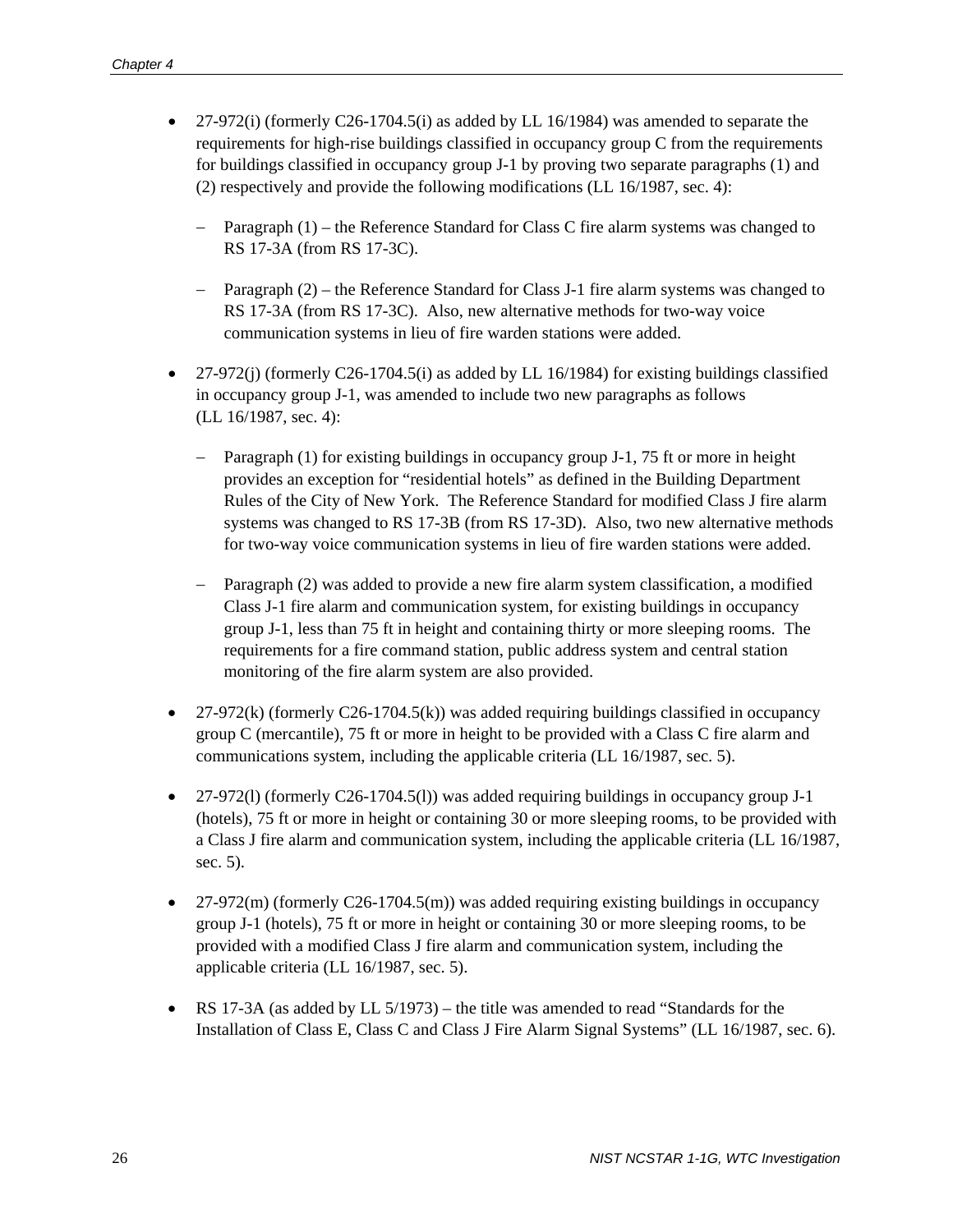- 27-972(i) (formerly C26-1704.5(i) as added by LL 16/1984) was amended to separate the requirements for high-rise buildings classified in occupancy group C from the requirements for buildings classified in occupancy group J-1 by proving two separate paragraphs (1) and (2) respectively and provide the following modifications (LL 16/1987, sec. 4):

  - Paragraph (1) – the Reference Standard for Class C fire alarm systems was changed to RS 17-3A (from RS 17-3C).

  - Paragraph (2) – the Reference Standard for Class J-1 fire alarm systems was changed to RS 17-3A (from RS 17-3C). Also, new alternative methods for two-way voice communication systems in lieu of fire warden stations were added.

- 27-972(j) (formerly C26-1704.5(i) as added by LL 16/1984) for existing buildings classified in occupancy group J-1, was amended to include two new paragraphs as follows (LL 16/1987, sec. 4):

  - Paragraph (1) for existing buildings in occupancy group J-1, 75 ft or more in height provides an exception for "residential hotels" as defined in the Building Department Rules of the City of New York. The Reference Standard for modified Class J fire alarm systems was changed to RS 17-3B (from RS 17-3D). Also, two new alternative methods for two-way voice communication systems in lieu of fire warden stations were added.

  - Paragraph (2) was added to provide a new fire alarm system classification, a modified Class J-1 fire alarm and communication system, for existing buildings in occupancy group J-1, less than 75 ft in height and containing thirty or more sleeping rooms. The requirements for a fire command station, public address system and central station monitoring of the fire alarm system are also provided.

- 27-972(k) (formerly C26-1704.5(k)) was added requiring buildings classified in occupancy group C (mercantile), 75 ft or more in height to be provided with a Class C fire alarm and communications system, including the applicable criteria (LL 16/1987, sec. 5).

- 27-972(l) (formerly C26-1704.5(l)) was added requiring buildings in occupancy group J-1 (hotels), 75 ft or more in height or containing 30 or more sleeping rooms, to be provided with a Class J fire alarm and communication system, including the applicable criteria (LL 16/1987, sec. 5).

- 27-972(m) (formerly C26-1704.5(m)) was added requiring existing buildings in occupancy group J-1 (hotels), 75 ft or more in height or containing 30 or more sleeping rooms, to be provided with a modified Class J fire alarm and communication system, including the applicable criteria (LL 16/1987, sec. 5).

- RS 17-3A (as added by LL 5/1973) – the title was amended to read "Standards for the Installation of Class E, Class C and Class J Fire Alarm Signal Systems" (LL 16/1987, sec. 6).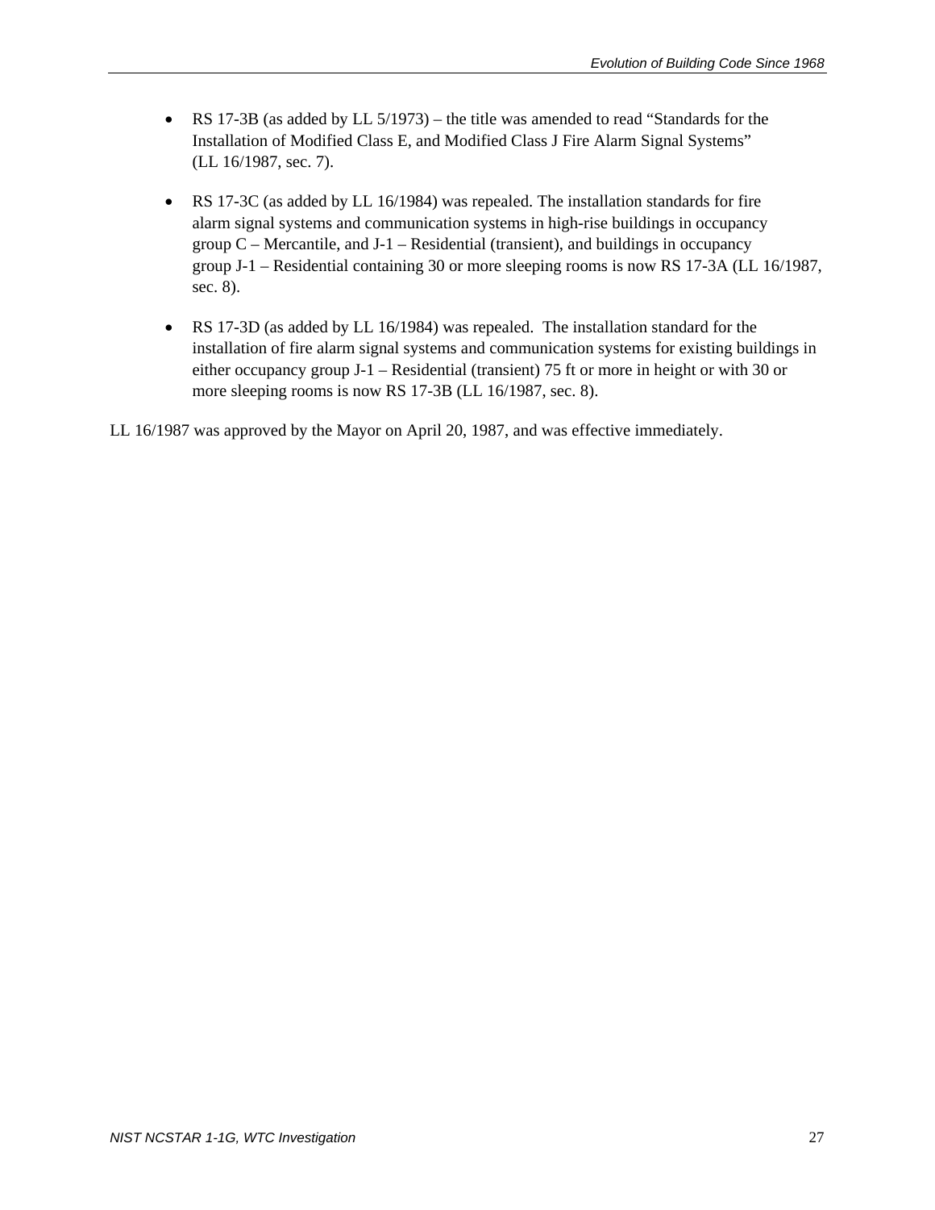- RS 17-3B (as added by LL 5/1973) – the title was amended to read "Standards for the Installation of Modified Class E, and Modified Class J Fire Alarm Signal Systems" (LL 16/1987, sec. 7).

- RS 17-3C (as added by LL 16/1984) was repealed. The installation standards for fire alarm signal systems and communication systems in high-rise buildings in occupancy group C – Mercantile, and J-1 – Residential (transient), and buildings in occupancy group J-1 – Residential containing 30 or more sleeping rooms is now RS 17-3A (LL 16/1987, sec. 8).

- RS 17-3D (as added by LL 16/1984) was repealed. The installation standard for the installation of fire alarm signal systems and communication systems for existing buildings in either occupancy group J-1 – Residential (transient) 75 ft or more in height or with 30 or more sleeping rooms is now RS 17-3B (LL 16/1987, sec. 8).

LL 16/1987 was approved by the Mayor on April 20, 1987, and was effective immediately.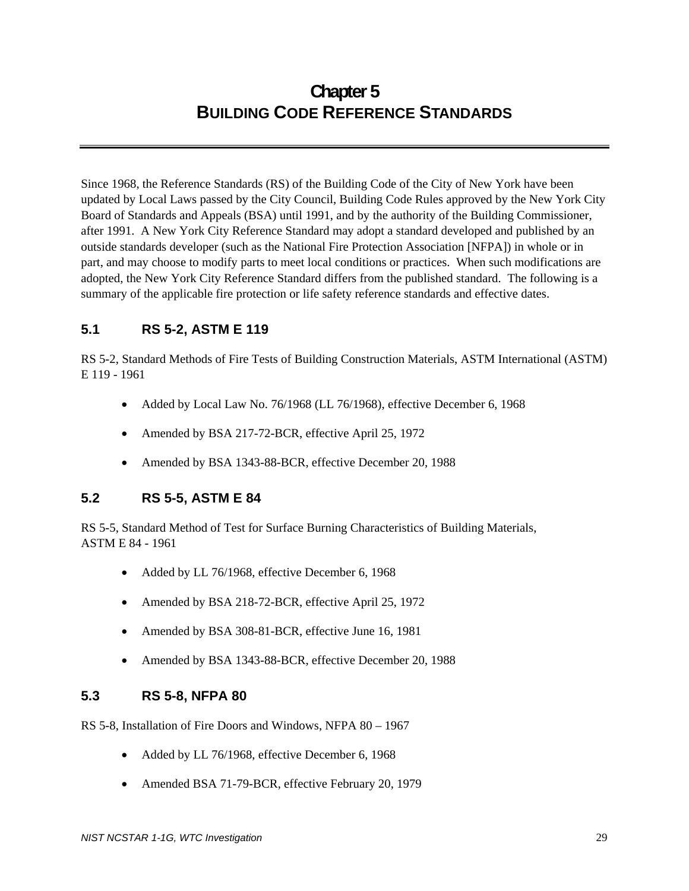# Chapter 5
# BUILDING CODE REFERENCE STANDARDS

Since 1968, the Reference Standards (RS) of the Building Code of the City of New York have been updated by Local Laws passed by the City Council, Building Code Rules approved by the New York City Board of Standards and Appeals (BSA) until 1991, and by the authority of the Building Commissioner, after 1991. A New York City Reference Standard may adopt a standard developed and published by an outside standards developer (such as the National Fire Protection Association [NFPA]) in whole or in part, and may choose to modify parts to meet local conditions or practices. When such modifications are adopted, the New York City Reference Standard differs from the published standard. The following is a summary of the applicable fire protection or life safety reference standards and effective dates.

## 5.1 RS 5-2, ASTM E 119

RS 5-2, Standard Methods of Fire Tests of Building Construction Materials, ASTM International (ASTM) E 119 - 1961

- Added by Local Law No. 76/1968 (LL 76/1968), effective December 6, 1968
- Amended by BSA 217-72-BCR, effective April 25, 1972
- Amended by BSA 1343-88-BCR, effective December 20, 1988

## 5.2 RS 5-5, ASTM E 84

RS 5-5, Standard Method of Test for Surface Burning Characteristics of Building Materials, ASTM E 84 - 1961

- Added by LL 76/1968, effective December 6, 1968
- Amended by BSA 218-72-BCR, effective April 25, 1972
- Amended by BSA 308-81-BCR, effective June 16, 1981
- Amended by BSA 1343-88-BCR, effective December 20, 1988

## 5.3 RS 5-8, NFPA 80

RS 5-8, Installation of Fire Doors and Windows, NFPA 80 – 1967

- Added by LL 76/1968, effective December 6, 1968
- Amended BSA 71-79-BCR, effective February 20, 1979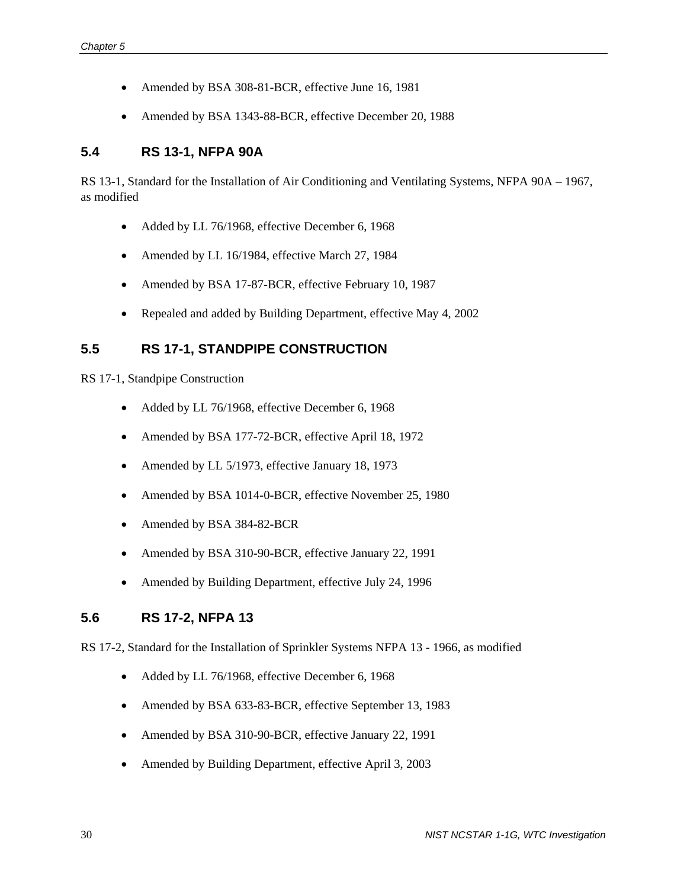- Amended by BSA 308-81-BCR, effective June 16, 1981
- Amended by BSA 1343-88-BCR, effective December 20, 1988

## 5.4 RS 13-1, NFPA 90A

RS 13-1, Standard for the Installation of Air Conditioning and Ventilating Systems, NFPA 90A – 1967, as modified

- Added by LL 76/1968, effective December 6, 1968
- Amended by LL 16/1984, effective March 27, 1984
- Amended by BSA 17-87-BCR, effective February 10, 1987
- Repealed and added by Building Department, effective May 4, 2002

## 5.5 RS 17-1, STANDPIPE CONSTRUCTION

RS 17-1, Standpipe Construction

- Added by LL 76/1968, effective December 6, 1968
- Amended by BSA 177-72-BCR, effective April 18, 1972
- Amended by LL 5/1973, effective January 18, 1973
- Amended by BSA 1014-0-BCR, effective November 25, 1980
- Amended by BSA 384-82-BCR
- Amended by BSA 310-90-BCR, effective January 22, 1991
- Amended by Building Department, effective July 24, 1996

## 5.6 RS 17-2, NFPA 13

RS 17-2, Standard for the Installation of Sprinkler Systems NFPA 13 - 1966, as modified

- Added by LL 76/1968, effective December 6, 1968
- Amended by BSA 633-83-BCR, effective September 13, 1983
- Amended by BSA 310-90-BCR, effective January 22, 1991
- Amended by Building Department, effective April 3, 2003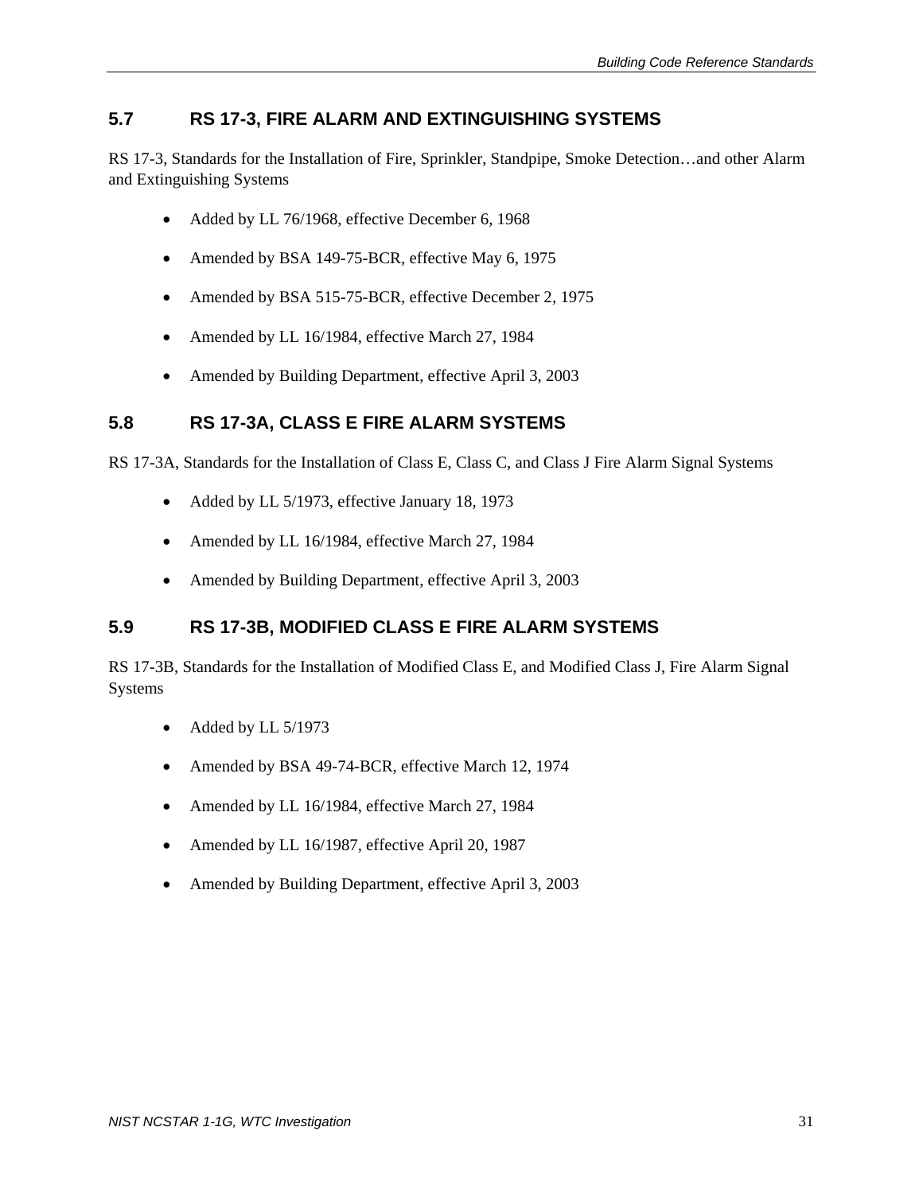## 5.7 RS 17-3, FIRE ALARM AND EXTINGUISHING SYSTEMS

RS 17-3, Standards for the Installation of Fire, Sprinkler, Standpipe, Smoke Detection…and other Alarm and Extinguishing Systems

- Added by LL 76/1968, effective December 6, 1968
- Amended by BSA 149-75-BCR, effective May 6, 1975
- Amended by BSA 515-75-BCR, effective December 2, 1975
- Amended by LL 16/1984, effective March 27, 1984
- Amended by Building Department, effective April 3, 2003

## 5.8 RS 17-3A, CLASS E FIRE ALARM SYSTEMS

RS 17-3A, Standards for the Installation of Class E, Class C, and Class J Fire Alarm Signal Systems

- Added by LL 5/1973, effective January 18, 1973
- Amended by LL 16/1984, effective March 27, 1984
- Amended by Building Department, effective April 3, 2003

## 5.9 RS 17-3B, MODIFIED CLASS E FIRE ALARM SYSTEMS

RS 17-3B, Standards for the Installation of Modified Class E, and Modified Class J, Fire Alarm Signal Systems

- Added by LL 5/1973
- Amended by BSA 49-74-BCR, effective March 12, 1974
- Amended by LL 16/1984, effective March 27, 1984
- Amended by LL 16/1987, effective April 20, 1987
- Amended by Building Department, effective April 3, 2003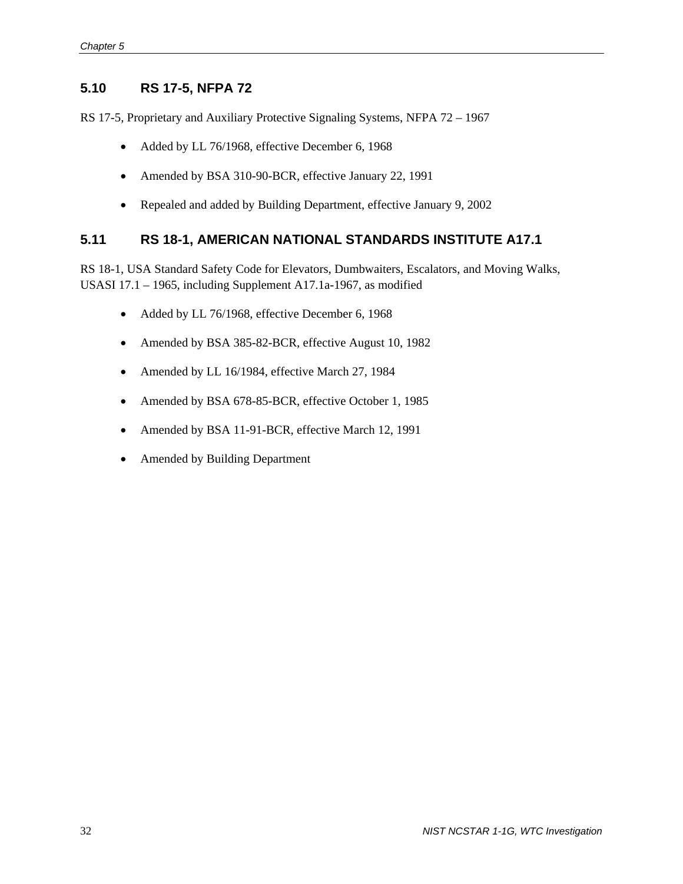## 5.10 RS 17-5, NFPA 72

RS 17-5, Proprietary and Auxiliary Protective Signaling Systems, NFPA 72 – 1967

- Added by LL 76/1968, effective December 6, 1968
- Amended by BSA 310-90-BCR, effective January 22, 1991
- Repealed and added by Building Department, effective January 9, 2002

## 5.11 RS 18-1, AMERICAN NATIONAL STANDARDS INSTITUTE A17.1

RS 18-1, USA Standard Safety Code for Elevators, Dumbwaiters, Escalators, and Moving Walks, USASI 17.1 – 1965, including Supplement A17.1a-1967, as modified

- Added by LL 76/1968, effective December 6, 1968
- Amended by BSA 385-82-BCR, effective August 10, 1982
- Amended by LL 16/1984, effective March 27, 1984
- Amended by BSA 678-85-BCR, effective October 1, 1985
- Amended by BSA 11-91-BCR, effective March 12, 1991
- Amended by Building Department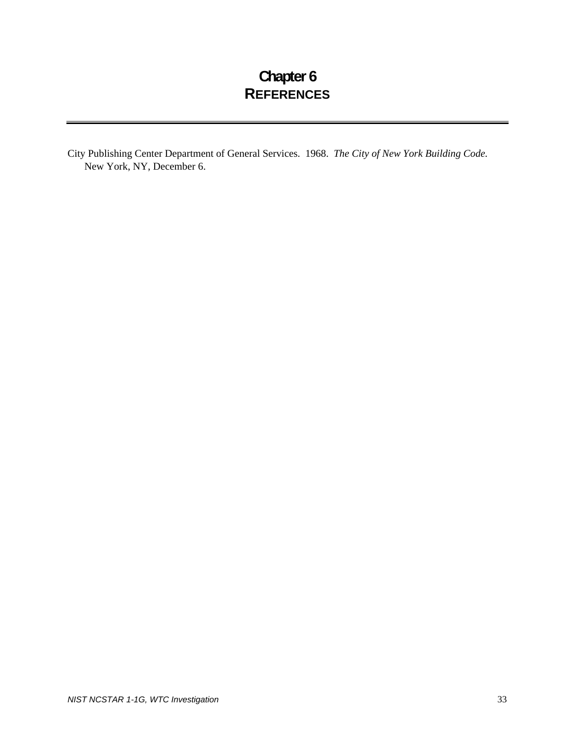# Chapter 6
# REFERENCES

City Publishing Center Department of General Services. 1968. *The City of New York Building Code.* New York, NY, December 6.